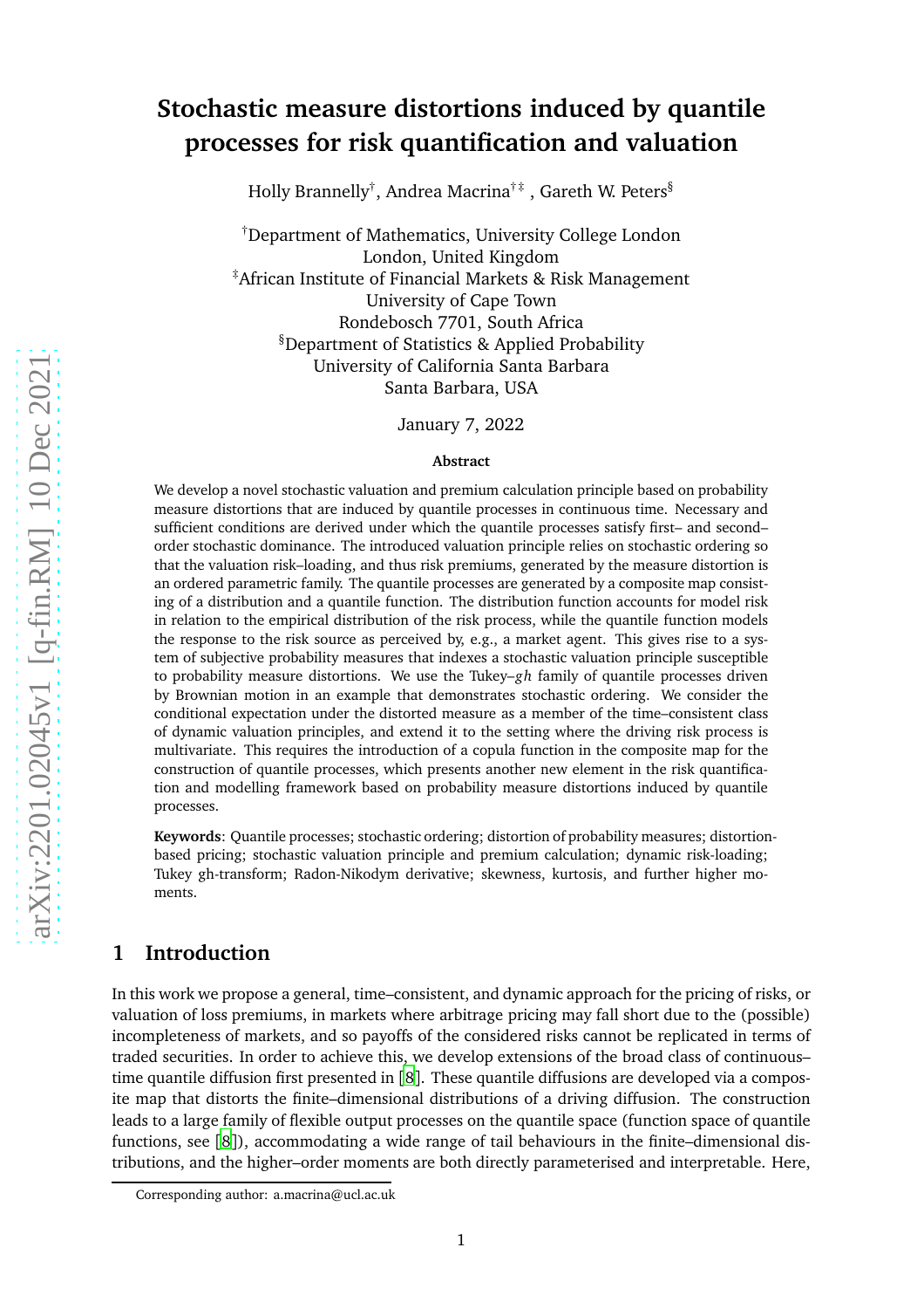# Stochastic measure distortions induced by quantile processes for risk quantification and valuation

Holly Brannelly[†], Andrea Macrina[† ‡], Gareth W. Peters[§]

[†]Department of Mathematics, University College London
London, United Kingdom
[‡]African Institute of Financial Markets & Risk Management
University of Cape Town
Rondebosch 7701, South Africa
[§]Department of Statistics & Applied Probability
University of California Santa Barbara
Santa Barbara, USA

January 7, 2022

**Abstract**

We develop a novel stochastic valuation and premium calculation principle based on probability measure distortions that are induced by quantile processes in continuous time. Necessary and sufficient conditions are derived under which the quantile processes satisfy first– and second–order stochastic dominance. The introduced valuation principle relies on stochastic ordering so that the valuation risk–loading, and thus risk premiums, generated by the measure distortion is an ordered parametric family. The quantile processes are generated by a composite map consisting of a distribution and a quantile function. The distribution function accounts for model risk in relation to the empirical distribution of the risk process, while the quantile function models the response to the risk source as perceived by, e.g., a market agent. This gives rise to a system of subjective probability measures that indexes a stochastic valuation principle susceptible to probability measure distortions. We use the Tukey–$gh$ family of quantile processes driven by Brownian motion in an example that demonstrates stochastic ordering. We consider the conditional expectation under the distorted measure as a member of the time–consistent class of dynamic valuation principles, and extend it to the setting where the driving risk process is multivariate. This requires the introduction of a copula function in the composite map for the construction of quantile processes, which presents another new element in the risk quantification and modelling framework based on probability measure distortions induced by quantile processes.

**Keywords**: Quantile processes; stochastic ordering; distortion of probability measures; distortion-based pricing; stochastic valuation principle and premium calculation; dynamic risk-loading; Tukey gh-transform; Radon-Nikodym derivative; skewness, kurtosis, and further higher moments.

## 1 Introduction

In this work we propose a general, time–consistent, and dynamic approach for the pricing of risks, or valuation of loss premiums, in markets where arbitrage pricing may fall short due to the (possible) incompleteness of markets, and so payoffs of the considered risks cannot be replicated in terms of traded securities. In order to achieve this, we develop extensions of the broad class of continuous–time quantile diffusion first presented in [8]. These quantile diffusions are developed via a composite map that distorts the finite–dimensional distributions of a driving diffusion. The construction leads to a large family of flexible output processes on the quantile space (function space of quantile functions, see [8]), accommodating a wide range of tail behaviours in the finite–dimensional distributions, and the higher–order moments are both directly parameterised and interpretable. Here,

Corresponding author: a.macrina@ucl.ac.uk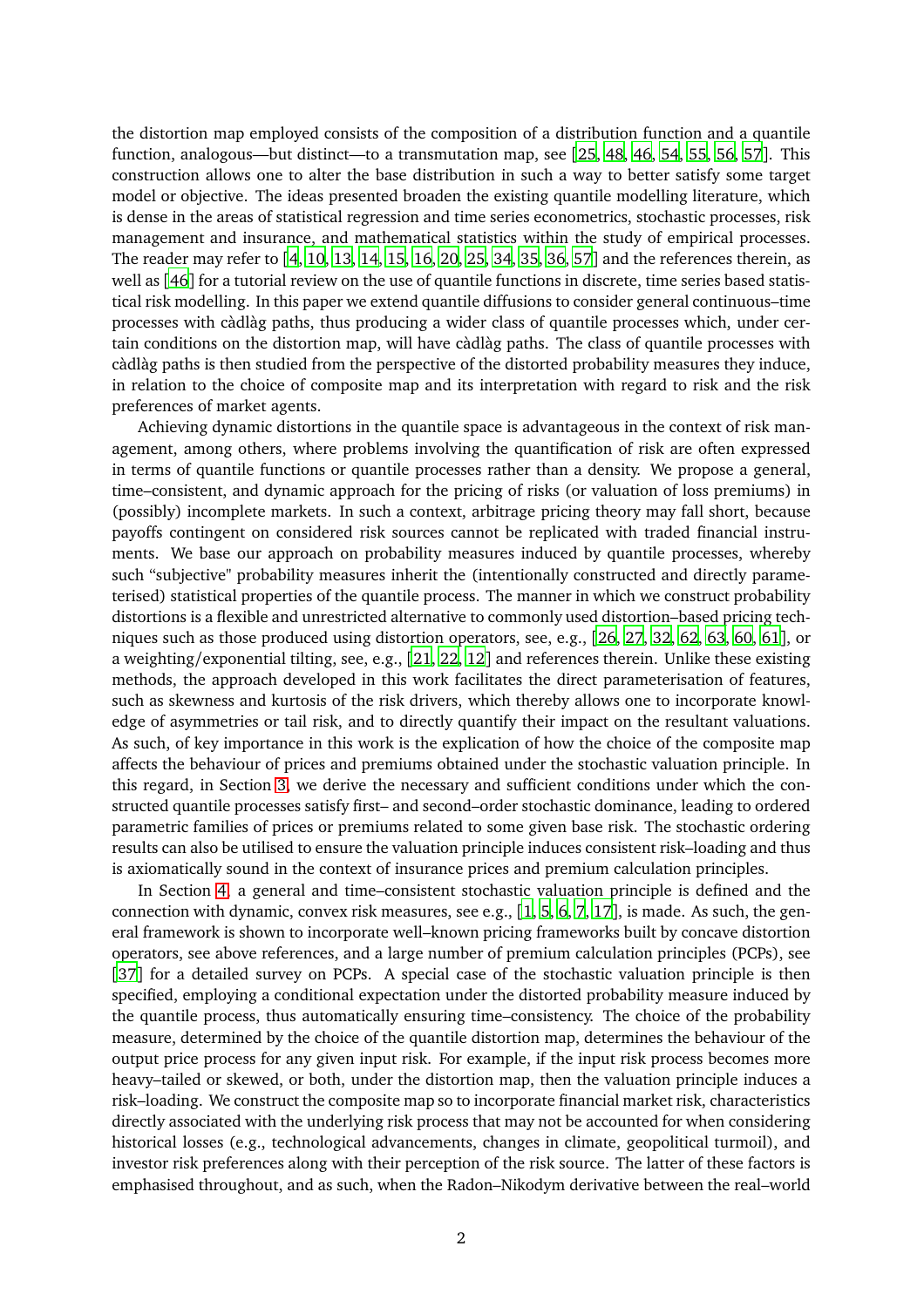the distortion map employed consists of the composition of a distribution function and a quantile function, analogous—but distinct—to a transmutation map, see [25, 48, 46, 54, 55, 56, 57]. This construction allows one to alter the base distribution in such a way to better satisfy some target model or objective. The ideas presented broaden the existing quantile modelling literature, which is dense in the areas of statistical regression and time series econometrics, stochastic processes, risk management and insurance, and mathematical statistics within the study of empirical processes. The reader may refer to [4, 10, 13, 14, 15, 16, 20, 25, 34, 35, 36, 57] and the references therein, as well as [46] for a tutorial review on the use of quantile functions in discrete, time series based statistical risk modelling. In this paper we extend quantile diffusions to consider general continuous–time processes with càdlàg paths, thus producing a wider class of quantile processes which, under certain conditions on the distortion map, will have càdlàg paths. The class of quantile processes with càdlàg paths is then studied from the perspective of the distorted probability measures they induce, in relation to the choice of composite map and its interpretation with regard to risk and the risk preferences of market agents.

Achieving dynamic distortions in the quantile space is advantageous in the context of risk management, among others, where problems involving the quantification of risk are often expressed in terms of quantile functions or quantile processes rather than a density. We propose a general, time–consistent, and dynamic approach for the pricing of risks (or valuation of loss premiums) in (possibly) incomplete markets. In such a context, arbitrage pricing theory may fall short, because payoffs contingent on considered risk sources cannot be replicated with traded financial instruments. We base our approach on probability measures induced by quantile processes, whereby such "subjective" probability measures inherit the (intentionally constructed and directly parameterised) statistical properties of the quantile process. The manner in which we construct probability distortions is a flexible and unrestricted alternative to commonly used distortion–based pricing techniques such as those produced using distortion operators, see, e.g., [26, 27, 32, 62, 63, 60, 61], or a weighting/exponential tilting, see, e.g., [21, 22, 12] and references therein. Unlike these existing methods, the approach developed in this work facilitates the direct parameterisation of features, such as skewness and kurtosis of the risk drivers, which thereby allows one to incorporate knowledge of asymmetries or tail risk, and to directly quantify their impact on the resultant valuations. As such, of key importance in this work is the explication of how the choice of the composite map affects the behaviour of prices and premiums obtained under the stochastic valuation principle. In this regard, in Section 3, we derive the necessary and sufficient conditions under which the constructed quantile processes satisfy first– and second–order stochastic dominance, leading to ordered parametric families of prices or premiums related to some given base risk. The stochastic ordering results can also be utilised to ensure the valuation principle induces consistent risk–loading and thus is axiomatically sound in the context of insurance prices and premium calculation principles.

In Section 4, a general and time–consistent stochastic valuation principle is defined and the connection with dynamic, convex risk measures, see e.g., [1, 5, 6, 7, 17], is made. As such, the general framework is shown to incorporate well–known pricing frameworks built by concave distortion operators, see above references, and a large number of premium calculation principles (PCPs), see [37] for a detailed survey on PCPs. A special case of the stochastic valuation principle is then specified, employing a conditional expectation under the distorted probability measure induced by the quantile process, thus automatically ensuring time–consistency. The choice of the probability measure, determined by the choice of the quantile distortion map, determines the behaviour of the output price process for any given input risk. For example, if the input risk process becomes more heavy–tailed or skewed, or both, under the distortion map, then the valuation principle induces a risk–loading. We construct the composite map so to incorporate financial market risk, characteristics directly associated with the underlying risk process that may not be accounted for when considering historical losses (e.g., technological advancements, changes in climate, geopolitical turmoil), and investor risk preferences along with their perception of the risk source. The latter of these factors is emphasised throughout, and as such, when the Radon–Nikodym derivative between the real–world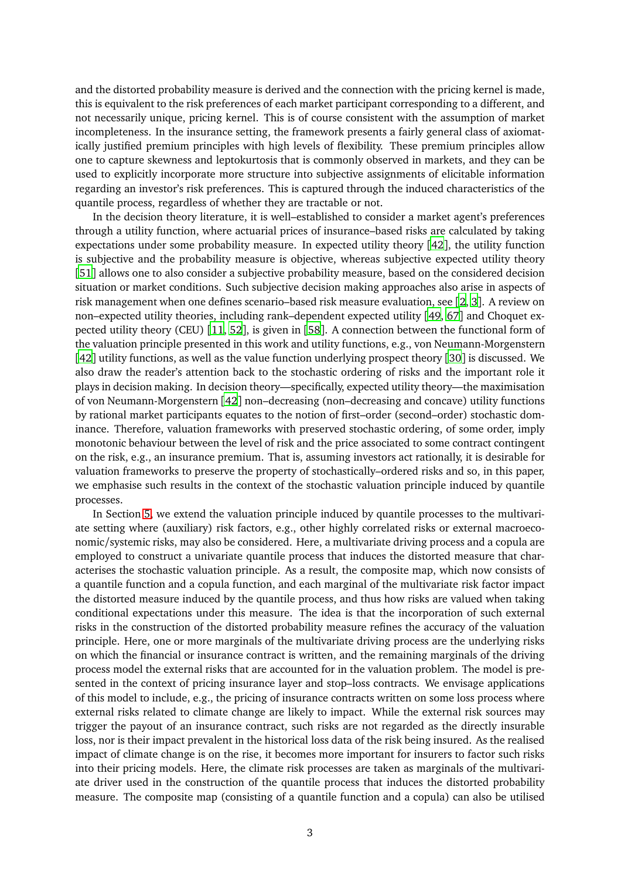and the distorted probability measure is derived and the connection with the pricing kernel is made, this is equivalent to the risk preferences of each market participant corresponding to a different, and not necessarily unique, pricing kernel. This is of course consistent with the assumption of market incompleteness. In the insurance setting, the framework presents a fairly general class of axiomatically justified premium principles with high levels of flexibility. These premium principles allow one to capture skewness and leptokurtosis that is commonly observed in markets, and they can be used to explicitly incorporate more structure into subjective assignments of elicitable information regarding an investor's risk preferences. This is captured through the induced characteristics of the quantile process, regardless of whether they are tractable or not.

In the decision theory literature, it is well–established to consider a market agent's preferences through a utility function, where actuarial prices of insurance–based risks are calculated by taking expectations under some probability measure. In expected utility theory [42], the utility function is subjective and the probability measure is objective, whereas subjective expected utility theory [51] allows one to also consider a subjective probability measure, based on the considered decision situation or market conditions. Such subjective decision making approaches also arise in aspects of risk management when one defines scenario–based risk measure evaluation, see [2, 3]. A review on non–expected utility theories, including rank–dependent expected utility [49, 67] and Choquet expected utility theory (CEU) [11, 52], is given in [58]. A connection between the functional form of the valuation principle presented in this work and utility functions, e.g., von Neumann-Morgenstern [42] utility functions, as well as the value function underlying prospect theory [30] is discussed. We also draw the reader's attention back to the stochastic ordering of risks and the important role it plays in decision making. In decision theory—specifically, expected utility theory—the maximisation of von Neumann-Morgenstern [42] non–decreasing (non–decreasing and concave) utility functions by rational market participants equates to the notion of first–order (second–order) stochastic dominance. Therefore, valuation frameworks with preserved stochastic ordering, of some order, imply monotonic behaviour between the level of risk and the price associated to some contract contingent on the risk, e.g., an insurance premium. That is, assuming investors act rationally, it is desirable for valuation frameworks to preserve the property of stochastically–ordered risks and so, in this paper, we emphasise such results in the context of the stochastic valuation principle induced by quantile processes.

In Section 5, we extend the valuation principle induced by quantile processes to the multivariate setting where (auxiliary) risk factors, e.g., other highly correlated risks or external macroeconomic/systemic risks, may also be considered. Here, a multivariate driving process and a copula are employed to construct a univariate quantile process that induces the distorted measure that characterises the stochastic valuation principle. As a result, the composite map, which now consists of a quantile function and a copula function, and each marginal of the multivariate risk factor impact the distorted measure induced by the quantile process, and thus how risks are valued when taking conditional expectations under this measure. The idea is that the incorporation of such external risks in the construction of the distorted probability measure refines the accuracy of the valuation principle. Here, one or more marginals of the multivariate driving process are the underlying risks on which the financial or insurance contract is written, and the remaining marginals of the driving process model the external risks that are accounted for in the valuation problem. The model is presented in the context of pricing insurance layer and stop–loss contracts. We envisage applications of this model to include, e.g., the pricing of insurance contracts written on some loss process where external risks related to climate change are likely to impact. While the external risk sources may trigger the payout of an insurance contract, such risks are not regarded as the directly insurable loss, nor is their impact prevalent in the historical loss data of the risk being insured. As the realised impact of climate change is on the rise, it becomes more important for insurers to factor such risks into their pricing models. Here, the climate risk processes are taken as marginals of the multivariate driver used in the construction of the quantile process that induces the distorted probability measure. The composite map (consisting of a quantile function and a copula) can also be utilised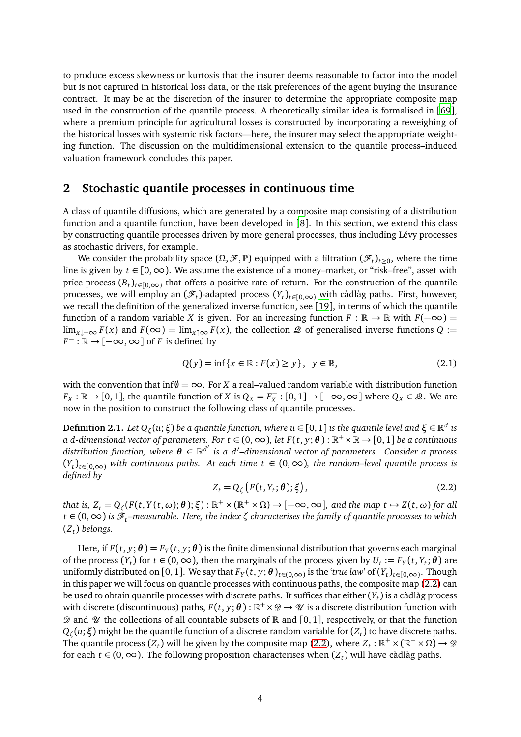to produce excess skewness or kurtosis that the insurer deems reasonable to factor into the model but is not captured in historical loss data, or the risk preferences of the agent buying the insurance contract. It may be at the discretion of the insurer to determine the appropriate composite map used in the construction of the quantile process. A theoretically similar idea is formalised in [69], where a premium principle for agricultural losses is constructed by incorporating a reweighing of the historical losses with systemic risk factors—here, the insurer may select the appropriate weighting function. The discussion on the multidimensional extension to the quantile process–induced valuation framework concludes this paper.

## 2 Stochastic quantile processes in continuous time

A class of quantile diffusions, which are generated by a composite map consisting of a distribution function and a quantile function, have been developed in [8]. In this section, we extend this class by constructing quantile processes driven by more general processes, thus including Lévy processes as stochastic drivers, for example.

We consider the probability space $(\Omega, \mathscr{F}, \mathbb{P})$ equipped with a filtration $(\mathscr{F}_t)_{t\geq 0}$, where the time line is given by $t \in [0, \infty)$. We assume the existence of a money–market, or "risk–free", asset with price process $(B_t)_{t\in[0,\infty)}$ that offers a positive rate of return. For the construction of the quantile processes, we will employ an $(\mathscr{F}_t)$-adapted process $(Y_t)_{t\in[0,\infty)}$ with càdlàg paths. First, however, we recall the definition of the generalized inverse function, see [19], in terms of which the quantile function of a random variable $X$ is given. For an increasing function $F : \mathbb{R} \to \mathbb{R}$ with $F(-\infty) = \lim_{x\downarrow -\infty} F(x)$ and $F(\infty) = \lim_{x\uparrow\infty} F(x)$, the collection $\mathscr{Q}$ of generalised inverse functions $Q := F^{-} : \mathbb{R} \to [-\infty, \infty]$ of $F$ is defined by

$$Q(y) = \inf\{x \in \mathbb{R} : F(x) \geq y\}, \quad y \in \mathbb{R}, \tag{2.1}$$

with the convention that $\inf \emptyset = \infty$. For $X$ a real–valued random variable with distribution function $F_X : \mathbb{R} \to [0, 1]$, the quantile function of $X$ is $Q_X = F_X^{-} : [0, 1] \to [-\infty, \infty]$ where $Q_X \in \mathscr{Q}$. We are now in the position to construct the following class of quantile processes.

**Definition 2.1.** *Let $Q_\zeta(u; \boldsymbol{\xi})$ be a quantile function, where $u \in [0, 1]$ is the quantile level and $\boldsymbol{\xi} \in \mathbb{R}^d$ is a d-dimensional vector of parameters. For $t \in (0, \infty)$, let $F(t, y; \boldsymbol{\theta}) : \mathbb{R}^+ \times \mathbb{R} \to [0, 1]$ be a continuous distribution function, where $\boldsymbol{\theta} \in \mathbb{R}^{d'}$ is a $d'$–dimensional vector of parameters. Consider a process $(Y_t)_{t\in[0,\infty)}$ with continuous paths. At each time $t \in (0, \infty)$, the random–level quantile process is defined by*

$$Z_t = Q_\zeta\left(F(t, Y_t; \boldsymbol{\theta}); \boldsymbol{\xi}\right), \tag{2.2}$$

*that is, $Z_t = Q_\zeta(F(t, Y(t, \omega); \boldsymbol{\theta}); \boldsymbol{\xi}) : \mathbb{R}^+ \times (\mathbb{R}^+ \times \Omega) \to [-\infty, \infty]$, and the map $t \mapsto Z(t, \omega)$ for all $t \in (0, \infty)$ is $\mathscr{F}_t$–measurable. Here, the index $\zeta$ characterises the family of quantile processes to which $(Z_t)$ belongs.*

Here, if $F(t, y; \boldsymbol{\theta}) = F_Y(t, y; \boldsymbol{\theta})$ is the finite dimensional distribution that governs each marginal of the process $(Y_t)$ for $t \in (0, \infty)$, then the marginals of the process given by $U_t := F_Y(t, Y_t; \boldsymbol{\theta})$ are uniformly distributed on $[0, 1]$. We say that $F_Y(t, y; \boldsymbol{\theta})_{t\in(0,\infty)}$ is the '*true law*' of $(Y_t)_{t\in[0,\infty)}$. Though in this paper we will focus on quantile processes with continuous paths, the composite map (2.2) can be used to obtain quantile processes with discrete paths. It suffices that either $(Y_t)$ is a càdlàg process with discrete (discontinuous) paths, $F(t, y; \boldsymbol{\theta}) : \mathbb{R}^+ \times \mathscr{D} \to \mathscr{U}$ is a discrete distribution function with $\mathscr{D}$ and $\mathscr{U}$ the collections of all countable subsets of $\mathbb{R}$ and $[0, 1]$, respectively, or that the function $Q_\zeta(u; \boldsymbol{\xi})$ might be the quantile function of a discrete random variable for $(Z_t)$ to have discrete paths. The quantile process $(Z_t)$ will be given by the composite map (2.2), where $Z_t : \mathbb{R}^+ \times (\mathbb{R}^+ \times \Omega) \to \mathscr{D}$ for each $t \in (0, \infty)$. The following proposition characterises when $(Z_t)$ will have càdlàg paths.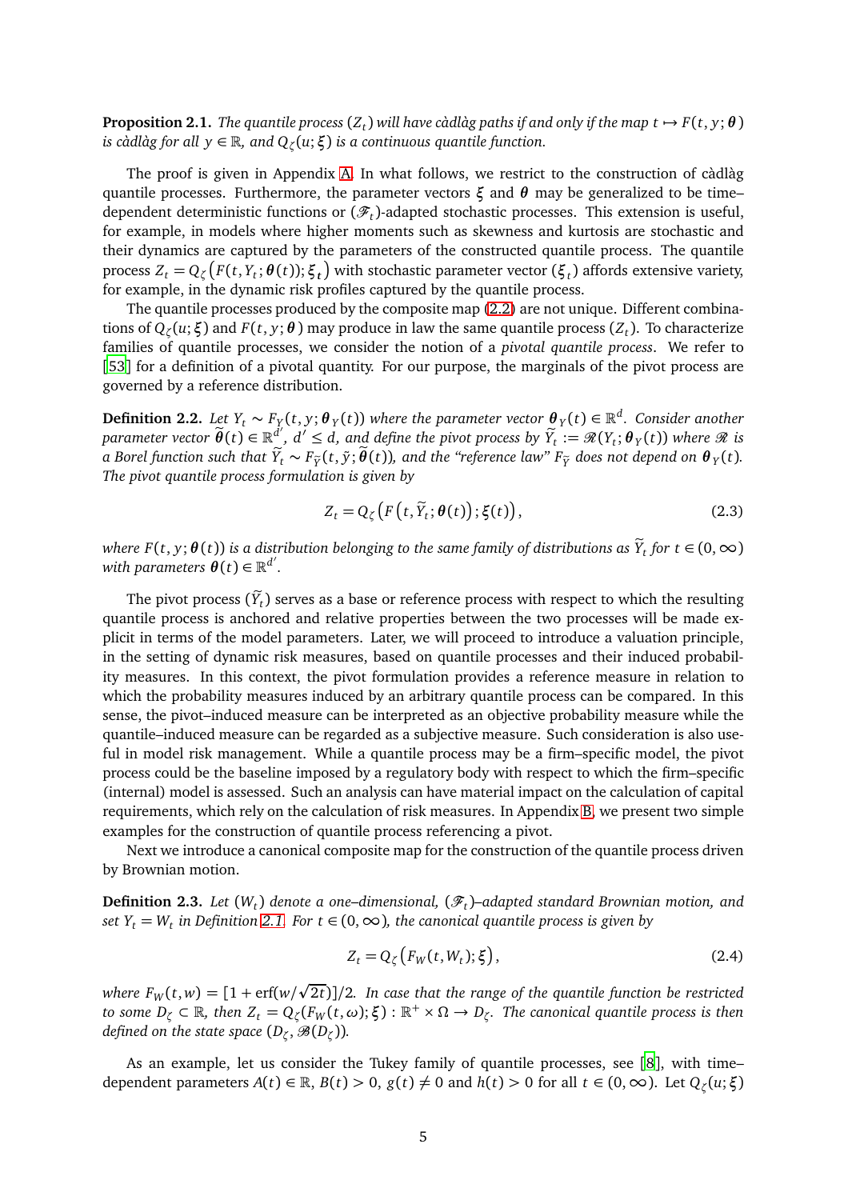**Proposition 2.1.** *The quantile process $(Z_t)$ will have càdlàg paths if and only if the map $t \mapsto F(t, y; \boldsymbol{\theta})$ is càdlàg for all $y \in \mathbb{R}$, and $Q_\zeta(u; \boldsymbol{\xi})$ is a continuous quantile function.*

The proof is given in Appendix A. In what follows, we restrict to the construction of càdlàg quantile processes. Furthermore, the parameter vectors $\boldsymbol{\xi}$ and $\boldsymbol{\theta}$ may be generalized to be time–dependent deterministic functions or $(\mathscr{F}_t)$-adapted stochastic processes. This extension is useful, for example, in models where higher moments such as skewness and kurtosis are stochastic and their dynamics are captured by the parameters of the constructed quantile process. The quantile process $Z_t = Q_\zeta\left(F(t, Y_t; \boldsymbol{\theta}(t)); \boldsymbol{\xi}_t\right)$ with stochastic parameter vector $(\boldsymbol{\xi}_t)$ affords extensive variety, for example, in the dynamic risk profiles captured by the quantile process.

The quantile processes produced by the composite map (2.2) are not unique. Different combinations of $Q_\zeta(u; \boldsymbol{\xi})$ and $F(t, y; \boldsymbol{\theta})$ may produce in law the same quantile process $(Z_t)$. To characterize families of quantile processes, we consider the notion of a *pivotal quantile process*. We refer to [53] for a definition of a pivotal quantity. For our purpose, the marginals of the pivot process are governed by a reference distribution.

**Definition 2.2.** *Let $Y_t \sim F_Y(t, y; \boldsymbol{\theta}_Y(t))$ where the parameter vector $\boldsymbol{\theta}_Y(t) \in \mathbb{R}^d$. Consider another parameter vector $\widetilde{\boldsymbol{\theta}}(t) \in \mathbb{R}^{d'}$, $d' \leq d$, and define the pivot process by $\widetilde{Y}_t := \mathscr{R}(Y_t; \boldsymbol{\theta}_Y(t))$ where $\mathscr{R}$ is a Borel function such that $\widetilde{Y}_t \sim F_{\widetilde{Y}}(t, \tilde{y}; \widetilde{\boldsymbol{\theta}}(t))$, and the "reference law" $F_{\widetilde{Y}}$ does not depend on $\boldsymbol{\theta}_Y(t)$. The pivot quantile process formulation is given by*

$$Z_t = Q_\zeta\left(F\left(t, \widetilde{Y}_t; \boldsymbol{\theta}(t)\right); \boldsymbol{\xi}(t)\right), \tag{2.3}$$

*where $F(t, y; \boldsymbol{\theta}(t))$ is a distribution belonging to the same family of distributions as $\widetilde{Y}_t$ for $t \in (0, \infty)$ with parameters $\boldsymbol{\theta}(t) \in \mathbb{R}^{d'}$.*

The pivot process $(\widetilde{Y}_t)$ serves as a base or reference process with respect to which the resulting quantile process is anchored and relative properties between the two processes will be made explicit in terms of the model parameters. Later, we will proceed to introduce a valuation principle, in the setting of dynamic risk measures, based on quantile processes and their induced probability measures. In this context, the pivot formulation provides a reference measure in relation to which the probability measures induced by an arbitrary quantile process can be compared. In this sense, the pivot–induced measure can be interpreted as an objective probability measure while the quantile–induced measure can be regarded as a subjective measure. Such consideration is also useful in model risk management. While a quantile process may be a firm–specific model, the pivot process could be the baseline imposed by a regulatory body with respect to which the firm–specific (internal) model is assessed. Such an analysis can have material impact on the calculation of capital requirements, which rely on the calculation of risk measures. In Appendix B, we present two simple examples for the construction of quantile process referencing a pivot.

Next we introduce a canonical composite map for the construction of the quantile process driven by Brownian motion.

**Definition 2.3.** *Let $(W_t)$ denote a one–dimensional, $(\mathscr{F}_t)$–adapted standard Brownian motion, and set $Y_t = W_t$ in Definition 2.1. For $t \in (0, \infty)$, the canonical quantile process is given by*

$$Z_t = Q_\zeta\left(F_W(t, W_t); \boldsymbol{\xi}\right), \tag{2.4}$$

*where $F_W(t, w) = [1 + \text{erf}(w/\sqrt{2t})]/2$. In case that the range of the quantile function be restricted to some $D_\zeta \subset \mathbb{R}$, then $Z_t = Q_\zeta(F_W(t, \omega); \boldsymbol{\xi}) : \mathbb{R}^+ \times \Omega \to D_\zeta$. The canonical quantile process is then defined on the state space $(D_\zeta, \mathscr{B}(D_\zeta))$.*

As an example, let us consider the Tukey family of quantile processes, see [8], with time–dependent parameters $A(t) \in \mathbb{R}$, $B(t) > 0$, $g(t) \neq 0$ and $h(t) > 0$ for all $t \in (0, \infty)$. Let $Q_\zeta(u; \boldsymbol{\xi})$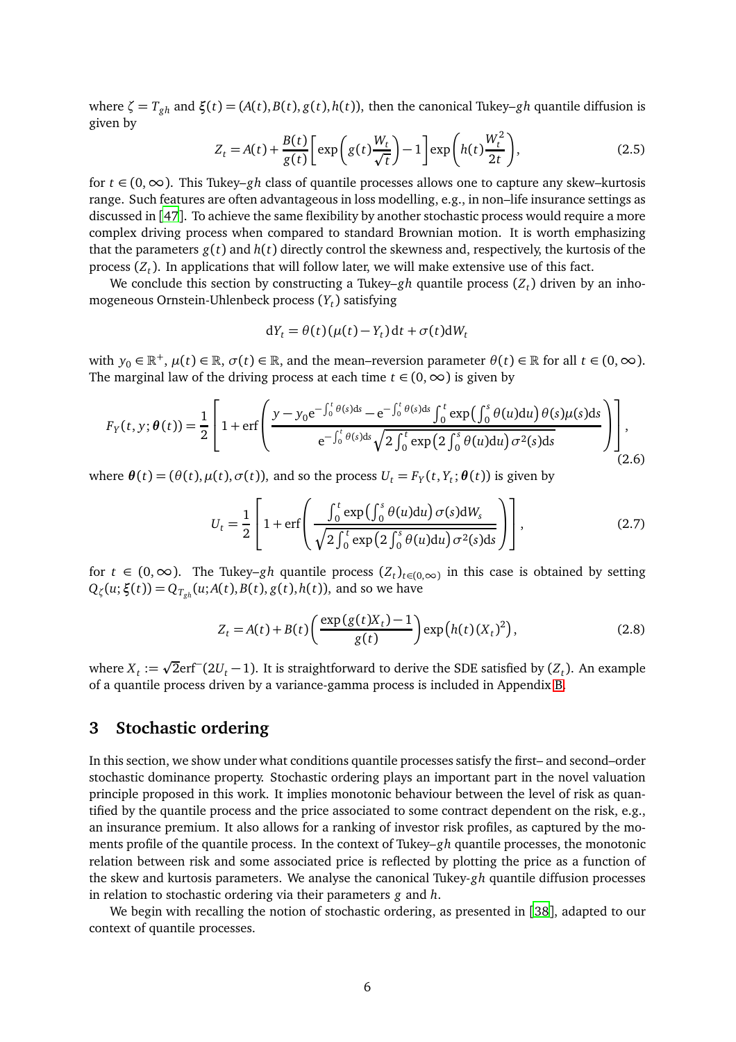where $\zeta = T_{gh}$ and $\boldsymbol{\xi}(t) = (A(t), B(t), g(t), h(t))$, then the canonical Tukey–$gh$ quantile diffusion is given by

$$Z_t = A(t) + \frac{B(t)}{g(t)}\left[\exp\left(g(t)\frac{W_t}{\sqrt{t}}\right) - 1\right]\exp\left(h(t)\frac{W_t^2}{2t}\right), \tag{2.5}$$

for $t \in (0, \infty)$. This Tukey–$gh$ class of quantile processes allows one to capture any skew–kurtosis range. Such features are often advantageous in loss modelling, e.g., in non–life insurance settings as discussed in [47]. To achieve the same flexibility by another stochastic process would require a more complex driving process when compared to standard Brownian motion. It is worth emphasizing that the parameters $g(t)$ and $h(t)$ directly control the skewness and, respectively, the kurtosis of the process $(Z_t)$. In applications that will follow later, we will make extensive use of this fact.

We conclude this section by constructing a Tukey–$gh$ quantile process $(Z_t)$ driven by an inhomogeneous Ornstein-Uhlenbeck process $(Y_t)$ satisfying

$$\mathrm{d}Y_t = \theta(t)(\mu(t) - Y_t)\,\mathrm{d}t + \sigma(t)\mathrm{d}W_t$$

with $y_0 \in \mathbb{R}^+$, $\mu(t) \in \mathbb{R}$, $\sigma(t) \in \mathbb{R}$, and the mean–reversion parameter $\theta(t) \in \mathbb{R}$ for all $t \in (0, \infty)$. The marginal law of the driving process at each time $t \in (0, \infty)$ is given by

$$F_Y(t, y; \boldsymbol{\theta}(t)) = \frac{1}{2}\left[1 + \operatorname{erf}\left(\frac{y - y_0 \mathrm{e}^{-\int_0^t \theta(s)\mathrm{d}s} - \mathrm{e}^{-\int_0^t \theta(s)\mathrm{d}s}\int_0^t \exp\left(\int_0^s \theta(u)\mathrm{d}u\right)\theta(s)\mu(s)\mathrm{d}s}{\mathrm{e}^{-\int_0^t \theta(s)\mathrm{d}s}\sqrt{2\int_0^t \exp\left(2\int_0^s \theta(u)\mathrm{d}u\right)\sigma^2(s)\mathrm{d}s}}\right)\right], \tag{2.6}$$

where $\boldsymbol{\theta}(t) = (\theta(t), \mu(t), \sigma(t))$, and so the process $U_t = F_Y(t, Y_t; \boldsymbol{\theta}(t))$ is given by

$$U_t = \frac{1}{2}\left[1 + \operatorname{erf}\left(\frac{\int_0^t \exp\left(\int_0^s \theta(u)\mathrm{d}u\right)\sigma(s)\mathrm{d}W_s}{\sqrt{2\int_0^t \exp\left(2\int_0^s \theta(u)\mathrm{d}u\right)\sigma^2(s)\mathrm{d}s}}\right)\right], \tag{2.7}$$

for $t \in (0, \infty)$. The Tukey–$gh$ quantile process $(Z_t)_{t\in(0,\infty)}$ in this case is obtained by setting $Q_\zeta(u; \boldsymbol{\xi}(t)) = Q_{T_{gh}}(u; A(t), B(t), g(t), h(t))$, and so we have

$$Z_t = A(t) + B(t)\left(\frac{\exp(g(t)X_t) - 1}{g(t)}\right)\exp\left(h(t)(X_t)^2\right), \tag{2.8}$$

where $X_t := \sqrt{2}\operatorname{erf}^{-}(2U_t - 1)$. It is straightforward to derive the SDE satisfied by $(Z_t)$. An example of a quantile process driven by a variance-gamma process is included in Appendix B.

# 3 Stochastic ordering

In this section, we show under what conditions quantile processes satisfy the first– and second–order stochastic dominance property. Stochastic ordering plays an important part in the novel valuation principle proposed in this work. It implies monotonic behaviour between the level of risk as quantified by the quantile process and the price associated to some contract dependent on the risk, e.g., an insurance premium. It also allows for a ranking of investor risk profiles, as captured by the moments profile of the quantile process. In the context of Tukey–$gh$ quantile processes, the monotonic relation between risk and some associated price is reflected by plotting the price as a function of the skew and kurtosis parameters. We analyse the canonical Tukey-$gh$ quantile diffusion processes in relation to stochastic ordering via their parameters $g$ and $h$.

We begin with recalling the notion of stochastic ordering, as presented in [38], adapted to our context of quantile processes.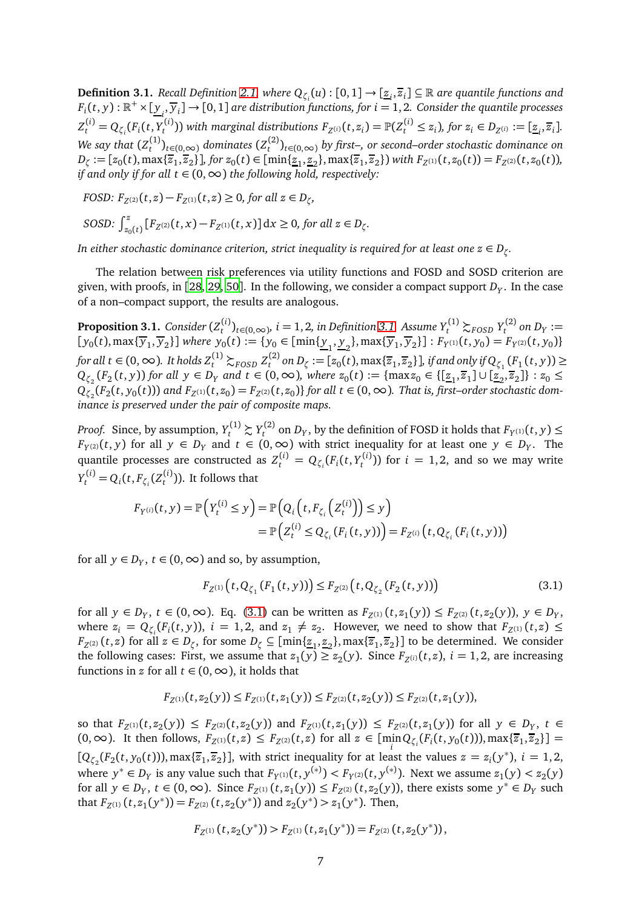**Definition 3.1.** *Recall Definition 2.1 where $Q_{\zeta_i}(u) : [0,1] \to [\underline{z}_i, \overline{z}_i] \subseteq \mathbb{R}$ are quantile functions and $F_i(t,y) : \mathbb{R}^+ \times [\underline{y}_i, \overline{y}_i] \to [0,1]$ are distribution functions, for $i = 1,2$. Consider the quantile processes $Z_t^{(i)} = Q_{\zeta_i}(F_i(t, Y_t^{(i)}))$ with marginal distributions $F_{Z^{(i)}}(t, z_i) = \mathbb{P}(Z_t^{(i)} \le z_i)$, for $z_i \in D_{Z^{(i)}} := [\underline{z}_i, \overline{z}_i]$. We say that $(Z_t^{(1)})_{t\in(0,\infty)}$ dominates $(Z_t^{(2)})_{t\in(0,\infty)}$ by first–, or second–order stochastic dominance on $D_\zeta := [z_0(t), \max\{\overline{z}_1, \overline{z}_2\}]$, for $z_0(t) \in [\min\{\underline{z}_1, \underline{z}_2\}, \max\{\overline{z}_1, \overline{z}_2\})$ with $F_{Z^{(1)}}(t, z_0(t)) = F_{Z^{(2)}}(t, z_0(t))$, if and only if for all $t \in (0,\infty)$ the following hold, respectively:*

*FOSD: $F_{Z^{(2)}}(t,z) - F_{Z^{(1)}}(t,z) \ge 0$, for all $z \in D_\zeta$,*

*SOSD: $\int_{z_0(t)}^{z} [F_{Z^{(2)}}(t,x) - F_{Z^{(1)}}(t,x)]\,\mathrm{d}x \ge 0$, for all $z \in D_\zeta$.*

*In either stochastic dominance criterion, strict inequality is required for at least one $z \in D_\zeta$.*

The relation between risk preferences via utility functions and FOSD and SOSD criterion are given, with proofs, in [28, 29, 50]. In the following, we consider a compact support $D_Y$. In the case of a non–compact support, the results are analogous.

**Proposition 3.1.** *Consider $(Z_t^{(i)})_{t\in(0,\infty)}$, $i = 1,2$, in Definition 3.1. Assume $Y_t^{(1)} \succsim_{FOSD} Y_t^{(2)}$ on $D_Y := [y_0(t), \max\{\overline{y}_1, \overline{y}_2\}]$ where $y_0(t) := \{y_0 \in [\min\{\underline{y}_1, \underline{y}_2\}, \max\{\overline{y}_1, \overline{y}_2\}] : F_{Y^{(1)}}(t, y_0) = F_{Y^{(2)}}(t, y_0)\}$ for all $t \in (0,\infty)$. It holds $Z_t^{(1)} \succsim_{FOSD} Z_t^{(2)}$ on $D_\zeta := [z_0(t), \max\{\overline{z}_1, \overline{z}_2\}]$, if and only if $Q_{\zeta_1}(F_1(t,y)) \ge Q_{\zeta_2}(F_2(t,y))$ for all $y \in D_Y$ and $t \in (0,\infty)$, where $z_0(t) := \{\max z_0 \in \{[\underline{z}_1, \overline{z}_1] \cup [\underline{z}_2, \overline{z}_2]\} : z_0 \le Q_{\zeta_2}(F_2(t, y_0(t)))$ and $F_{Z^{(1)}}(t, z_0) = F_{Z^{(2)}}(t, z_0)\}$ for all $t \in (0,\infty)$. That is, first–order stochastic dominance is preserved under the pair of composite maps.*

*Proof.* Since, by assumption, $Y_t^{(1)} \succsim Y_t^{(2)}$ on $D_Y$, by the definition of FOSD it holds that $F_{Y^{(1)}}(t,y) \le F_{Y^{(2)}}(t,y)$ for all $y \in D_Y$ and $t \in (0,\infty)$ with strict inequality for at least one $y \in D_Y$. The quantile processes are constructed as $Z_t^{(i)} = Q_{\zeta_i}(F_i(t, Y_t^{(i)}))$ for $i = 1,2$, and so we may write $Y_t^{(i)} = Q_i(t, F_{\zeta_i}(Z_t^{(i)}))$. It follows that

$$
\begin{aligned}
F_{Y^{(i)}}(t,y) = \mathbb{P}\left(Y_t^{(i)} \le y\right) &= \mathbb{P}\left(Q_i\left(t, F_{\zeta_i}\left(Z_t^{(i)}\right)\right) \le y\right) \\
&= \mathbb{P}\left(Z_t^{(i)} \le Q_{\zeta_i}\left(F_i\left(t,y\right)\right)\right) = F_{Z^{(i)}}\left(t, Q_{\zeta_i}\left(F_i\left(t,y\right)\right)\right)
\end{aligned}
$$

for all $y \in D_Y$, $t \in (0,\infty)$ and so, by assumption,

$$
F_{Z^{(1)}}\left(t, Q_{\zeta_1}\left(F_1\left(t,y\right)\right)\right) \le F_{Z^{(2)}}\left(t, Q_{\zeta_2}\left(F_2\left(t,y\right)\right)\right) \tag{3.1}
$$

for all $y \in D_Y$, $t \in (0,\infty)$. Eq. (3.1) can be written as $F_{Z^{(1)}}(t, z_1(y)) \le F_{Z^{(2)}}(t, z_2(y))$, $y \in D_Y$, where $z_i = Q_{\zeta_i}(F_i(t,y))$, $i = 1,2$, and $z_1 \ne z_2$. However, we need to show that $F_{Z^{(1)}}(t,z) \le F_{Z^{(2)}}(t,z)$ for all $z \in D_\zeta$, for some $D_\zeta \subseteq [\min\{\underline{z}_1, \underline{z}_2\}, \max\{\overline{z}_1, \overline{z}_2\}]$ to be determined. We consider the following cases: First, we assume that $z_1(y) \ge z_2(y)$. Since $F_{Z^{(i)}}(t,z)$, $i = 1,2$, are increasing functions in $z$ for all $t \in (0,\infty)$, it holds that

$$
F_{Z^{(1)}}(t, z_2(y)) \le F_{Z^{(1)}}(t, z_1(y)) \le F_{Z^{(2)}}(t, z_2(y)) \le F_{Z^{(2)}}(t, z_1(y)),
$$

so that $F_{Z^{(1)}}(t, z_2(y)) \le F_{Z^{(2)}}(t, z_2(y))$ and $F_{Z^{(1)}}(t, z_1(y)) \le F_{Z^{(2)}}(t, z_1(y))$ for all $y \in D_Y$, $t \in (0,\infty)$. It then follows, $F_{Z^{(1)}}(t,z) \le F_{Z^{(2)}}(t,z)$ for all $z \in [\min_i Q_{\zeta_i}(F_i(t, y_0(t))), \max\{\overline{z}_1, \overline{z}_2\}] = [Q_{\zeta_2}(F_2(t, y_0(t))), \max\{\overline{z}_1, \overline{z}_2\}]$, with strict inequality for at least the values $z = z_i(y^*)$, $i = 1,2$, where $y^* \in D_Y$ is any value such that $F_{Y^{(1)}}(t, y^{(*)}) < F_{Y^{(2)}}(t, y^{(*)})$. Next we assume $z_1(y) < z_2(y)$ for all $y \in D_Y$, $t \in (0,\infty)$. Since $F_{Z^{(1)}}(t, z_1(y)) \le F_{Z^{(2)}}(t, z_2(y))$, there exists some $y^* \in D_Y$ such that $F_{Z^{(1)}}(t, z_1(y^*)) = F_{Z^{(2)}}(t, z_2(y^*))$ and $z_2(y^*) > z_1(y^*)$. Then,

$$
F_{Z^{(1)}}(t, z_2(y^*)) > F_{Z^{(1)}}(t, z_1(y^*)) = F_{Z^{(2)}}(t, z_2(y^*)),
$$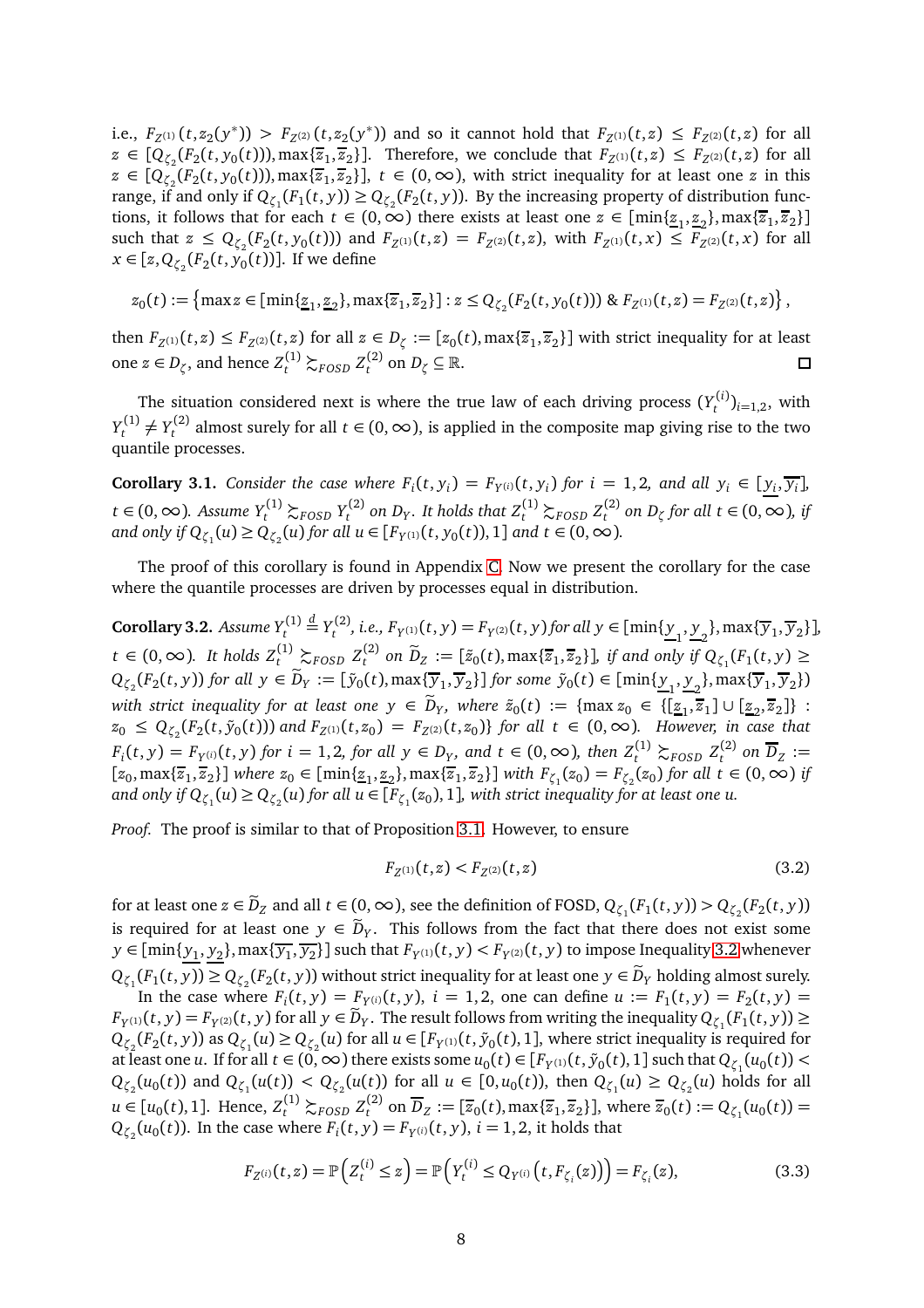i.e., $F_{Z^{(1)}}(t, z_2(y^*)) > F_{Z^{(2)}}(t, z_2(y^*))$ and so it cannot hold that $F_{Z^{(1)}}(t,z) \leq F_{Z^{(2)}}(t,z)$ for all $z \in [Q_{\zeta_2}(F_2(t,y_0(t))), \max\{\overline{z}_1, \overline{z}_2\}]$. Therefore, we conclude that $F_{Z^{(1)}}(t,z) \leq F_{Z^{(2)}}(t,z)$ for all $z \in [Q_{\zeta_2}(F_2(t,y_0(t))), \max\{\overline{z}_1, \overline{z}_2\}]$, $t \in (0,\infty)$, with strict inequality for at least one $z$ in this range, if and only if $Q_{\zeta_1}(F_1(t,y)) \geq Q_{\zeta_2}(F_2(t,y))$. By the increasing property of distribution functions, it follows that for each $t \in (0,\infty)$ there exists at least one $z \in [\min\{\underline{z}_1, \underline{z}_2\}, \max\{\overline{z}_1, \overline{z}_2\}]$ such that $z \leq Q_{\zeta_2}(F_2(t,y_0(t)))$ and $F_{Z^{(1)}}(t,z) = F_{Z^{(2)}}(t,z)$, with $F_{Z^{(1)}}(t,x) \leq F_{Z^{(2)}}(t,x)$ for all $x \in [z, Q_{\zeta_2}(F_2(t,y_0(t))]$. If we define

$$z_0(t) := \left\{\max z \in [\min\{\underline{z}_1, \underline{z}_2\}, \max\{\overline{z}_1, \overline{z}_2\}] : z \leq Q_{\zeta_2}(F_2(t,y_0(t))) \ \& \ F_{Z^{(1)}}(t,z) = F_{Z^{(2)}}(t,z)\right\},$$

then $F_{Z^{(1)}}(t,z) \leq F_{Z^{(2)}}(t,z)$ for all $z \in D_\zeta := [z_0(t), \max\{\overline{z}_1, \overline{z}_2\}]$ with strict inequality for at least one $z \in D_\zeta$, and hence $Z_t^{(1)} \succsim_{FOSD} Z_t^{(2)}$ on $D_\zeta \subseteq \mathbb{R}$. □

The situation considered next is where the true law of each driving process $(Y_t^{(i)})_{i=1,2}$, with $Y_t^{(1)} \neq Y_t^{(2)}$ almost surely for all $t \in (0,\infty)$, is applied in the composite map giving rise to the two quantile processes.

**Corollary 3.1.** *Consider the case where $F_i(t,y_i) = F_{Y^{(i)}}(t,y_i)$ for $i = 1,2$, and all $y_i \in [\underline{y_i}, \overline{y_i}]$, $t \in (0,\infty)$. Assume $Y_t^{(1)} \succsim_{FOSD} Y_t^{(2)}$ on $D_Y$. It holds that $Z_t^{(1)} \succsim_{FOSD} Z_t^{(2)}$ on $D_\zeta$ for all $t \in (0,\infty)$, if and only if $Q_{\zeta_1}(u) \geq Q_{\zeta_2}(u)$ for all $u \in [F_{Y^{(1)}}(t,y_0(t)), 1]$ and $t \in (0,\infty)$.*

The proof of this corollary is found in Appendix C. Now we present the corollary for the case where the quantile processes are driven by processes equal in distribution.

**Corollary 3.2.** *Assume $Y_t^{(1)} \overset{d}{=} Y_t^{(2)}$, i.e., $F_{Y^{(1)}}(t,y) = F_{Y^{(2)}}(t,y)$ for all $y \in [\min\{\underline{y}_1, \underline{y}_2\}, \max\{\overline{y}_1, \overline{y}_2\}]$, $t \in (0,\infty)$. It holds $Z_t^{(1)} \succsim_{FOSD} Z_t^{(2)}$ on $\widetilde{D}_Z := [\tilde{z}_0(t), \max\{\overline{z}_1, \overline{z}_2\}]$, if and only if $Q_{\zeta_1}(F_1(t,y) \geq Q_{\zeta_2}(F_2(t,y))$ for all $y \in \widetilde{D}_Y := [\tilde{y}_0(t), \max\{\overline{y}_1, \overline{y}_2\}]$ for some $\tilde{y}_0(t) \in [\min\{\underline{y}_1, \underline{y}_2\}, \max\{\overline{y}_1, \overline{y}_2\})$ with strict inequality for at least one $y \in \widetilde{D}_Y$, where $\tilde{z}_0(t) := \{\max z_0 \in \{[\underline{z}_1, \overline{z}_1] \cup [\underline{z}_2, \overline{z}_2]\} : z_0 \leq Q_{\zeta_2}(F_2(t,\tilde{y}_0(t)))$ and $F_{Z^{(1)}}(t,z_0) = F_{Z^{(2)}}(t,z_0)\}$ for all $t \in (0,\infty)$. However, in case that $F_i(t,y) = F_{Y^{(i)}}(t,y)$ for $i = 1,2$, for all $y \in D_Y$, and $t \in (0,\infty)$, then $Z_t^{(1)} \succsim_{FOSD} Z_t^{(2)}$ on $\overline{D}_Z := [z_0, \max\{\overline{z}_1, \overline{z}_2\}]$ where $z_0 \in [\min\{\underline{z}_1, \underline{z}_2\}, \max\{\overline{z}_1, \overline{z}_2\}]$ with $F_{\zeta_1}(z_0) = F_{\zeta_2}(z_0)$ for all $t \in (0,\infty)$ if and only if $Q_{\zeta_1}(u) \geq Q_{\zeta_2}(u)$ for all $u \in [F_{\zeta_1}(z_0), 1]$, with strict inequality for at least one $u$.*

*Proof.* The proof is similar to that of Proposition 3.1. However, to ensure

$$F_{Z^{(1)}}(t,z) < F_{Z^{(2)}}(t,z) \tag{3.2}$$

for at least one $z \in \widetilde{D}_Z$ and all $t \in (0,\infty)$, see the definition of FOSD, $Q_{\zeta_1}(F_1(t,y)) > Q_{\zeta_2}(F_2(t,y))$ is required for at least one $y \in \widetilde{D}_Y$. This follows from the fact that there does not exist some $y \in [\min\{\underline{y_1}, \underline{y_2}\}, \max\{\overline{y_1}, \overline{y_2}\}]$ such that $F_{Y^{(1)}}(t,y) < F_{Y^{(2)}}(t,y)$ to impose Inequality 3.2 whenever $Q_{\zeta_1}(F_1(t,y)) \geq Q_{\zeta_2}(F_2(t,y))$ without strict inequality for at least one $y \in \widetilde{D}_Y$ holding almost surely.

In the case where $F_i(t,y) = F_{Y^{(i)}}(t,y)$, $i = 1,2$, one can define $u := F_1(t,y) = F_2(t,y) = F_{Y^{(1)}}(t,y) = F_{Y^{(2)}}(t,y)$ for all $y \in \widetilde{D}_Y$. The result follows from writing the inequality $Q_{\zeta_1}(F_1(t,y)) \geq Q_{\zeta_2}(F_2(t,y))$ as $Q_{\zeta_1}(u) \geq Q_{\zeta_2}(u)$ for all $u \in [F_{Y^{(1)}}(t,\tilde{y}_0(t), 1]$, where strict inequality is required for at least one $u$. If for all $t \in (0,\infty)$ there exists some $u_0(t) \in [F_{Y^{(1)}}(t,\tilde{y}_0(t), 1]$ such that $Q_{\zeta_1}(u_0(t)) < Q_{\zeta_2}(u_0(t))$ and $Q_{\zeta_1}(u(t)) < Q_{\zeta_2}(u(t))$ for all $u \in [0, u_0(t))$, then $Q_{\zeta_1}(u) \geq Q_{\zeta_2}(u)$ holds for all $u \in [u_0(t), 1]$. Hence, $Z_t^{(1)} \succsim_{FOSD} Z_t^{(2)}$ on $\overline{D}_Z := [\overline{z}_0(t), \max\{\overline{z}_1, \overline{z}_2\}]$, where $\overline{z}_0(t) := Q_{\zeta_1}(u_0(t)) = Q_{\zeta_2}(u_0(t))$. In the case where $F_i(t,y) = F_{Y^{(i)}}(t,y)$, $i = 1,2$, it holds that

$$F_{Z^{(i)}}(t,z) = \mathbb{P}\left(Z_t^{(i)} \leq z\right) = \mathbb{P}\left(Y_t^{(i)} \leq Q_{Y^{(i)}}\left(t, F_{\zeta_i}(z)\right)\right) = F_{\zeta_i}(z), \tag{3.3}$$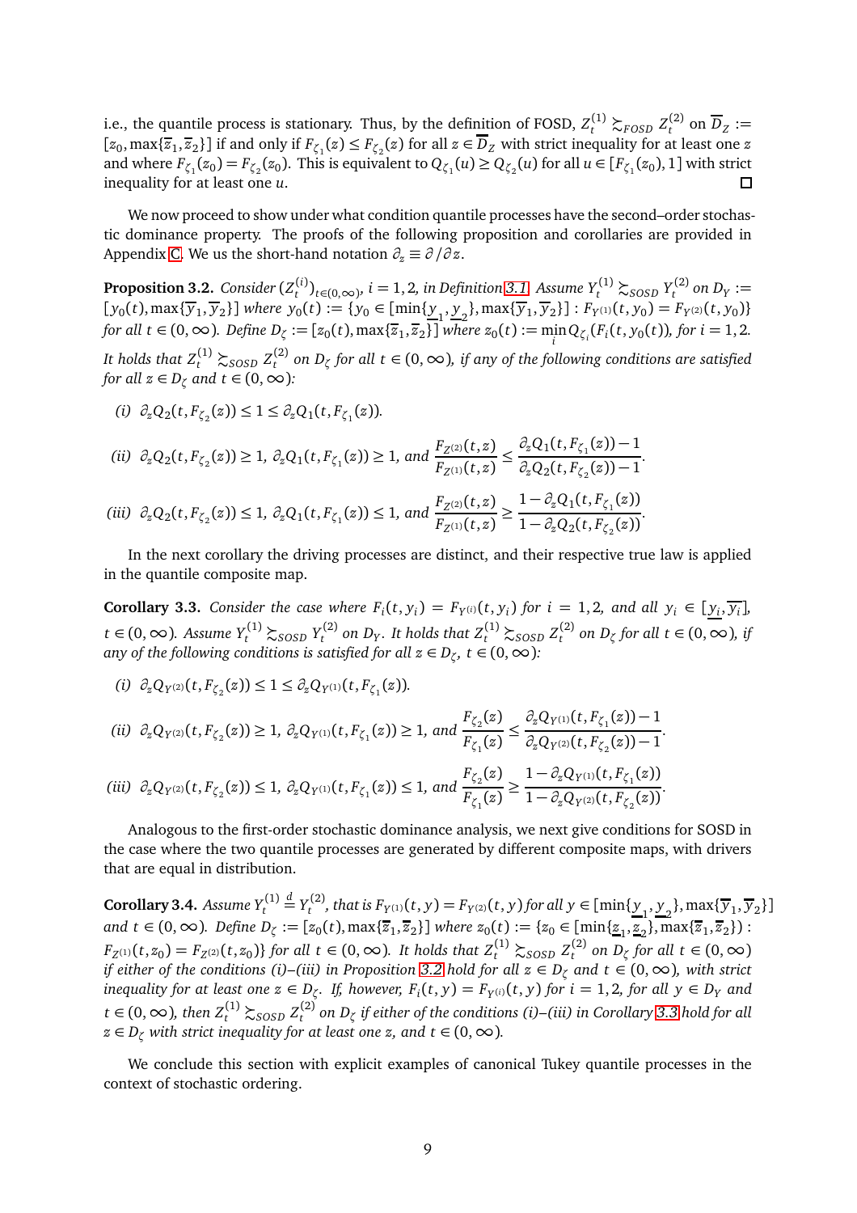i.e., the quantile process is stationary. Thus, by the definition of FOSD, $Z_t^{(1)} \succsim_{FOSD} Z_t^{(2)}$ on $\overline{D}_Z := [z_0, \max\{\overline{z}_1, \overline{z}_2\}]$ if and only if $F_{\zeta_1}(z) \leq F_{\zeta_2}(z)$ for all $z \in \overline{D}_Z$ with strict inequality for at least one $z$ and where $F_{\zeta_1}(z_0) = F_{\zeta_2}(z_0)$. This is equivalent to $Q_{\zeta_1}(u) \geq Q_{\zeta_2}(u)$ for all $u \in [F_{\zeta_1}(z_0), 1]$ with strict inequality for at least one $u$. □

We now proceed to show under what condition quantile processes have the second–order stochastic dominance property. The proofs of the following proposition and corollaries are provided in Appendix C. We us the short-hand notation $\partial_z \equiv \partial/\partial z$.

**Proposition 3.2.** *Consider $(Z_t^{(i)})_{t\in(0,\infty)}$, $i = 1,2$, in Definition 3.1. Assume $Y_t^{(1)} \succsim_{SOSD} Y_t^{(2)}$ on $D_Y := [y_0(t), \max\{\overline{y}_1, \overline{y}_2\}]$ where $y_0(t) := \{y_0 \in [\min\{\underline{y}_1, \underline{y}_2\}, \max\{\overline{y}_1, \overline{y}_2\}] : F_{Y^{(1)}}(t, y_0) = F_{Y^{(2)}}(t, y_0)\}$ for all $t \in (0,\infty)$. Define $D_\zeta := [z_0(t), \max\{\overline{z}_1, \overline{z}_2\}]$ where $z_0(t) := \min_i Q_{\zeta_i}(F_i(t, y_0(t)))$, for $i = 1,2$. It holds that $Z_t^{(1)} \succsim_{SOSD} Z_t^{(2)}$ on $D_\zeta$ for all $t \in (0,\infty)$, if any of the following conditions are satisfied for all $z \in D_\zeta$ and $t \in (0,\infty)$:*

*(i)* $\partial_z Q_2(t, F_{\zeta_2}(z)) \leq 1 \leq \partial_z Q_1(t, F_{\zeta_1}(z))$.

*(ii)* $\partial_z Q_2(t, F_{\zeta_2}(z)) \geq 1$, $\partial_z Q_1(t, F_{\zeta_1}(z)) \geq 1$, *and* $\dfrac{F_{Z^{(2)}}(t,z)}{F_{Z^{(1)}}(t,z)} \leq \dfrac{\partial_z Q_1(t, F_{\zeta_1}(z)) - 1}{\partial_z Q_2(t, F_{\zeta_2}(z)) - 1}$.

*(iii)* $\partial_z Q_2(t, F_{\zeta_2}(z)) \leq 1$, $\partial_z Q_1(t, F_{\zeta_1}(z)) \leq 1$, *and* $\dfrac{F_{Z^{(2)}}(t,z)}{F_{Z^{(1)}}(t,z)} \geq \dfrac{1 - \partial_z Q_1(t, F_{\zeta_1}(z))}{1 - \partial_z Q_2(t, F_{\zeta_2}(z))}$.

In the next corollary the driving processes are distinct, and their respective true law is applied in the quantile composite map.

**Corollary 3.3.** *Consider the case where $F_i(t, y_i) = F_{Y^{(i)}}(t, y_i)$ for $i = 1,2$, and all $y_i \in [\underline{y_i}, \overline{y_i}]$, $t \in (0,\infty)$. Assume $Y_t^{(1)} \succsim_{SOSD} Y_t^{(2)}$ on $D_Y$. It holds that $Z_t^{(1)} \succsim_{SOSD} Z_t^{(2)}$ on $D_\zeta$ for all $t \in (0,\infty)$, if any of the following conditions is satisfied for all $z \in D_\zeta$, $t \in (0,\infty)$:*

*(i)* $\partial_z Q_{Y^{(2)}}(t, F_{\zeta_2}(z)) \leq 1 \leq \partial_z Q_{Y^{(1)}}(t, F_{\zeta_1}(z))$.

*(ii)* $\partial_z Q_{Y^{(2)}}(t, F_{\zeta_2}(z)) \geq 1$, $\partial_z Q_{Y^{(1)}}(t, F_{\zeta_1}(z)) \geq 1$, *and* $\dfrac{F_{\zeta_2}(z)}{F_{\zeta_1}(z)} \leq \dfrac{\partial_z Q_{Y^{(1)}}(t, F_{\zeta_1}(z)) - 1}{\partial_z Q_{Y^{(2)}}(t, F_{\zeta_2}(z)) - 1}$.

*(iii)* $\partial_z Q_{Y^{(2)}}(t, F_{\zeta_2}(z)) \leq 1$, $\partial_z Q_{Y^{(1)}}(t, F_{\zeta_1}(z)) \leq 1$, *and* $\dfrac{F_{\zeta_2}(z)}{F_{\zeta_1}(z)} \geq \dfrac{1 - \partial_z Q_{Y^{(1)}}(t, F_{\zeta_1}(z))}{1 - \partial_z Q_{Y^{(2)}}(t, F_{\zeta_2}(z))}$.

Analogous to the first-order stochastic dominance analysis, we next give conditions for SOSD in the case where the two quantile processes are generated by different composite maps, with drivers that are equal in distribution.

**Corollary 3.4.** *Assume $Y_t^{(1)} \overset{d}{=} Y_t^{(2)}$, that is $F_{Y^{(1)}}(t, y) = F_{Y^{(2)}}(t, y)$ for all $y \in [\min\{\underline{y}_1, \underline{y}_2\}, \max\{\overline{y}_1, \overline{y}_2\}]$ and $t \in (0,\infty)$. Define $D_\zeta := [z_0(t), \max\{\overline{z}_1, \overline{z}_2\}]$ where $z_0(t) := \{z_0 \in [\min\{\underline{z}_1, \underline{z}_2\}, \max\{\overline{z}_1, \overline{z}_2\}) : F_{Z^{(1)}}(t, z_0) = F_{Z^{(2)}}(t, z_0)\}$ for all $t \in (0,\infty)$. It holds that $Z_t^{(1)} \succsim_{SOSD} Z_t^{(2)}$ on $D_\zeta$ for all $t \in (0,\infty)$ if either of the conditions (i)–(iii) in Proposition 3.2 hold for all $z \in D_\zeta$ and $t \in (0,\infty)$, with strict inequality for at least one $z \in D_\zeta$. If, however, $F_i(t, y) = F_{Y^{(i)}}(t, y)$ for $i = 1,2$, for all $y \in D_Y$ and $t \in (0,\infty)$, then $Z_t^{(1)} \succsim_{SOSD} Z_t^{(2)}$ on $D_\zeta$ if either of the conditions (i)–(iii) in Corollary 3.3 hold for all $z \in D_\zeta$ with strict inequality for at least one $z$, and $t \in (0,\infty)$.*

We conclude this section with explicit examples of canonical Tukey quantile processes in the context of stochastic ordering.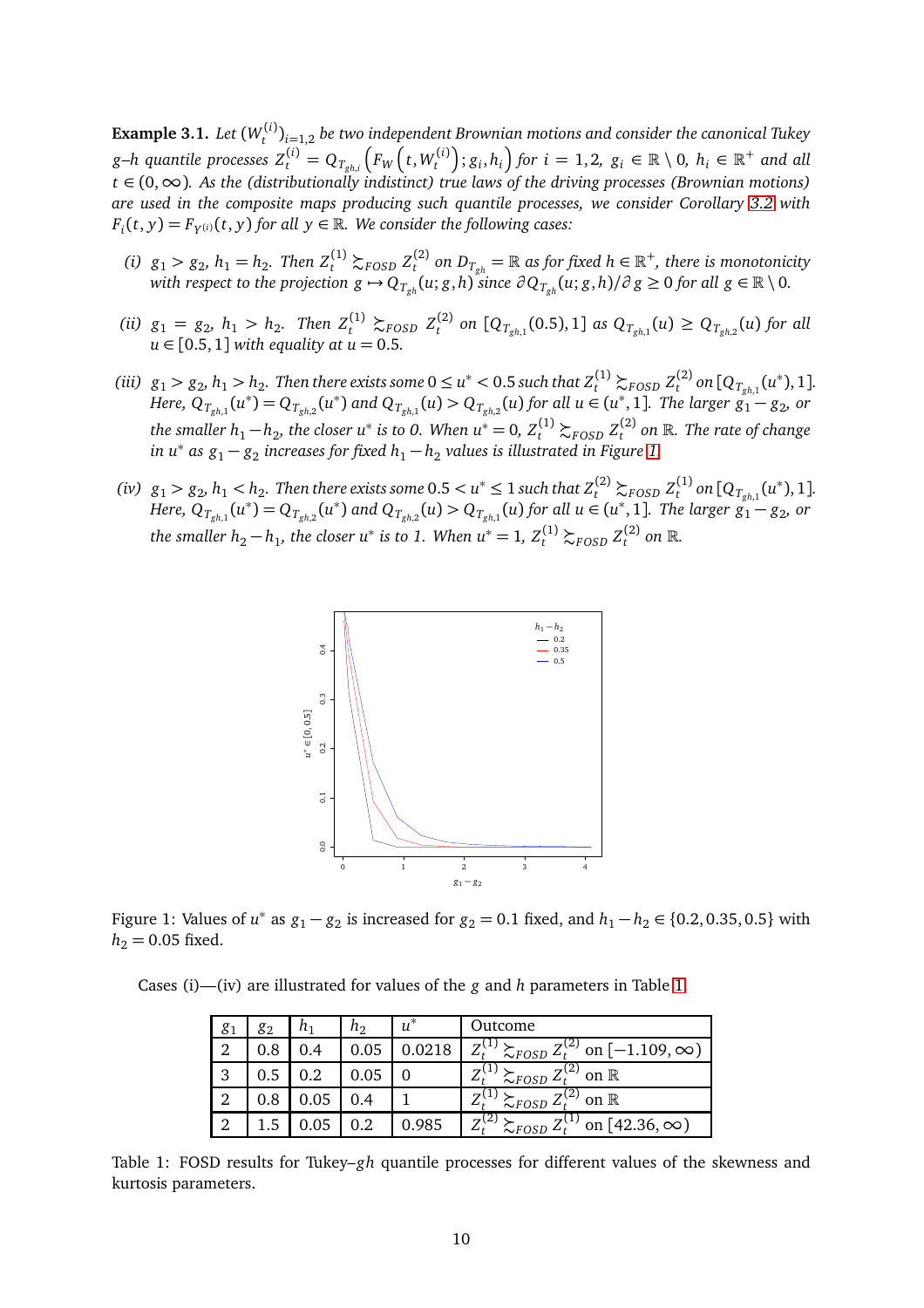**Example 3.1.** *Let $(W_t^{(i)})_{i=1,2}$ be two independent Brownian motions and consider the canonical Tukey g–h quantile processes $Z_t^{(i)} = Q_{T_{gh,i}}\left(F_W\left(t, W_t^{(i)}\right); g_i, h_i\right)$ for $i = 1,2$, $g_i \in \mathbb{R} \setminus 0$, $h_i \in \mathbb{R}^+$ and all $t \in (0,\infty)$. As the (distributionally indistinct) true laws of the driving processes (Brownian motions) are used in the composite maps producing such quantile processes, we consider Corollary 3.2 with $F_i(t,y) = F_{Y^{(i)}}(t,y)$ for all $y \in \mathbb{R}$. We consider the following cases:*

- *(i) $g_1 > g_2$, $h_1 = h_2$. Then $Z_t^{(1)} \succsim_{FOSD} Z_t^{(2)}$ on $D_{T_{gh}} = \mathbb{R}$ as for fixed $h \in \mathbb{R}^+$, there is monotonicity with respect to the projection $g \mapsto Q_{T_{gh}}(u; g, h)$ since $\partial Q_{T_{gh}}(u; g, h)/\partial g \geq 0$ for all $g \in \mathbb{R} \setminus 0$.*
- *(ii) $g_1 = g_2$, $h_1 > h_2$. Then $Z_t^{(1)} \succsim_{FOSD} Z_t^{(2)}$ on $[Q_{T_{gh,1}}(0.5), 1]$ as $Q_{T_{gh,1}}(u) \geq Q_{T_{gh,2}}(u)$ for all $u \in [0.5, 1]$ with equality at $u = 0.5$.*
- *(iii) $g_1 > g_2$, $h_1 > h_2$. Then there exists some $0 \leq u^* < 0.5$ such that $Z_t^{(1)} \succsim_{FOSD} Z_t^{(2)}$ on $[Q_{T_{gh,1}}(u^*), 1]$. Here, $Q_{T_{gh,1}}(u^*) = Q_{T_{gh,2}}(u^*)$ and $Q_{T_{gh,1}}(u) > Q_{T_{gh,2}}(u)$ for all $u \in (u^*, 1]$. The larger $g_1 - g_2$, or the smaller $h_1 - h_2$, the closer $u^*$ is to 0. When $u^* = 0$, $Z_t^{(1)} \succsim_{FOSD} Z_t^{(2)}$ on $\mathbb{R}$. The rate of change in $u^*$ as $g_1 - g_2$ increases for fixed $h_1 - h_2$ values is illustrated in Figure 1.*
- *(iv) $g_1 > g_2$, $h_1 < h_2$. Then there exists some $0.5 < u^* \leq 1$ such that $Z_t^{(2)} \succsim_{FOSD} Z_t^{(1)}$ on $[Q_{T_{gh,1}}(u^*), 1]$. Here, $Q_{T_{gh,1}}(u^*) = Q_{T_{gh,2}}(u^*)$ and $Q_{T_{gh,2}}(u) > Q_{T_{gh,1}}(u)$ for all $u \in (u^*, 1]$. The larger $g_1 - g_2$, or the smaller $h_2 - h_1$, the closer $u^*$ is to 1. When $u^* = 1$, $Z_t^{(1)} \succsim_{FOSD} Z_t^{(2)}$ on $\mathbb{R}$.*

Figure 1: Values of $u^*$ as $g_1 - g_2$ is increased for $g_2 = 0.1$ fixed, and $h_1 - h_2 \in \{0.2, 0.35, 0.5\}$ with $h_2 = 0.05$ fixed.

Cases (i)—(iv) are illustrated for values of the $g$ and $h$ parameters in Table 1.

| $g_1$ | $g_2$ | $h_1$ | $h_2$ | $u^*$ | Outcome |
|---|---|---|---|---|---|
| 2 | 0.8 | 0.4 | 0.05 | 0.0218 | $Z_t^{(1)} \succsim_{FOSD} Z_t^{(2)}$ on $[-1.109, \infty)$ |
| 3 | 0.5 | 0.2 | 0.05 | 0 | $Z_t^{(1)} \succsim_{FOSD} Z_t^{(2)}$ on $\mathbb{R}$ |
| 2 | 0.8 | 0.05 | 0.4 | 1 | $Z_t^{(1)} \succsim_{FOSD} Z_t^{(2)}$ on $\mathbb{R}$ |
| 2 | 1.5 | 0.05 | 0.2 | 0.985 | $Z_t^{(2)} \succsim_{FOSD} Z_t^{(1)}$ on $[42.36, \infty)$ |

Table 1: FOSD results for Tukey–$gh$ quantile processes for different values of the skewness and kurtosis parameters.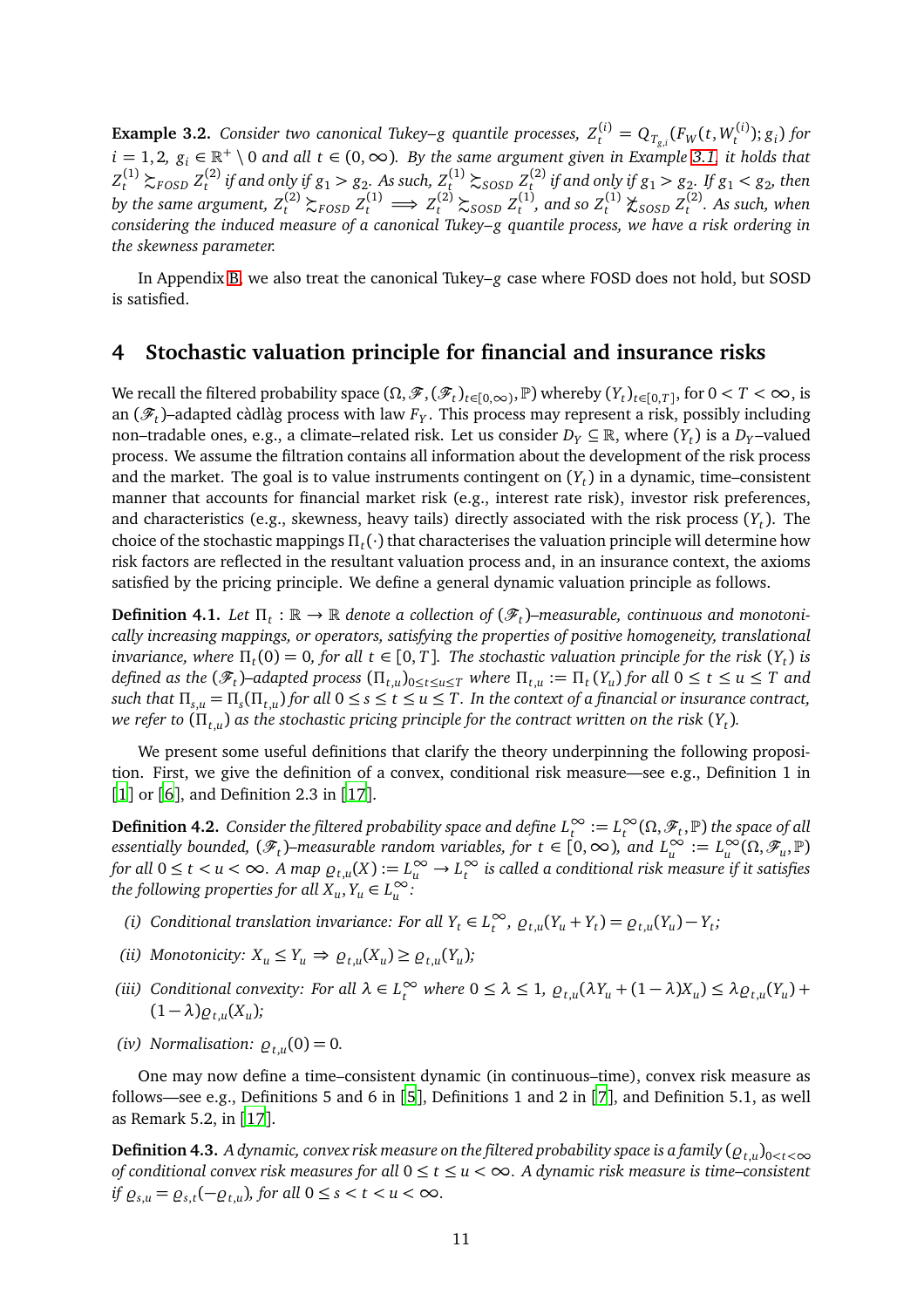**Example 3.2.** *Consider two canonical Tukey–g quantile processes, $Z_t^{(i)} = Q_{T_{g,i}}(F_W(t, W_t^{(i)}); g_i)$ for $i = 1, 2$, $g_i \in \mathbb{R}^+ \setminus 0$ and all $t \in (0, \infty)$. By the same argument given in Example 3.1, it holds that $Z_t^{(1)} \succsim_{FOSD} Z_t^{(2)}$ if and only if $g_1 > g_2$. As such, $Z_t^{(1)} \succsim_{SOSD} Z_t^{(2)}$ if and only if $g_1 > g_2$. If $g_1 < g_2$, then by the same argument, $Z_t^{(2)} \succsim_{FOSD} Z_t^{(1)} \implies Z_t^{(2)} \succsim_{SOSD} Z_t^{(1)}$, and so $Z_t^{(1)} \not\succsim_{SOSD} Z_t^{(2)}$. As such, when considering the induced measure of a canonical Tukey–g quantile process, we have a risk ordering in the skewness parameter.*

In Appendix B, we also treat the canonical Tukey–$g$ case where FOSD does not hold, but SOSD is satisfied.

# 4 Stochastic valuation principle for financial and insurance risks

We recall the filtered probability space $(\Omega, \mathscr{F}, (\mathscr{F}_t)_{t\in[0,\infty)}, \mathbb{P})$ whereby $(Y_t)_{t\in[0,T]}$, for $0 < T < \infty$, is an $(\mathscr{F}_t)$–adapted càdlàg process with law $F_Y$. This process may represent a risk, possibly including non–tradable ones, e.g., a climate–related risk. Let us consider $D_Y \subseteq \mathbb{R}$, where $(Y_t)$ is a $D_Y$–valued process. We assume the filtration contains all information about the development of the risk process and the market. The goal is to value instruments contingent on $(Y_t)$ in a dynamic, time–consistent manner that accounts for financial market risk (e.g., interest rate risk), investor risk preferences, and characteristics (e.g., skewness, heavy tails) directly associated with the risk process $(Y_t)$. The choice of the stochastic mappings $\Pi_t(\cdot)$ that characterises the valuation principle will determine how risk factors are reflected in the resultant valuation process and, in an insurance context, the axioms satisfied by the pricing principle. We define a general dynamic valuation principle as follows.

**Definition 4.1.** *Let $\Pi_t : \mathbb{R} \to \mathbb{R}$ denote a collection of $(\mathscr{F}_t)$–measurable, continuous and monotonically increasing mappings, or operators, satisfying the properties of positive homogeneity, translational invariance, where $\Pi_t(0) = 0$, for all $t \in [0, T]$. The stochastic valuation principle for the risk $(Y_t)$ is defined as the $(\mathscr{F}_t)$–adapted process $(\Pi_{t,u})_{0\le t\le u\le T}$ where $\Pi_{t,u} := \Pi_t(Y_u)$ for all $0 \le t \le u \le T$ and such that $\Pi_{s,u} = \Pi_s(\Pi_{t,u})$ for all $0 \le s \le t \le u \le T$. In the context of a financial or insurance contract, we refer to $(\Pi_{t,u})$ as the stochastic pricing principle for the contract written on the risk $(Y_t)$.*

We present some useful definitions that clarify the theory underpinning the following proposition. First, we give the definition of a convex, conditional risk measure—see e.g., Definition 1 in [1] or [6], and Definition 2.3 in [17].

**Definition 4.2.** *Consider the filtered probability space and define $L_t^\infty := L_t^\infty(\Omega, \mathscr{F}_t, \mathbb{P})$ the space of all essentially bounded, $(\mathscr{F}_t)$–measurable random variables, for $t \in [0, \infty)$, and $L_u^\infty := L_u^\infty(\Omega, \mathscr{F}_u, \mathbb{P})$ for all $0 \le t < u < \infty$. A map $\varrho_{t,u}(X) := L_u^\infty \to L_t^\infty$ is called a conditional risk measure if it satisfies the following properties for all $X_u, Y_u \in L_u^\infty$:*

*(i) Conditional translation invariance: For all $Y_t \in L_t^\infty$, $\varrho_{t,u}(Y_u + Y_t) = \varrho_{t,u}(Y_u) - Y_t$;*

*(ii) Monotonicity: $X_u \le Y_u \Rightarrow \varrho_{t,u}(X_u) \ge \varrho_{t,u}(Y_u)$;*

*(iii) Conditional convexity: For all $\lambda \in L_t^\infty$ where $0 \le \lambda \le 1$, $\varrho_{t,u}(\lambda Y_u + (1-\lambda)X_u) \le \lambda \varrho_{t,u}(Y_u) + (1-\lambda)\varrho_{t,u}(X_u)$;*

*(iv) Normalisation: $\varrho_{t,u}(0) = 0$.*

One may now define a time–consistent dynamic (in continuous–time), convex risk measure as follows—see e.g., Definitions 5 and 6 in [5], Definitions 1 and 2 in [7], and Definition 5.1, as well as Remark 5.2, in [17].

**Definition 4.3.** *A dynamic, convex risk measure on the filtered probability space is a family $(\varrho_{t,u})_{0<t<\infty}$ of conditional convex risk measures for all $0 \le t \le u < \infty$. A dynamic risk measure is time–consistent if $\varrho_{s,u} = \varrho_{s,t}(-\varrho_{t,u})$, for all $0 \le s < t < u < \infty$.*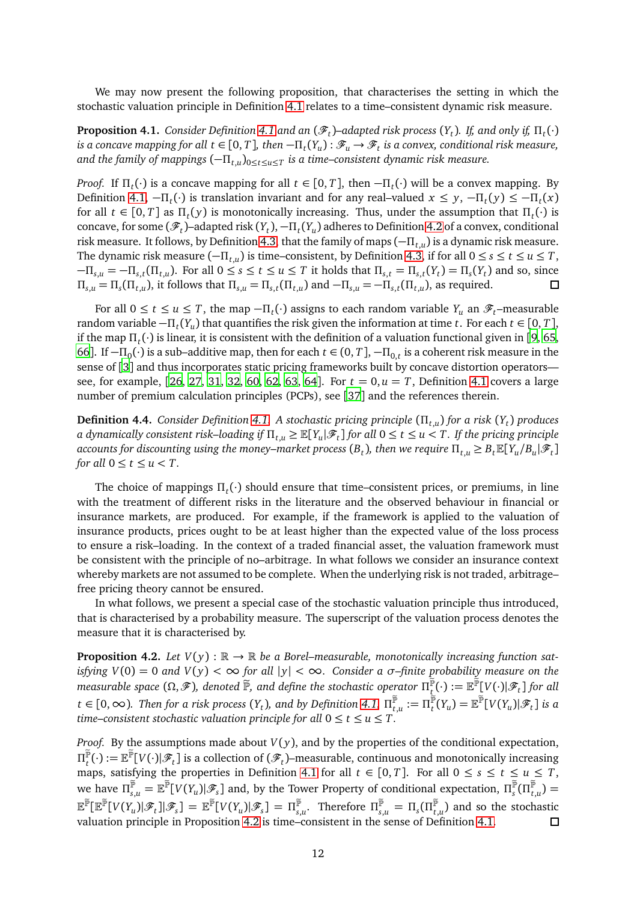We may now present the following proposition, that characterises the setting in which the stochastic valuation principle in Definition 4.1 relates to a time–consistent dynamic risk measure.

**Proposition 4.1.** *Consider Definition 4.1 and an $(\mathscr{F}_t)$–adapted risk process $(Y_t)$. If, and only if, $\Pi_t(\cdot)$ is a concave mapping for all $t \in [0,T]$, then $-\Pi_t(Y_u) : \mathscr{F}_u \to \mathscr{F}_t$ is a convex, conditional risk measure, and the family of mappings $(-\Pi_{t,u})_{0\le t\le u\le T}$ is a time–consistent dynamic risk measure.*

*Proof.* If $\Pi_t(\cdot)$ is a concave mapping for all $t \in [0,T]$, then $-\Pi_t(\cdot)$ will be a convex mapping. By Definition 4.1, $-\Pi_t(\cdot)$ is translation invariant and for any real–valued $x \le y$, $-\Pi_t(y) \le -\Pi_t(x)$ for all $t \in [0,T]$ as $\Pi_t(y)$ is monotonically increasing. Thus, under the assumption that $\Pi_t(\cdot)$ is concave, for some $(\mathscr{F}_t)$–adapted risk $(Y_t)$, $-\Pi_t(Y_u)$ adheres to Definition 4.2 of a convex, conditional risk measure. It follows, by Definition 4.3, that the family of maps $(-\Pi_{t,u})$ is a dynamic risk measure. The dynamic risk measure $(-\Pi_{t,u})$ is time–consistent, by Definition 4.3, if for all $0 \le s \le t \le u \le T$, $-\Pi_{s,u} = -\Pi_{s,t}(\Pi_{t,u})$. For all $0 \le s \le t \le u \le T$ it holds that $\Pi_{s,t} = \Pi_{s,t}(Y_t) = \Pi_s(Y_t)$ and so, since $\Pi_{s,u} = \Pi_s(\Pi_{t,u})$, it follows that $\Pi_{s,u} = \Pi_{s,t}(\Pi_{t,u})$ and $-\Pi_{s,u} = -\Pi_{s,t}(\Pi_{t,u})$, as required. ☐

For all $0 \le t \le u \le T$, the map $-\Pi_t(\cdot)$ assigns to each random variable $Y_u$ an $\mathscr{F}_t$–measurable random variable $-\Pi_t(Y_u)$ that quantifies the risk given the information at time $t$. For each $t \in [0,T]$, if the map $\Pi_t(\cdot)$ is linear, it is consistent with the definition of a valuation functional given in [9, 65, 66]. If $-\Pi_0(\cdot)$ is a sub–additive map, then for each $t \in (0,T]$, $-\Pi_{0,t}$ is a coherent risk measure in the sense of [3] and thus incorporates static pricing frameworks built by concave distortion operators—see, for example, [26, 27, 31, 32, 60, 62, 63, 64]. For $t = 0, u = T$, Definition 4.1 covers a large number of premium calculation principles (PCPs), see [37] and the references therein.

**Definition 4.4.** *Consider Definition 4.1. A stochastic pricing principle $(\Pi_{t,u})$ for a risk $(Y_t)$ produces a dynamically consistent risk–loading if $\Pi_{t,u} \ge \mathbb{E}[Y_u|\mathscr{F}_t]$ for all $0 \le t \le u < T$. If the pricing principle accounts for discounting using the money–market process $(B_t)$, then we require $\Pi_{t,u} \ge B_t\mathbb{E}[Y_u/B_u|\mathscr{F}_t]$ for all $0 \le t \le u < T$.*

The choice of mappings $\Pi_t(\cdot)$ should ensure that time–consistent prices, or premiums, in line with the treatment of different risks in the literature and the observed behaviour in financial or insurance markets, are produced. For example, if the framework is applied to the valuation of insurance products, prices ought to be at least higher than the expected value of the loss process to ensure a risk–loading. In the context of a traded financial asset, the valuation framework must be consistent with the principle of no–arbitrage. In what follows we consider an insurance context whereby markets are not assumed to be complete. When the underlying risk is not traded, arbitrage–free pricing theory cannot be ensured.

In what follows, we present a special case of the stochastic valuation principle thus introduced, that is characterised by a probability measure. The superscript of the valuation process denotes the measure that it is characterised by.

**Proposition 4.2.** *Let $V(y) : \mathbb{R} \to \mathbb{R}$ be a Borel–measurable, monotonically increasing function satisfying $V(0) = 0$ and $V(y) < \infty$ for all $|y| < \infty$. Consider a $\sigma$–finite probability measure on the measurable space $(\Omega, \mathscr{F})$, denoted $\widetilde{\mathbb{P}}$, and define the stochastic operator $\Pi^{\widetilde{\mathbb{P}}}_t(\cdot) := \mathbb{E}^{\widetilde{\mathbb{P}}}[V(\cdot)|\mathscr{F}_t]$ for all $t \in [0,\infty)$. Then for a risk process $(Y_t)$, and by Definition 4.1, $\Pi^{\widetilde{\mathbb{P}}}_{t,u} := \Pi^{\widetilde{\mathbb{P}}}_t(Y_u) = \mathbb{E}^{\widetilde{\mathbb{P}}}[V(Y_u)|\mathscr{F}_t]$ is a time–consistent stochastic valuation principle for all $0 \le t \le u \le T$.*

*Proof.* By the assumptions made about $V(y)$, and by the properties of the conditional expectation, $\Pi^{\widetilde{\mathbb{P}}}_t(\cdot) := \mathbb{E}^{\widetilde{\mathbb{P}}}[V(\cdot)|\mathscr{F}_t]$ is a collection of $(\mathscr{F}_t)$–measurable, continuous and monotonically increasing maps, satisfying the properties in Definition 4.1 for all $t \in [0,T]$. For all $0 \le s \le t \le u \le T$, we have $\Pi^{\widetilde{\mathbb{P}}}_{s,u} = \mathbb{E}^{\widetilde{\mathbb{P}}}[V(Y_u)|\mathscr{F}_s]$ and, by the Tower Property of conditional expectation, $\Pi^{\widetilde{\mathbb{P}}}_s(\Pi^{\widetilde{\mathbb{P}}}_{t,u}) = \mathbb{E}^{\widetilde{\mathbb{P}}}[\mathbb{E}^{\widetilde{\mathbb{P}}}[V(Y_u)|\mathscr{F}_t]|\mathscr{F}_s] = \mathbb{E}^{\widetilde{\mathbb{P}}}[V(Y_u)|\mathscr{F}_s] = \Pi^{\widetilde{\mathbb{P}}}_{s,u}$. Therefore $\Pi^{\widetilde{\mathbb{P}}}_{s,u} = \Pi_s(\Pi^{\widetilde{\mathbb{P}}}_{t,u})$ and so the stochastic valuation principle in Proposition 4.2 is time–consistent in the sense of Definition 4.1. ☐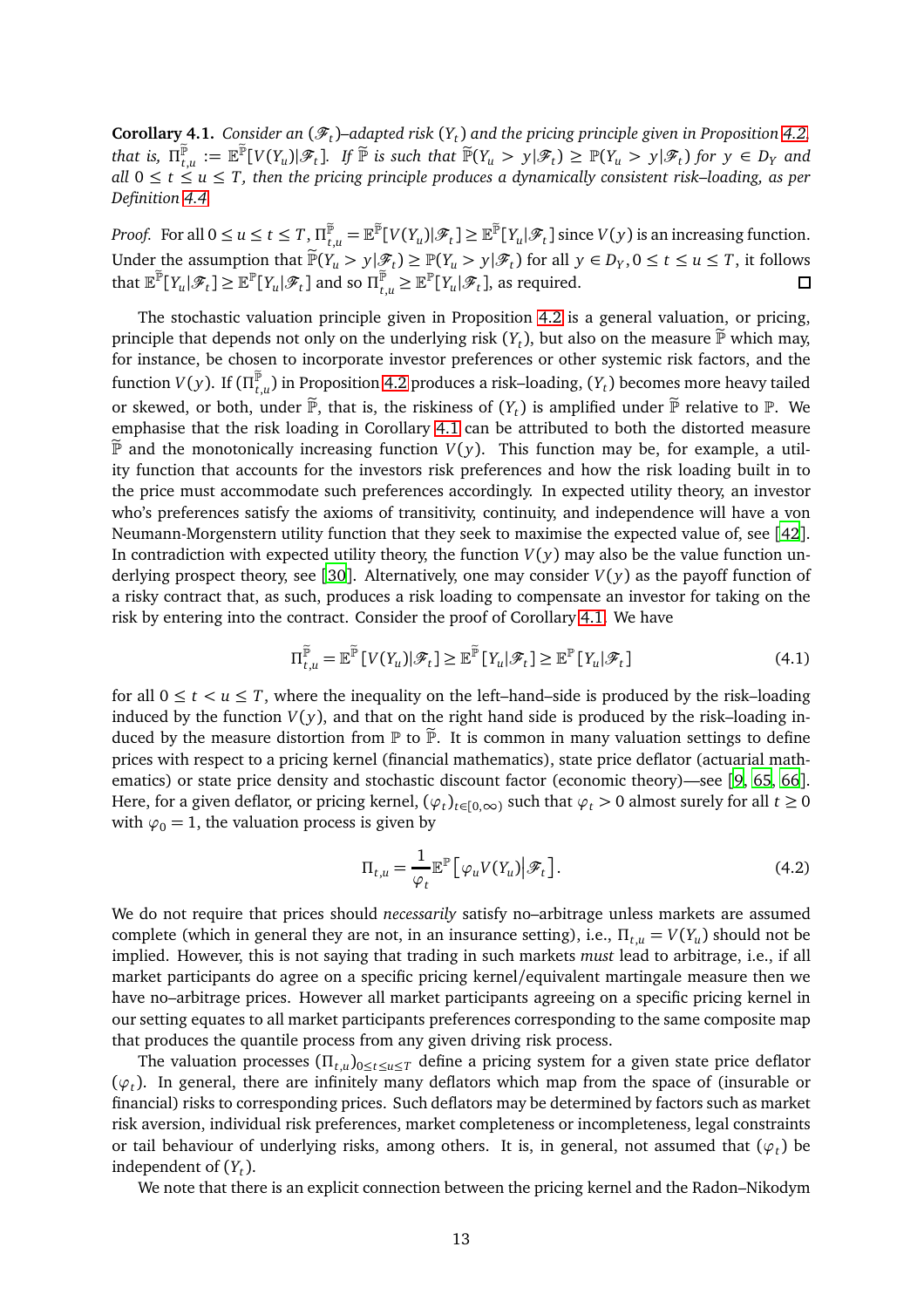**Corollary 4.1.** *Consider an $(\mathscr{F}_t)$–adapted risk $(Y_t)$ and the pricing principle given in Proposition 4.2, that is, $\Pi^{\widetilde{\mathbb{P}}}_{t,u} := \mathbb{E}^{\widetilde{\mathbb{P}}}[V(Y_u)|\mathscr{F}_t]$. If $\widetilde{\mathbb{P}}$ is such that $\widetilde{\mathbb{P}}(Y_u > y|\mathscr{F}_t) \geq \mathbb{P}(Y_u > y|\mathscr{F}_t)$ for $y \in D_Y$ and all $0 \leq t \leq u \leq T$, then the pricing principle produces a dynamically consistent risk–loading, as per Definition 4.4.*

*Proof.* For all $0 \leq u \leq t \leq T$, $\Pi^{\widetilde{\mathbb{P}}}_{t,u} = \mathbb{E}^{\widetilde{\mathbb{P}}}[V(Y_u)|\mathscr{F}_t] \geq \mathbb{E}^{\widetilde{\mathbb{P}}}[Y_u|\mathscr{F}_t]$ since $V(y)$ is an increasing function. Under the assumption that $\widetilde{\mathbb{P}}(Y_u > y|\mathscr{F}_t) \geq \mathbb{P}(Y_u > y|\mathscr{F}_t)$ for all $y \in D_Y, 0 \leq t \leq u \leq T$, it follows that $\mathbb{E}^{\widetilde{\mathbb{P}}}[Y_u|\mathscr{F}_t] \geq \mathbb{E}^{\mathbb{P}}[Y_u|\mathscr{F}_t]$ and so $\Pi^{\widetilde{\mathbb{P}}}_{t,u} \geq \mathbb{E}^{\mathbb{P}}[Y_u|\mathscr{F}_t]$, as required. □

The stochastic valuation principle given in Proposition 4.2 is a general valuation, or pricing, principle that depends not only on the underlying risk $(Y_t)$, but also on the measure $\widetilde{\mathbb{P}}$ which may, for instance, be chosen to incorporate investor preferences or other systemic risk factors, and the function $V(y)$. If $(\Pi^{\widetilde{\mathbb{P}}}_{t,u})$ in Proposition 4.2 produces a risk–loading, $(Y_t)$ becomes more heavy tailed or skewed, or both, under $\widetilde{\mathbb{P}}$, that is, the riskiness of $(Y_t)$ is amplified under $\widetilde{\mathbb{P}}$ relative to $\mathbb{P}$. We emphasise that the risk loading in Corollary 4.1 can be attributed to both the distorted measure $\widetilde{\mathbb{P}}$ and the monotonically increasing function $V(y)$. This function may be, for example, a utility function that accounts for the investors risk preferences and how the risk loading built in to the price must accommodate such preferences accordingly. In expected utility theory, an investor who's preferences satisfy the axioms of transitivity, continuity, and independence will have a von Neumann-Morgenstern utility function that they seek to maximise the expected value of, see [42]. In contradiction with expected utility theory, the function $V(y)$ may also be the value function underlying prospect theory, see [30]. Alternatively, one may consider $V(y)$ as the payoff function of a risky contract that, as such, produces a risk loading to compensate an investor for taking on the risk by entering into the contract. Consider the proof of Corollary 4.1. We have

$$\Pi^{\widetilde{\mathbb{P}}}_{t,u} = \mathbb{E}^{\widetilde{\mathbb{P}}}[V(Y_u)|\mathscr{F}_t] \geq \mathbb{E}^{\widetilde{\mathbb{P}}}[Y_u|\mathscr{F}_t] \geq \mathbb{E}^{\mathbb{P}}[Y_u|\mathscr{F}_t] \tag{4.1}$$

for all $0 \leq t < u \leq T$, where the inequality on the left–hand–side is produced by the risk–loading induced by the function $V(y)$, and that on the right hand side is produced by the risk–loading induced by the measure distortion from $\mathbb{P}$ to $\widetilde{\mathbb{P}}$. It is common in many valuation settings to define prices with respect to a pricing kernel (financial mathematics), state price deflator (actuarial mathematics) or state price density and stochastic discount factor (economic theory)—see [9, 65, 66]. Here, for a given deflator, or pricing kernel, $(\varphi_t)_{t\in[0,\infty)}$ such that $\varphi_t > 0$ almost surely for all $t \geq 0$ with $\varphi_0 = 1$, the valuation process is given by

$$\Pi_{t,u} = \frac{1}{\varphi_t}\mathbb{E}^{\mathbb{P}}\left[\varphi_u V(Y_u)\middle|\mathscr{F}_t\right]. \tag{4.2}$$

We do not require that prices should *necessarily* satisfy no–arbitrage unless markets are assumed complete (which in general they are not, in an insurance setting), i.e., $\Pi_{t,u} = V(Y_u)$ should not be implied. However, this is not saying that trading in such markets *must* lead to arbitrage, i.e., if all market participants do agree on a specific pricing kernel/equivalent martingale measure then we have no–arbitrage prices. However all market participants agreeing on a specific pricing kernel in our setting equates to all market participants preferences corresponding to the same composite map that produces the quantile process from any given driving risk process.

The valuation processes $(\Pi_{t,u})_{0\leq t\leq u\leq T}$ define a pricing system for a given state price deflator $(\varphi_t)$. In general, there are infinitely many deflators which map from the space of (insurable or financial) risks to corresponding prices. Such deflators may be determined by factors such as market risk aversion, individual risk preferences, market completeness or incompleteness, legal constraints or tail behaviour of underlying risks, among others. It is, in general, not assumed that $(\varphi_t)$ be independent of $(Y_t)$.

We note that there is an explicit connection between the pricing kernel and the Radon–Nikodym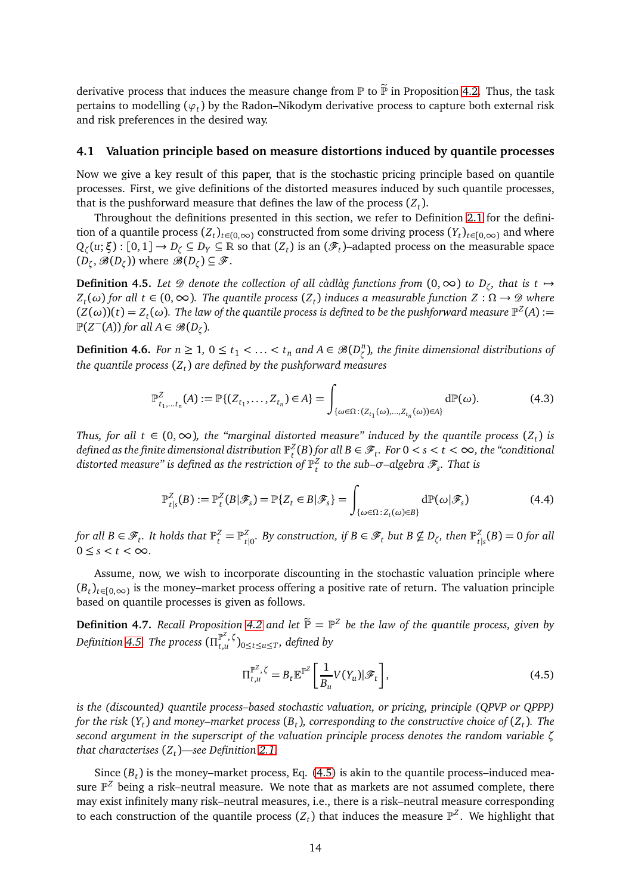derivative process that induces the measure change from $\mathbb{P}$ to $\widetilde{\mathbb{P}}$ in Proposition 4.2. Thus, the task pertains to modelling $(\varphi_t)$ by the Radon–Nikodym derivative process to capture both external risk and risk preferences in the desired way.

### 4.1 Valuation principle based on measure distortions induced by quantile processes

Now we give a key result of this paper, that is the stochastic pricing principle based on quantile processes. First, we give definitions of the distorted measures induced by such quantile processes, that is the pushforward measure that defines the law of the process $(Z_t)$.

Throughout the definitions presented in this section, we refer to Definition 2.1 for the definition of a quantile process $(Z_t)_{t\in(0,\infty)}$ constructed from some driving process $(Y_t)_{t\in[0,\infty)}$ and where $Q_\zeta(u;\boldsymbol{\xi}) : [0,1] \to D_\zeta \subseteq D_Y \subseteq \mathbb{R}$ so that $(Z_t)$ is an $(\mathscr{F}_t)$–adapted process on the measurable space $(D_\zeta, \mathscr{B}(D_\zeta))$ where $\mathscr{B}(D_\zeta) \subseteq \mathscr{F}$.

**Definition 4.5.** *Let $\mathscr{D}$ denote the collection of all càdlàg functions from $(0,\infty)$ to $D_\zeta$, that is $t \mapsto Z_t(\omega)$ for all $t \in (0,\infty)$. The quantile process $(Z_t)$ induces a measurable function $Z : \Omega \to \mathscr{D}$ where $(Z(\omega))(t) = Z_t(\omega)$. The law of the quantile process is defined to be the pushforward measure $\mathbb{P}^Z(A) := \mathbb{P}(Z^-(A))$ for all $A \in \mathscr{B}(D_\zeta)$.*

**Definition 4.6.** *For $n \geq 1$, $0 \leq t_1 < \ldots < t_n$ and $A \in \mathscr{B}(D_\zeta^n)$, the finite dimensional distributions of the quantile process $(Z_t)$ are defined by the pushforward measures*

$$\mathbb{P}^Z_{t_1,\ldots t_n}(A) := \mathbb{P}\{(Z_{t_1},\ldots,Z_{t_n}) \in A\} = \int_{\{\omega\in\Omega\,:\,(Z_{t_1}(\omega),\ldots,Z_{t_n}(\omega))\in A\}} \mathrm{d}\mathbb{P}(\omega). \tag{4.3}$$

*Thus, for all $t \in (0,\infty)$, the "marginal distorted measure" induced by the quantile process $(Z_t)$ is defined as the finite dimensional distribution $\mathbb{P}^Z_t(B)$ for all $B \in \mathscr{F}_t$. For $0 < s < t < \infty$, the "conditional distorted measure" is defined as the restriction of $\mathbb{P}^Z_t$ to the sub–$\sigma$–algebra $\mathscr{F}_s$. That is*

$$\mathbb{P}^Z_{t|s}(B) := \mathbb{P}^Z_t(B|\mathscr{F}_s) = \mathbb{P}\{Z_t \in B|\mathscr{F}_s\} = \int_{\{\omega\in\Omega\,:\,Z_t(\omega)\in B\}} \mathrm{d}\mathbb{P}(\omega|\mathscr{F}_s) \tag{4.4}$$

*for all $B \in \mathscr{F}_t$. It holds that $\mathbb{P}^Z_t = \mathbb{P}^Z_{t|0}$. By construction, if $B \in \mathscr{F}_t$ but $B \nsubseteq D_\zeta$, then $\mathbb{P}^Z_{t|s}(B) = 0$ for all $0 \leq s < t < \infty$.*

Assume, now, we wish to incorporate discounting in the stochastic valuation principle where $(B_t)_{t\in[0,\infty)}$ is the money–market process offering a positive rate of return. The valuation principle based on quantile processes is given as follows.

**Definition 4.7.** *Recall Proposition 4.2 and let $\widetilde{\mathbb{P}} = \mathbb{P}^Z$ be the law of the quantile process, given by Definition 4.5. The process $(\Pi^{\mathbb{P}^Z,\zeta}_{t,u})_{0\leq t\leq u\leq T}$, defined by*

$$\Pi^{\mathbb{P}^Z,\zeta}_{t,u} = B_t \mathbb{E}^{\mathbb{P}^Z}\left[\frac{1}{B_u}V(Y_u)|\mathscr{F}_t\right], \tag{4.5}$$

*is the (discounted) quantile process–based stochastic valuation, or pricing, principle (QPVP or QPPP) for the risk $(Y_t)$ and money–market process $(B_t)$, corresponding to the constructive choice of $(Z_t)$. The second argument in the superscript of the valuation principle process denotes the random variable $\zeta$ that characterises $(Z_t)$—see Definition 2.1.*

Since $(B_t)$ is the money–market process, Eq. (4.5) is akin to the quantile process–induced measure $\mathbb{P}^Z$ being a risk–neutral measure. We note that as markets are not assumed complete, there may exist infinitely many risk–neutral measures, i.e., there is a risk–neutral measure corresponding to each construction of the quantile process $(Z_t)$ that induces the measure $\mathbb{P}^Z$. We highlight that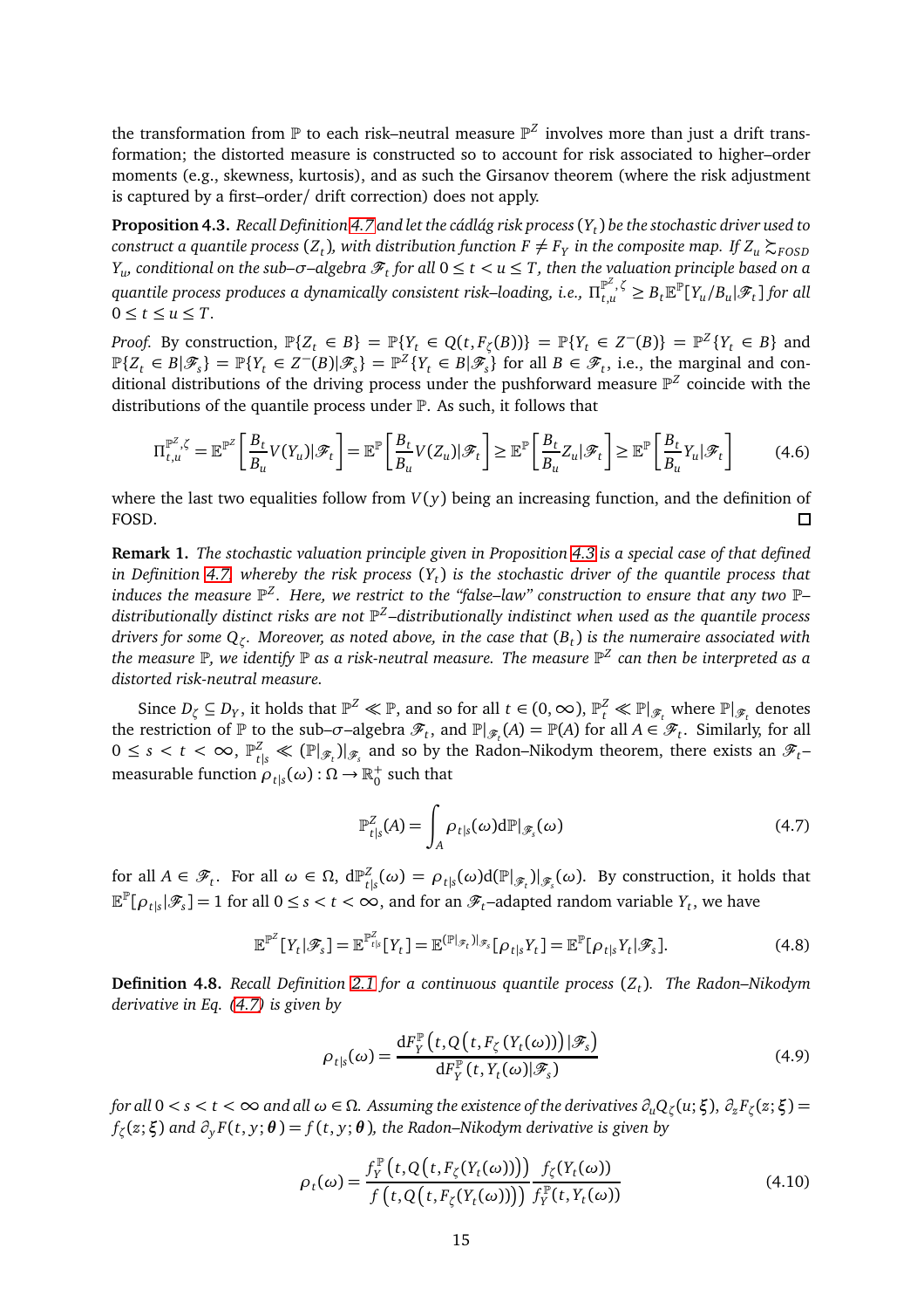the transformation from $\mathbb{P}$ to each risk–neutral measure $\mathbb{P}^Z$ involves more than just a drift transformation; the distorted measure is constructed so to account for risk associated to higher–order moments (e.g., skewness, kurtosis), and as such the Girsanov theorem (where the risk adjustment is captured by a first–order/ drift correction) does not apply.

**Proposition 4.3.** *Recall Definition 4.7 and let the cádlág risk process $(Y_t)$ be the stochastic driver used to construct a quantile process $(Z_t)$, with distribution function $F \neq F_Y$ in the composite map. If $Z_u \succsim_{FOSD} Y_u$, conditional on the sub–σ–algebra $\mathscr{F}_t$ for all $0 \le t < u \le T$, then the valuation principle based on a quantile process produces a dynamically consistent risk–loading, i.e., $\Pi^{\mathbb{P}^Z,\zeta}_{t,u} \ge B_t \mathbb{E}^{\mathbb{P}}[Y_u/B_u|\mathscr{F}_t]$ for all $0 \le t \le u \le T$.*

*Proof.* By construction, $\mathbb{P}\{Z_t \in B\} = \mathbb{P}\{Y_t \in Q(t, F_\zeta(B))\} = \mathbb{P}\{Y_t \in Z^{-}(B)\} = \mathbb{P}^Z\{Y_t \in B\}$ and $\mathbb{P}\{Z_t \in B|\mathscr{F}_s\} = \mathbb{P}\{Y_t \in Z^{-}(B)|\mathscr{F}_s\} = \mathbb{P}^Z\{Y_t \in B|\mathscr{F}_s\}$ for all $B \in \mathscr{F}_t$, i.e., the marginal and conditional distributions of the driving process under the pushforward measure $\mathbb{P}^Z$ coincide with the distributions of the quantile process under $\mathbb{P}$. As such, it follows that

$$\Pi^{\mathbb{P}^Z,\zeta}_{t,u} = \mathbb{E}^{\mathbb{P}^Z}\left[\frac{B_t}{B_u}V(Y_u)|\mathscr{F}_t\right] = \mathbb{E}^{\mathbb{P}}\left[\frac{B_t}{B_u}V(Z_u)|\mathscr{F}_t\right] \ge \mathbb{E}^{\mathbb{P}}\left[\frac{B_t}{B_u}Z_u|\mathscr{F}_t\right] \ge \mathbb{E}^{\mathbb{P}}\left[\frac{B_t}{B_u}Y_u|\mathscr{F}_t\right] \tag{4.6}$$

where the last two equalities follow from $V(y)$ being an increasing function, and the definition of FOSD. ◻

**Remark 1.** *The stochastic valuation principle given in Proposition 4.3 is a special case of that defined in Definition 4.7 whereby the risk process $(Y_t)$ is the stochastic driver of the quantile process that induces the measure $\mathbb{P}^Z$. Here, we restrict to the "false–law" construction to ensure that any two $\mathbb{P}$–distributionally distinct risks are not $\mathbb{P}^Z$–distributionally indistinct when used as the quantile process drivers for some $Q_\zeta$. Moreover, as noted above, in the case that $(B_t)$ is the numeraire associated with the measure $\mathbb{P}$, we identify $\mathbb{P}$ as a risk-neutral measure. The measure $\mathbb{P}^Z$ can then be interpreted as a distorted risk-neutral measure.*

Since $D_\zeta \subseteq D_Y$, it holds that $\mathbb{P}^Z \ll \mathbb{P}$, and so for all $t \in (0,\infty)$, $\mathbb{P}^Z_t \ll \mathbb{P}|_{\mathscr{F}_t}$ where $\mathbb{P}|_{\mathscr{F}_t}$ denotes the restriction of $\mathbb{P}$ to the sub–σ–algebra $\mathscr{F}_t$, and $\mathbb{P}|_{\mathscr{F}_t}(A) = \mathbb{P}(A)$ for all $A \in \mathscr{F}_t$. Similarly, for all $0 \le s < t < \infty$, $\mathbb{P}^Z_{t|s} \ll (\mathbb{P}|_{\mathscr{F}_t})|_{\mathscr{F}_s}$ and so by the Radon–Nikodym theorem, there exists an $\mathscr{F}_t$–measurable function $\rho_{t|s}(\omega) : \Omega \to \mathbb{R}^+_0$ such that

$$\mathbb{P}^Z_{t|s}(A) = \int_A \rho_{t|s}(\omega) \mathrm{d}\mathbb{P}|_{\mathscr{F}_s}(\omega) \tag{4.7}$$

for all $A \in \mathscr{F}_t$. For all $\omega \in \Omega$, $\mathrm{d}\mathbb{P}^Z_{t|s}(\omega) = \rho_{t|s}(\omega)\mathrm{d}(\mathbb{P}|_{\mathscr{F}_t})|_{\mathscr{F}_s}(\omega)$. By construction, it holds that $\mathbb{E}^{\mathbb{P}}[\rho_{t|s}|\mathscr{F}_s] = 1$ for all $0 \le s < t < \infty$, and for an $\mathscr{F}_t$–adapted random variable $Y_t$, we have

$$\mathbb{E}^{\mathbb{P}^Z}[Y_t|\mathscr{F}_s] = \mathbb{E}^{\mathbb{P}^Z_{t|s}}[Y_t] = \mathbb{E}^{(\mathbb{P}|_{\mathscr{F}_t})|_{\mathscr{F}_s}}[\rho_{t|s}Y_t] = \mathbb{E}^{\mathbb{P}}[\rho_{t|s}Y_t|\mathscr{F}_s]. \tag{4.8}$$

**Definition 4.8.** *Recall Definition 2.1 for a continuous quantile process $(Z_t)$. The Radon–Nikodym derivative in Eq. (4.7) is given by*

$$\rho_{t|s}(\omega) = \frac{\mathrm{d}F^{\mathbb{P}}_Y\left(t, Q\left(t, F_\zeta\left(Y_t(\omega)\right)\right)|\mathscr{F}_s\right)}{\mathrm{d}F^{\mathbb{P}}_Y\left(t, Y_t(\omega)|\mathscr{F}_s\right)} \tag{4.9}$$

*for all $0 < s < t < \infty$ and all $\omega \in \Omega$. Assuming the existence of the derivatives $\partial_u Q_\zeta(u;\boldsymbol{\xi})$, $\partial_z F_\zeta(z;\boldsymbol{\xi}) = f_\zeta(z;\boldsymbol{\xi})$ and $\partial_y F(t,y;\boldsymbol{\theta}) = f(t,y;\boldsymbol{\theta})$, the Radon–Nikodym derivative is given by*

$$\rho_t(\omega) = \frac{f^{\mathbb{P}}_Y\left(t, Q\left(t, F_\zeta(Y_t(\omega))\right)\right)}{f\left(t, Q\left(t, F_\zeta(Y_t(\omega))\right)\right)} \frac{f_\zeta(Y_t(\omega))}{f^{\mathbb{P}}_Y(t, Y_t(\omega))} \tag{4.10}$$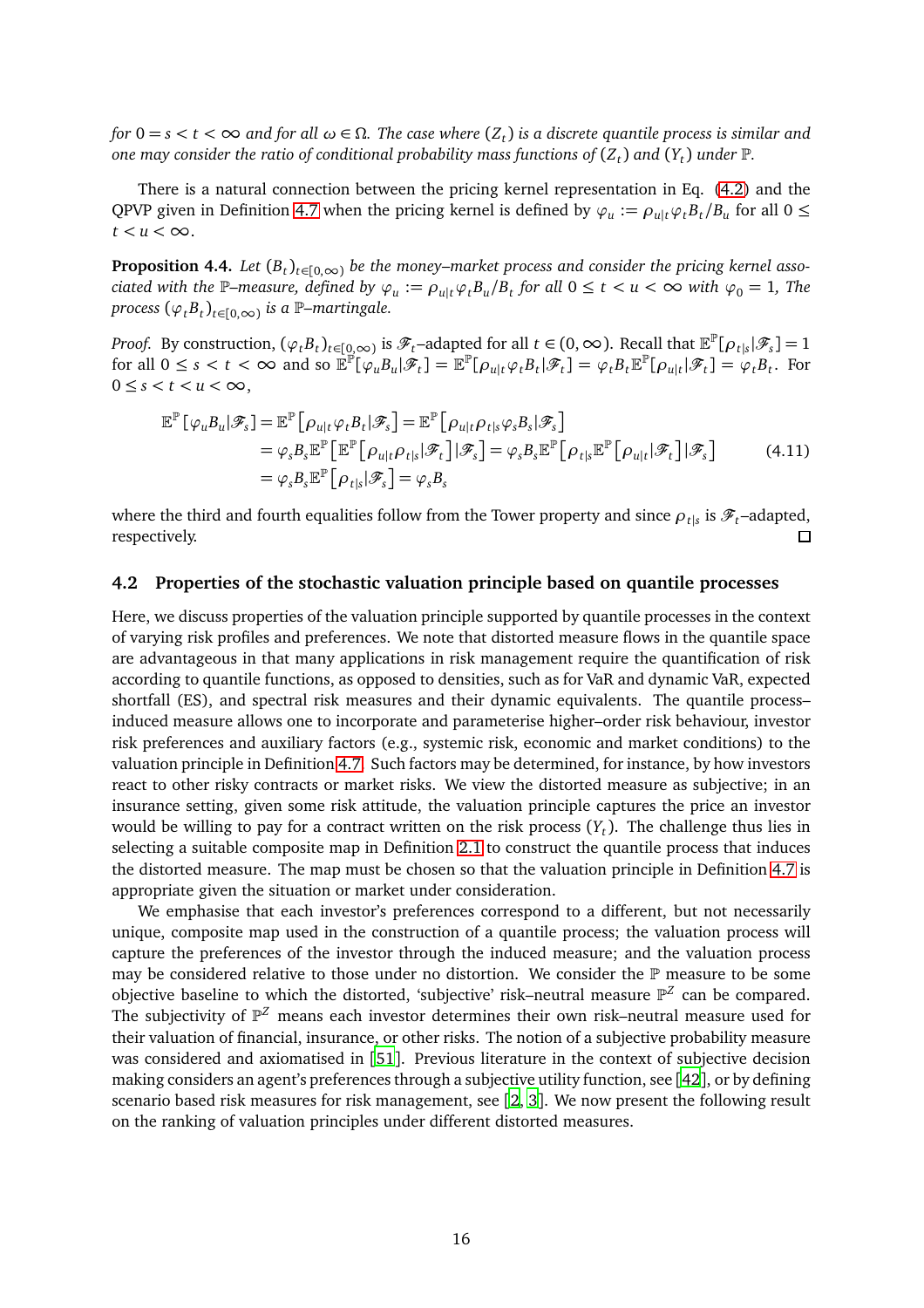*for* $0 = s < t < \infty$ *and for all* $\omega \in \Omega$*. The case where* $(Z_t)$ *is a discrete quantile process is similar and one may consider the ratio of conditional probability mass functions of* $(Z_t)$ *and* $(Y_t)$ *under* $\mathbb{P}$*.*

There is a natural connection between the pricing kernel representation in Eq. (4.2) and the QPVP given in Definition 4.7 when the pricing kernel is defined by $\varphi_u := \rho_{u|t}\varphi_t B_t / B_u$ for all $0 \leq t < u < \infty$.

**Proposition 4.4.** *Let* $(B_t)_{t \in [0,\infty)}$ *be the money–market process and consider the pricing kernel associated with the* $\mathbb{P}$*–measure, defined by* $\varphi_u := \rho_{u|t}\varphi_t B_u / B_t$ *for all* $0 \leq t < u < \infty$ *with* $\varphi_0 = 1$*, The process* $(\varphi_t B_t)_{t \in [0,\infty)}$ *is a* $\mathbb{P}$*–martingale.*

*Proof.* By construction, $(\varphi_t B_t)_{t \in [0,\infty)}$ is $\mathscr{F}_t$–adapted for all $t \in (0, \infty)$. Recall that $\mathbb{E}^{\mathbb{P}}[\rho_{t|s} | \mathscr{F}_s] = 1$ for all $0 \leq s < t < \infty$ and so $\mathbb{E}^{\mathbb{P}}[\varphi_u B_u | \mathscr{F}_t] = \mathbb{E}^{\mathbb{P}}[\rho_{u|t}\varphi_t B_t | \mathscr{F}_t] = \varphi_t B_t \mathbb{E}^{\mathbb{P}}[\rho_{u|t} | \mathscr{F}_t] = \varphi_t B_t$. For $0 \leq s < t < u < \infty$,

$$
\begin{aligned}
\mathbb{E}^{\mathbb{P}}[\varphi_u B_u | \mathscr{F}_s] &= \mathbb{E}^{\mathbb{P}}\left[\rho_{u|t}\varphi_t B_t | \mathscr{F}_s\right] = \mathbb{E}^{\mathbb{P}}\left[\rho_{u|t}\rho_{t|s}\varphi_s B_s | \mathscr{F}_s\right] \\
&= \varphi_s B_s \mathbb{E}^{\mathbb{P}}\left[\mathbb{E}^{\mathbb{P}}\left[\rho_{u|t}\rho_{t|s} | \mathscr{F}_t\right] | \mathscr{F}_s\right] = \varphi_s B_s \mathbb{E}^{\mathbb{P}}\left[\rho_{t|s}\mathbb{E}^{\mathbb{P}}\left[\rho_{u|t} | \mathscr{F}_t\right] | \mathscr{F}_s\right] \\
&= \varphi_s B_s \mathbb{E}^{\mathbb{P}}\left[\rho_{t|s} | \mathscr{F}_s\right] = \varphi_s B_s
\end{aligned}
\tag{4.11}
$$

where the third and fourth equalities follow from the Tower property and since $\rho_{t|s}$ is $\mathscr{F}_t$–adapted, respectively. □

## 4.2 Properties of the stochastic valuation principle based on quantile processes

Here, we discuss properties of the valuation principle supported by quantile processes in the context of varying risk profiles and preferences. We note that distorted measure flows in the quantile space are advantageous in that many applications in risk management require the quantification of risk according to quantile functions, as opposed to densities, such as for VaR and dynamic VaR, expected shortfall (ES), and spectral risk measures and their dynamic equivalents. The quantile process–induced measure allows one to incorporate and parameterise higher–order risk behaviour, investor risk preferences and auxiliary factors (e.g., systemic risk, economic and market conditions) to the valuation principle in Definition 4.7. Such factors may be determined, for instance, by how investors react to other risky contracts or market risks. We view the distorted measure as subjective; in an insurance setting, given some risk attitude, the valuation principle captures the price an investor would be willing to pay for a contract written on the risk process $(Y_t)$. The challenge thus lies in selecting a suitable composite map in Definition 2.1 to construct the quantile process that induces the distorted measure. The map must be chosen so that the valuation principle in Definition 4.7 is appropriate given the situation or market under consideration.

We emphasise that each investor's preferences correspond to a different, but not necessarily unique, composite map used in the construction of a quantile process; the valuation process will capture the preferences of the investor through the induced measure; and the valuation process may be considered relative to those under no distortion. We consider the $\mathbb{P}$ measure to be some objective baseline to which the distorted, 'subjective' risk–neutral measure $\mathbb{P}^Z$ can be compared. The subjectivity of $\mathbb{P}^Z$ means each investor determines their own risk–neutral measure used for their valuation of financial, insurance, or other risks. The notion of a subjective probability measure was considered and axiomatised in [51]. Previous literature in the context of subjective decision making considers an agent's preferences through a subjective utility function, see [42], or by defining scenario based risk measures for risk management, see [2, 3]. We now present the following result on the ranking of valuation principles under different distorted measures.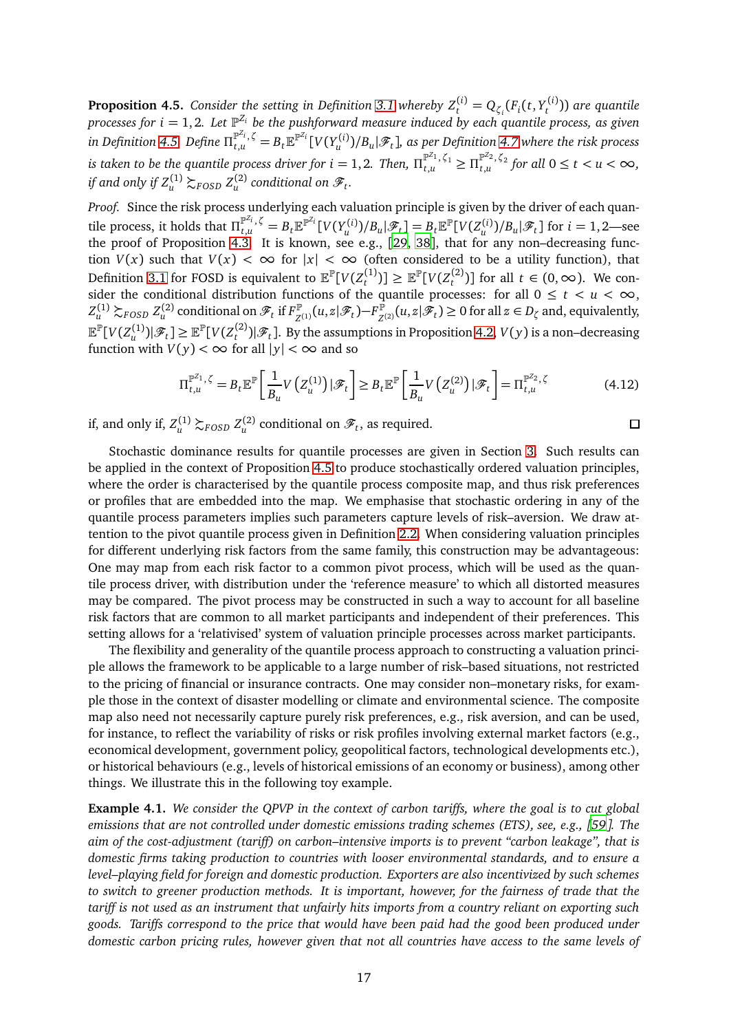**Proposition 4.5.** *Consider the setting in Definition 3.1 whereby $Z_t^{(i)} = Q_{\zeta_i}(F_i(t, Y_t^{(i)}))$ are quantile processes for $i = 1, 2$. Let $\mathbb{P}^{Z_i}$ be the pushforward measure induced by each quantile process, as given in Definition 4.5. Define $\Pi_{t,u}^{\mathbb{P}^{Z_i},\zeta} = B_t \mathbb{E}^{\mathbb{P}^{Z_i}}[V(Y_u^{(i)})/B_u | \mathscr{F}_t]$, as per Definition 4.7 where the risk process is taken to be the quantile process driver for $i = 1, 2$. Then, $\Pi_{t,u}^{\mathbb{P}^{Z_1},\zeta_1} \geq \Pi_{t,u}^{\mathbb{P}^{Z_2},\zeta_2}$ for all $0 \leq t < u < \infty$, if and only if $Z_u^{(1)} \succsim_{FOSD} Z_u^{(2)}$ conditional on $\mathscr{F}_t$.*

*Proof.* Since the risk process underlying each valuation principle is given by the driver of each quantile process, it holds that $\Pi_{t,u}^{\mathbb{P}^{Z_i},\zeta} = B_t \mathbb{E}^{\mathbb{P}^{Z_i}}[V(Y_u^{(i)})/B_u | \mathscr{F}_t] = B_t \mathbb{E}^{\mathbb{P}}[V(Z_u^{(i)})/B_u | \mathscr{F}_t]$ for $i = 1, 2$—see the proof of Proposition 4.3. It is known, see e.g., [29, 38], that for any non–decreasing function $V(x)$ such that $V(x) < \infty$ for $|x| < \infty$ (often considered to be a utility function), that Definition 3.1 for FOSD is equivalent to $\mathbb{E}^{\mathbb{P}}[V(Z_t^{(1)})] \geq \mathbb{E}^{\mathbb{P}}[V(Z_t^{(2)})]$ for all $t \in (0, \infty)$. We consider the conditional distribution functions of the quantile processes: for all $0 \leq t < u < \infty$, $Z_u^{(1)} \succsim_{FOSD} Z_u^{(2)}$ conditional on $\mathscr{F}_t$ if $F_{Z^{(1)}}^{\mathbb{P}}(u, z | \mathscr{F}_t) - F_{Z^{(2)}}^{\mathbb{P}}(u, z | \mathscr{F}_t) \geq 0$ for all $z \in D_\zeta$ and, equivalently, $\mathbb{E}^{\mathbb{P}}[V(Z_u^{(1)}) | \mathscr{F}_t] \geq \mathbb{E}^{\mathbb{P}}[V(Z_t^{(2)}) | \mathscr{F}_t]$. By the assumptions in Proposition 4.2, $V(y)$ is a non–decreasing function with $V(y) < \infty$ for all $|y| < \infty$ and so

$$\Pi_{t,u}^{\mathbb{P}^{Z_1},\zeta} = B_t \mathbb{E}^{\mathbb{P}}\left[\frac{1}{B_u} V\left(Z_u^{(1)}\right) | \mathscr{F}_t\right] \geq B_t \mathbb{E}^{\mathbb{P}}\left[\frac{1}{B_u} V\left(Z_u^{(2)}\right) | \mathscr{F}_t\right] = \Pi_{t,u}^{\mathbb{P}^{Z_2},\zeta} \tag{4.12}$$

if, and only if, $Z_u^{(1)} \succsim_{FOSD} Z_u^{(2)}$ conditional on $\mathscr{F}_t$, as required. □

Stochastic dominance results for quantile processes are given in Section 3. Such results can be applied in the context of Proposition 4.5 to produce stochastically ordered valuation principles, where the order is characterised by the quantile process composite map, and thus risk preferences or profiles that are embedded into the map. We emphasise that stochastic ordering in any of the quantile process parameters implies such parameters capture levels of risk–aversion. We draw attention to the pivot quantile process given in Definition 2.2. When considering valuation principles for different underlying risk factors from the same family, this construction may be advantageous: One may map from each risk factor to a common pivot process, which will be used as the quantile process driver, with distribution under the 'reference measure' to which all distorted measures may be compared. The pivot process may be constructed in such a way to account for all baseline risk factors that are common to all market participants and independent of their preferences. This setting allows for a 'relativised' system of valuation principle processes across market participants.

The flexibility and generality of the quantile process approach to constructing a valuation principle allows the framework to be applicable to a large number of risk–based situations, not restricted to the pricing of financial or insurance contracts. One may consider non–monetary risks, for example those in the context of disaster modelling or climate and environmental science. The composite map also need not necessarily capture purely risk preferences, e.g., risk aversion, and can be used, for instance, to reflect the variability of risks or risk profiles involving external market factors (e.g., economical development, government policy, geopolitical factors, technological developments etc.), or historical behaviours (e.g., levels of historical emissions of an economy or business), among other things. We illustrate this in the following toy example.

**Example 4.1.** *We consider the QPVP in the context of carbon tariffs, where the goal is to cut global emissions that are not controlled under domestic emissions trading schemes (ETS), see, e.g., [59]. The aim of the cost-adjustment (tariff) on carbon–intensive imports is to prevent "carbon leakage", that is domestic firms taking production to countries with looser environmental standards, and to ensure a level–playing field for foreign and domestic production. Exporters are also incentivized by such schemes to switch to greener production methods. It is important, however, for the fairness of trade that the tariff is not used as an instrument that unfairly hits imports from a country reliant on exporting such goods. Tariffs correspond to the price that would have been paid had the good been produced under domestic carbon pricing rules, however given that not all countries have access to the same levels of*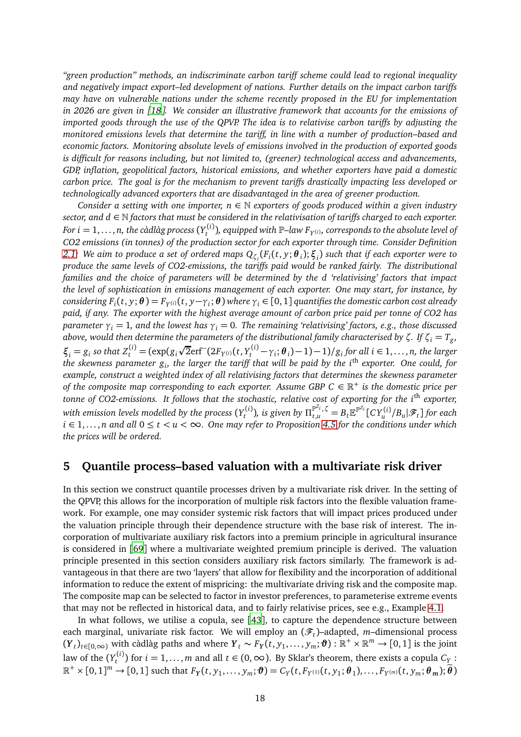*"green production" methods, an indiscriminate carbon tariff scheme could lead to regional inequality and negatively impact export–led development of nations. Further details on the impact carbon tariffs may have on vulnerable nations under the scheme recently proposed in the EU for implementation in 2026 are given in [18]. We consider an illustrative framework that accounts for the emissions of imported goods through the use of the QPVP. The idea is to relativise carbon tariffs by adjusting the monitored emissions levels that determine the tariff, in line with a number of production–based and economic factors. Monitoring absolute levels of emissions involved in the production of exported goods is difficult for reasons including, but not limited to, (greener) technological access and advancements, GDP, inflation, geopolitical factors, historical emissions, and whether exporters have paid a domestic carbon price. The goal is for the mechanism to prevent tariffs drastically impacting less developed or technologically advanced exporters that are disadvantaged in the area of greener production.*

*Consider a setting with one importer, $n \in \mathbb{N}$ exporters of goods produced within a given industry sector, and $d \in \mathbb{N}$ factors that must be considered in the relativisation of tariffs charged to each exporter. For $i = 1, \dots, n$, the càdlàg process $(Y_t^{(i)})$, equipped with $\mathbb{P}$–law $F_{Y^{(i)}}$, corresponds to the absolute level of CO2 emissions (in tonnes) of the production sector for each exporter through time. Consider Definition 2.1: We aim to produce a set of ordered maps $Q_{\zeta_i}(F_i(t, y; \boldsymbol{\theta}_i); \boldsymbol{\xi}_i)$ such that if each exporter were to produce the same levels of CO2-emissions, the tariffs paid would be ranked fairly. The distributional families and the choice of parameters will be determined by the $d$ 'relativising' factors that impact the level of sophistication in emissions management of each exporter. One may start, for instance, by considering $F_i(t, y; \boldsymbol{\theta}) = F_{Y^{(i)}}(t, y - \gamma_i; \boldsymbol{\theta})$ where $\gamma_i \in [0, 1]$ quantifies the domestic carbon cost already paid, if any. The exporter with the highest average amount of carbon price paid per tonne of CO2 has parameter $\gamma_i = 1$, and the lowest has $\gamma_i = 0$. The remaining 'relativising' factors, e.g., those discussed above, would then determine the parameters of the distributional family characterised by $\zeta$. If $\zeta_i = T_g$, $\boldsymbol{\xi}_i = g_i$ so that $Z_t^{(i)} = (\exp(g_i \sqrt{2}\mathrm{erf}^{-}(2F_{Y^{(i)}}(t, Y_t^{(i)} - \gamma_i; \boldsymbol{\theta}_i) - 1) - 1)/g_i$ for all $i \in 1, \dots, n$, the larger the skewness parameter $g_i$, the larger the tariff that will be paid by the $i^{\text{th}}$ exporter. One could, for example, construct a weighted index of all relativising factors that determines the skewness parameter of the composite map corresponding to each exporter. Assume GBP $C \in \mathbb{R}^+$ is the domestic price per tonne of CO2-emissions. It follows that the stochastic, relative cost of exporting for the $i^{\text{th}}$ exporter, with emission levels modelled by the process $(Y_t^{(i)})$, is given by $\Pi_{t,u}^{\mathbb{P}^{Z_i}, \zeta} = B_t \mathbb{E}^{\mathbb{P}^{Z_i}}[C Y_u^{(i)}/B_u | \mathscr{F}_t]$ for each $i \in 1, \dots, n$ and all $0 \le t < u < \infty$. One may refer to Proposition 4.5 for the conditions under which the prices will be ordered.*

## 5 Quantile process–based valuation with a multivariate risk driver

In this section we construct quantile processes driven by a multivariate risk driver. In the setting of the QPVP, this allows for the incorporation of multiple risk factors into the flexible valuation framework. For example, one may consider systemic risk factors that will impact prices produced under the valuation principle through their dependence structure with the base risk of interest. The incorporation of multivariate auxiliary risk factors into a premium principle in agricultural insurance is considered in [69] where a multivariate weighted premium principle is derived. The valuation principle presented in this section considers auxiliary risk factors similarly. The framework is advantageous in that there are two 'layers' that allow for flexibility and the incorporation of additional information to reduce the extent of mispricing: the multivariate driving risk and the composite map. The composite map can be selected to factor in investor preferences, to parameterise extreme events that may not be reflected in historical data, and to fairly relativise prices, see e.g., Example 4.1.

In what follows, we utilise a copula, see [43], to capture the dependence structure between each marginal, univariate risk factor. We will employ an $(\mathscr{F}_t)$–adapted, $m$–dimensional process $(\boldsymbol{Y}_t)_{t \in [0,\infty)}$ with càdlàg paths and where $\boldsymbol{Y}_t \sim F_{\boldsymbol{Y}}(t, y_1, \dots, y_m; \boldsymbol{\vartheta}) : \mathbb{R}^+ \times \mathbb{R}^m \to [0, 1]$ is the joint law of the $(Y_t^{(i)})$ for $i = 1, \dots, m$ and all $t \in (0, \infty)$. By Sklar's theorem, there exists a copula $C_Y : \mathbb{R}^+ \times [0, 1]^m \to [0, 1]$ such that $F_{\boldsymbol{Y}}(t, y_1, \dots, y_m; \boldsymbol{\vartheta}) = C_Y(t, F_{Y^{(1)}}(t, y_1; \boldsymbol{\theta}_1), \dots, F_{Y^{(m)}}(t, y_m; \boldsymbol{\theta}_m); \widetilde{\boldsymbol{\theta}})$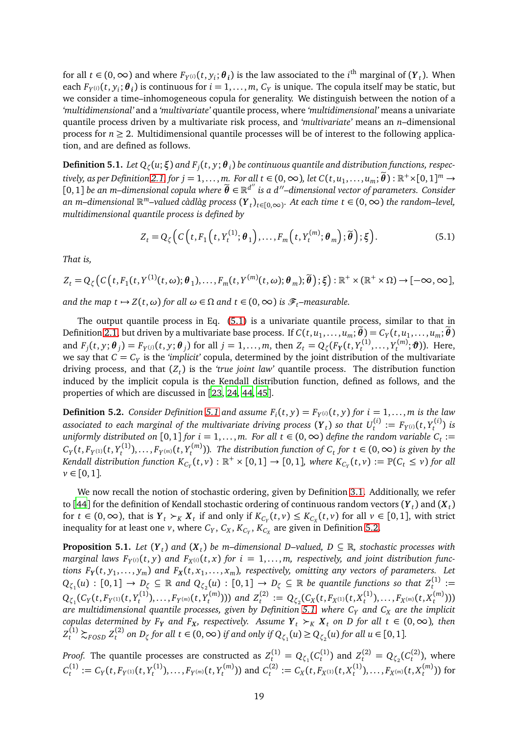for all $t \in (0, \infty)$ and where $F_{Y^{(i)}}(t, y_i; \boldsymbol{\theta_i})$ is the law associated to the $i^{\text{th}}$ marginal of $(\boldsymbol{Y}_t)$. When each $F_{Y^{(i)}}(t, y_i; \boldsymbol{\theta_i})$ is continuous for $i = 1, \dots, m$, $C_Y$ is unique. The copula itself may be static, but we consider a time–inhomogeneous copula for generality. We distinguish between the notion of a *'multidimensional'* and a *'multivariate'* quantile process, where *'multidimensional'* means a univariate quantile process driven by a multivariate risk process, and *'multivariate'* means an $n$–dimensional process for $n \geq 2$. Multidimensional quantile processes will be of interest to the following application, and are defined as follows.

**Definition 5.1.** *Let $Q_\zeta(u; \boldsymbol{\xi})$ and $F_j(t, y; \boldsymbol{\theta}_j)$ be continuous quantile and distribution functions, respectively, as per Definition 2.1 for $j = 1, \dots, m$. For all $t \in (0, \infty)$, let $C(t, u_1, \dots, u_m; \widetilde{\boldsymbol{\theta}}) : \mathbb{R}^+ \times [0,1]^m \to [0,1]$ be an $m$–dimensional copula where $\widetilde{\boldsymbol{\theta}} \in \mathbb{R}^{d''}$ is a $d''$–dimensional vector of parameters. Consider an $m$–dimensional $\mathbb{R}^m$–valued càdlàg process $(\boldsymbol{Y}_t)_{t \in [0,\infty)}$. At each time $t \in (0, \infty)$ the random–level, multidimensional quantile process is defined by*

$$Z_t = Q_\zeta\Big(C\Big(t, F_1\Big(t, Y_t^{(1)}; \boldsymbol{\theta}_1\Big), \dots, F_m\Big(t, Y_t^{(m)}; \boldsymbol{\theta}_m\Big); \widetilde{\boldsymbol{\theta}}\Big); \boldsymbol{\xi}\Big). \tag{5.1}$$

*That is,*

$$Z_t = Q_\zeta\Big(C\Big(t, F_1(t, Y^{(1)}(t,\omega); \boldsymbol{\theta}_1), \dots, F_m(t, Y^{(m)}(t,\omega); \boldsymbol{\theta}_m); \widetilde{\boldsymbol{\theta}}\Big); \boldsymbol{\xi}\Big) : \mathbb{R}^+ \times (\mathbb{R}^+ \times \Omega) \to [-\infty, \infty],$$

*and the map $t \mapsto Z(t, \omega)$ for all $\omega \in \Omega$ and $t \in (0, \infty)$ is $\mathscr{F}_t$–measurable.*

The output quantile process in Eq. (5.1) is a univariate quantile process, similar to that in Definition 2.1, but driven by a multivariate base process. If $C(t, u_1, \dots, u_m; \widetilde{\boldsymbol{\theta}}) = C_Y(t, u_1, \dots, u_m; \widetilde{\boldsymbol{\theta}})$ and $F_j(t, y; \boldsymbol{\theta}_j) = F_{Y^{(j)}}(t, y; \boldsymbol{\theta}_j)$ for all $j = 1, \dots, m$, then $Z_t = Q_\zeta(F_{\boldsymbol{Y}}(t, Y_t^{(1)}, \dots, Y_t^{(m)}; \boldsymbol{\vartheta}))$. Here, we say that $C = C_Y$ is the *'implicit'* copula, determined by the joint distribution of the multivariate driving process, and that $(Z_t)$ is the *'true joint law'* quantile process. The distribution function induced by the implicit copula is the Kendall distribution function, defined as follows, and the properties of which are discussed in [23, 24, 44, 45].

**Definition 5.2.** *Consider Definition 5.1 and assume $F_i(t, y) = F_{Y^{(i)}}(t, y)$ for $i = 1, \dots, m$ is the law associated to each marginal of the multivariate driving process $(\boldsymbol{Y}_t)$ so that $U_t^{(i)} := F_{Y^{(i)}}(t, Y_t^{(i)})$ is uniformly distributed on $[0,1]$ for $i = 1, \dots, m$. For all $t \in (0, \infty)$ define the random variable $C_t := C_Y(t, F_{Y^{(1)}}(t, Y_t^{(1)}), \dots, F_{Y^{(m)}}(t, Y_t^{(m)}))$. The distribution function of $C_t$ for $t \in (0, \infty)$ is given by the Kendall distribution function $K_{C_Y}(t, v) : \mathbb{R}^+ \times [0,1] \to [0,1]$, where $K_{C_Y}(t, v) := \mathbb{P}(C_t \leq v)$ for all $v \in [0,1]$.*

We now recall the notion of stochastic ordering, given by Definition 3.1. Additionally, we refer to [44] for the definition of Kendall stochastic ordering of continuous random vectors $(\boldsymbol{Y}_t)$ and $(\boldsymbol{X}_t)$ for $t \in (0, \infty)$, that is $\boldsymbol{Y}_t \succ_K \boldsymbol{X}_t$ if and only if $K_{C_Y}(t, v) \leq K_{C_X}(t, v)$ for all $v \in [0,1]$, with strict inequality for at least one $v$, where $C_Y$, $C_X$, $K_{C_Y}$, $K_{C_X}$ are given in Definition 5.2.

**Proposition 5.1.** *Let $(\boldsymbol{Y}_t)$ and $(\boldsymbol{X}_t)$ be $m$–dimensional $D$–valued, $D \subseteq \mathbb{R}$, stochastic processes with marginal laws $F_{Y^{(i)}}(t, y)$ and $F_{X^{(i)}}(t, x)$ for $i = 1, \dots, m$, respectively, and joint distribution functions $F_{\boldsymbol{Y}}(t, y_1, \dots, y_m)$ and $F_{\boldsymbol{X}}(t, x_1, \dots, x_m)$, respectively, omitting any vectors of parameters. Let $Q_{\zeta_1}(u) : [0,1] \to D_\zeta \subseteq \mathbb{R}$ and $Q_{\zeta_2}(u) : [0,1] \to D_\zeta \subseteq \mathbb{R}$ be quantile functions so that $Z_t^{(1)} := Q_{\zeta_1}(C_Y(t, F_{Y^{(1)}}(t, Y_t^{(1)}), \dots, F_{Y^{(m)}}(t, Y_t^{(m)})))$ and $Z_t^{(2)} := Q_{\zeta_2}(C_X(t, F_{X^{(1)}}(t, X_t^{(1)}), \dots, F_{X^{(m)}}(t, X_t^{(m)})))$ are multidimensional quantile processes, given by Definition 5.1 where $C_Y$ and $C_X$ are the implicit copulas determined by $F_{\boldsymbol{Y}}$ and $F_{\boldsymbol{X}}$, respectively. Assume $\boldsymbol{Y}_t \succ_K \boldsymbol{X}_t$ on $D$ for all $t \in (0, \infty)$, then $Z_t^{(1)} \succsim_{FOSD} Z_t^{(2)}$ on $D_\zeta$ for all $t \in (0, \infty)$ if and only if $Q_{\zeta_1}(u) \geq Q_{\zeta_2}(u)$ for all $u \in [0,1]$.*

*Proof.* The quantile processes are constructed as $Z_t^{(1)} = Q_{\zeta_1}(C_t^{(1)})$ and $Z_t^{(2)} = Q_{\zeta_2}(C_t^{(2)})$, where $C_t^{(1)} := C_Y(t, F_{Y^{(1)}}(t, Y_t^{(1)}), \dots, F_{Y^{(m)}}(t, Y_t^{(m)}))$ and $C_t^{(2)} := C_X(t, F_{X^{(1)}}(t, X_t^{(1)}), \dots, F_{X^{(m)}}(t, X_t^{(m)}))$ for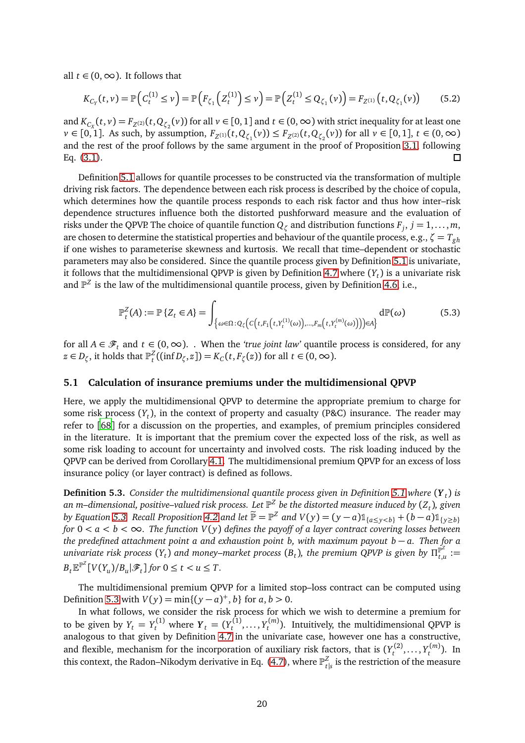all $t \in (0, \infty)$. It follows that

$$K_{C_Y}(t, v) = \mathbb{P}\left(C_t^{(1)} \leq v\right) = \mathbb{P}\left(F_{\zeta_1}\left(Z_t^{(1)}\right) \leq v\right) = \mathbb{P}\left(Z_t^{(1)} \leq Q_{\zeta_1}(v)\right) = F_{Z^{(1)}}\left(t, Q_{\zeta_1}(v)\right) \tag{5.2}$$

and $K_{C_X}(t, v) = F_{Z^{(2)}}(t, Q_{\zeta_2}(v))$ for all $v \in [0, 1]$ and $t \in (0, \infty)$ with strict inequality for at least one $v \in [0, 1]$. As such, by assumption, $F_{Z^{(1)}}(t, Q_{\zeta_1}(v)) \leq F_{Z^{(2)}}(t, Q_{\zeta_2}(v))$ for all $v \in [0, 1]$, $t \in (0, \infty)$ and the rest of the proof follows by the same argument in the proof of Proposition 3.1, following Eq. (3.1). □

Definition 5.1 allows for quantile processes to be constructed via the transformation of multiple driving risk factors. The dependence between each risk process is described by the choice of copula, which determines how the quantile process responds to each risk factor and thus how inter–risk dependence structures influence both the distorted pushforward measure and the evaluation of risks under the QPVP. The choice of quantile function $Q_\zeta$ and distribution functions $F_j$, $j = 1, \ldots, m$, are chosen to determine the statistical properties and behaviour of the quantile process, e.g., $\zeta = T_{gh}$ if one wishes to parameterise skewness and kurtosis. We recall that time–dependent or stochastic parameters may also be considered. Since the quantile process given by Definition 5.1 is univariate, it follows that the multidimensional QPVP is given by Definition 4.7 where $(Y_t)$ is a univariate risk and $\mathbb{P}^Z$ is the law of the multidimensional quantile process, given by Definition 4.6, i.e.,

$$\mathbb{P}_t^Z(A) := \mathbb{P}\{Z_t \in A\} = \int_{\left\{\omega \in \Omega : Q_\zeta\left(C\left(t, F_1\left(t, Y_t^{(1)}(\omega)\right), \ldots, F_m\left(t, Y_t^{(m)}(\omega)\right)\right)\right) \in A\right\}} \mathrm{d}\mathbb{P}(\omega) \tag{5.3}$$

for all $A \in \mathscr{F}_t$ and $t \in (0, \infty)$. . When the *'true joint law'* quantile process is considered, for any $z \in D_\zeta$, it holds that $\mathbb{P}_t^Z((\inf D_\zeta, z]) = K_C(t, F_\zeta(z))$ for all $t \in (0, \infty)$.

## 5.1 Calculation of insurance premiums under the multidimensional QPVP

Here, we apply the multidimensional QPVP to determine the appropriate premium to charge for some risk process $(Y_t)$, in the context of property and casualty (P&C) insurance. The reader may refer to [68] for a discussion on the properties, and examples, of premium principles considered in the literature. It is important that the premium cover the expected loss of the risk, as well as some risk loading to account for uncertainty and involved costs. The risk loading induced by the QPVP can be derived from Corollary 4.1. The multidimensional premium QPVP for an excess of loss insurance policy (or layer contract) is defined as follows.

**Definition 5.3.** *Consider the multidimensional quantile process given in Definition 5.1 where $(\boldsymbol{Y}_t)$ is an $m$–dimensional, positive–valued risk process. Let $\mathbb{P}^Z$ be the distorted measure induced by $(Z_t)$, given by Equation 5.3. Recall Proposition 4.2 and let $\widetilde{\mathbb{P}} = \mathbb{P}^Z$ and $V(y) = (y-a)\mathbb{1}_{\{a \leq y < b\}} + (b-a)\mathbb{1}_{\{y \geq b\}}$ for $0 < a < b < \infty$. The function $V(y)$ defines the payoff of a layer contract covering losses between the predefined attachment point $a$ and exhaustion point $b$, with maximum payout $b - a$. Then for a univariate risk process $(Y_t)$ and money–market process $(B_t)$, the premium QPVP is given by $\Pi_{t,u}^{\mathbb{P}^Z} := B_t \mathbb{E}^{\mathbb{P}^Z}[V(Y_u)/B_u | \mathscr{F}_t]$ for $0 \leq t < u \leq T$.*

The multidimensional premium QPVP for a limited stop–loss contract can be computed using Definition 5.3 with $V(y) = \min\{(y-a)^+, b\}$ for $a, b > 0$.

In what follows, we consider the risk process for which we wish to determine a premium for to be given by $Y_t = Y_t^{(1)}$ where $\boldsymbol{Y}_t = (Y_t^{(1)}, \ldots, Y_t^{(m)})$. Intuitively, the multidimensional QPVP is analogous to that given by Definition 4.7 in the univariate case, however one has a constructive, and flexible, mechanism for the incorporation of auxiliary risk factors, that is $(Y_t^{(2)}, \ldots, Y_t^{(m)})$. In this context, the Radon–Nikodym derivative in Eq. (4.7), where $\mathbb{P}_{t|s}^Z$ is the restriction of the measure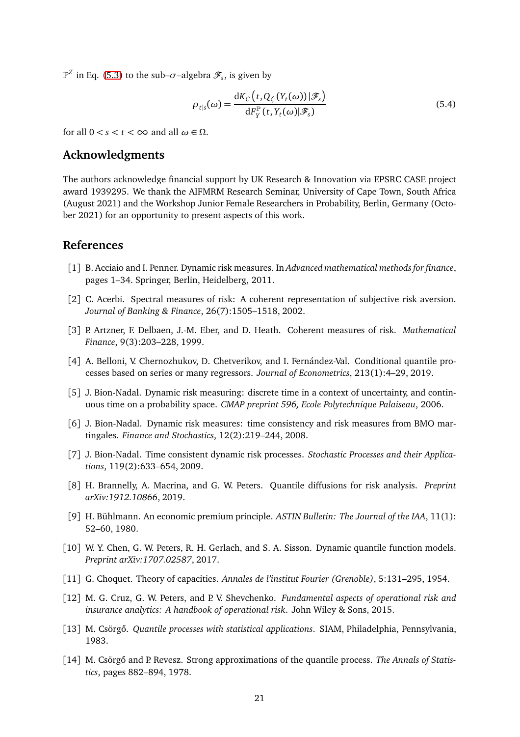$\mathbb{P}^Z$ in Eq. (5.3) to the sub–$\sigma$–algebra $\mathscr{F}_s$, is given by

$$\rho_{t|s}(\omega) = \frac{\mathrm{d}K_C\left(t, Q_\zeta\left(Y_t(\omega)\right)|\mathscr{F}_s\right)}{\mathrm{d}F_Y^{\mathbb{P}}\left(t, Y_t(\omega)|\mathscr{F}_s\right)} \tag{5.4}$$

for all $0 < s < t < \infty$ and all $\omega \in \Omega$.

## Acknowledgments

The authors acknowledge financial support by UK Research & Innovation via EPSRC CASE project award 1939295. We thank the AIFMRM Research Seminar, University of Cape Town, South Africa (August 2021) and the Workshop Junior Female Researchers in Probability, Berlin, Germany (October 2021) for an opportunity to present aspects of this work.

## References

[1] B. Acciaio and I. Penner. Dynamic risk measures. In *Advanced mathematical methods for finance*, pages 1–34. Springer, Berlin, Heidelberg, 2011.

[2] C. Acerbi. Spectral measures of risk: A coherent representation of subjective risk aversion. *Journal of Banking & Finance*, 26(7):1505–1518, 2002.

[3] P. Artzner, F. Delbaen, J.-M. Eber, and D. Heath. Coherent measures of risk. *Mathematical Finance*, 9(3):203–228, 1999.

[4] A. Belloni, V. Chernozhukov, D. Chetverikov, and I. Fernández-Val. Conditional quantile processes based on series or many regressors. *Journal of Econometrics*, 213(1):4–29, 2019.

[5] J. Bion-Nadal. Dynamic risk measuring: discrete time in a context of uncertainty, and continuous time on a probability space. *CMAP preprint 596, Ecole Polytechnique Palaiseau*, 2006.

[6] J. Bion-Nadal. Dynamic risk measures: time consistency and risk measures from BMO martingales. *Finance and Stochastics*, 12(2):219–244, 2008.

[7] J. Bion-Nadal. Time consistent dynamic risk processes. *Stochastic Processes and their Applications*, 119(2):633–654, 2009.

[8] H. Brannelly, A. Macrina, and G. W. Peters. Quantile diffusions for risk analysis. *Preprint arXiv:1912.10866*, 2019.

[9] H. Bühlmann. An economic premium principle. *ASTIN Bulletin: The Journal of the IAA*, 11(1): 52–60, 1980.

[10] W. Y. Chen, G. W. Peters, R. H. Gerlach, and S. A. Sisson. Dynamic quantile function models. *Preprint arXiv:1707.02587*, 2017.

[11] G. Choquet. Theory of capacities. *Annales de l'institut Fourier (Grenoble)*, 5:131–295, 1954.

[12] M. G. Cruz, G. W. Peters, and P. V. Shevchenko. *Fundamental aspects of operational risk and insurance analytics: A handbook of operational risk*. John Wiley & Sons, 2015.

[13] M. Csörgő. *Quantile processes with statistical applications*. SIAM, Philadelphia, Pennsylvania, 1983.

[14] M. Csörgő and P. Revesz. Strong approximations of the quantile process. *The Annals of Statistics*, pages 882–894, 1978.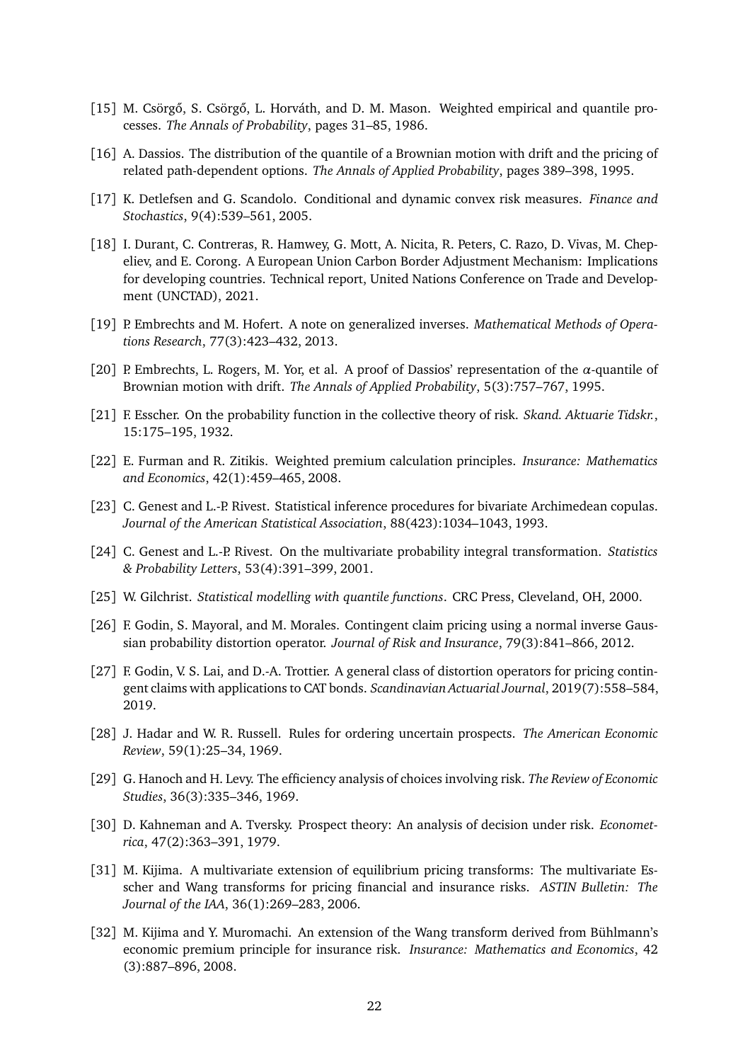[15] M. Csörgő, S. Csörgő, L. Horváth, and D. M. Mason. Weighted empirical and quantile processes. *The Annals of Probability*, pages 31–85, 1986.

[16] A. Dassios. The distribution of the quantile of a Brownian motion with drift and the pricing of related path-dependent options. *The Annals of Applied Probability*, pages 389–398, 1995.

[17] K. Detlefsen and G. Scandolo. Conditional and dynamic convex risk measures. *Finance and Stochastics*, 9(4):539–561, 2005.

[18] I. Durant, C. Contreras, R. Hamwey, G. Mott, A. Nicita, R. Peters, C. Razo, D. Vivas, M. Chepeliev, and E. Corong. A European Union Carbon Border Adjustment Mechanism: Implications for developing countries. Technical report, United Nations Conference on Trade and Development (UNCTAD), 2021.

[19] P. Embrechts and M. Hofert. A note on generalized inverses. *Mathematical Methods of Operations Research*, 77(3):423–432, 2013.

[20] P. Embrechts, L. Rogers, M. Yor, et al. A proof of Dassios' representation of the $\alpha$-quantile of Brownian motion with drift. *The Annals of Applied Probability*, 5(3):757–767, 1995.

[21] F. Esscher. On the probability function in the collective theory of risk. *Skand. Aktuarie Tidskr.*, 15:175–195, 1932.

[22] E. Furman and R. Zitikis. Weighted premium calculation principles. *Insurance: Mathematics and Economics*, 42(1):459–465, 2008.

[23] C. Genest and L.-P. Rivest. Statistical inference procedures for bivariate Archimedean copulas. *Journal of the American Statistical Association*, 88(423):1034–1043, 1993.

[24] C. Genest and L.-P. Rivest. On the multivariate probability integral transformation. *Statistics & Probability Letters*, 53(4):391–399, 2001.

[25] W. Gilchrist. *Statistical modelling with quantile functions*. CRC Press, Cleveland, OH, 2000.

[26] F. Godin, S. Mayoral, and M. Morales. Contingent claim pricing using a normal inverse Gaussian probability distortion operator. *Journal of Risk and Insurance*, 79(3):841–866, 2012.

[27] F. Godin, V. S. Lai, and D.-A. Trottier. A general class of distortion operators for pricing contingent claims with applications to CAT bonds. *Scandinavian Actuarial Journal*, 2019(7):558–584, 2019.

[28] J. Hadar and W. R. Russell. Rules for ordering uncertain prospects. *The American Economic Review*, 59(1):25–34, 1969.

[29] G. Hanoch and H. Levy. The efficiency analysis of choices involving risk. *The Review of Economic Studies*, 36(3):335–346, 1969.

[30] D. Kahneman and A. Tversky. Prospect theory: An analysis of decision under risk. *Econometrica*, 47(2):363–391, 1979.

[31] M. Kijima. A multivariate extension of equilibrium pricing transforms: The multivariate Esscher and Wang transforms for pricing financial and insurance risks. *ASTIN Bulletin: The Journal of the IAA*, 36(1):269–283, 2006.

[32] M. Kijima and Y. Muromachi. An extension of the Wang transform derived from Bühlmann's economic premium principle for insurance risk. *Insurance: Mathematics and Economics*, 42 (3):887–896, 2008.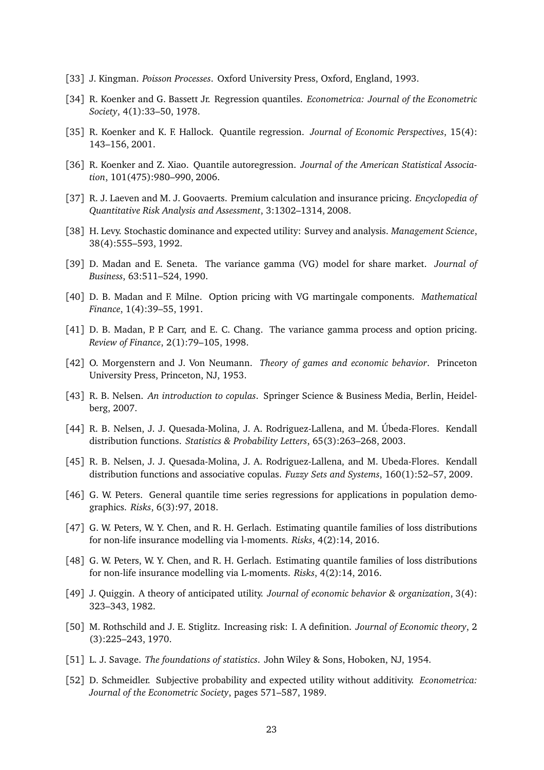[33] J. Kingman. *Poisson Processes*. Oxford University Press, Oxford, England, 1993.

[34] R. Koenker and G. Bassett Jr. Regression quantiles. *Econometrica: Journal of the Econometric Society*, 4(1):33–50, 1978.

[35] R. Koenker and K. F. Hallock. Quantile regression. *Journal of Economic Perspectives*, 15(4): 143–156, 2001.

[36] R. Koenker and Z. Xiao. Quantile autoregression. *Journal of the American Statistical Association*, 101(475):980–990, 2006.

[37] R. J. Laeven and M. J. Goovaerts. Premium calculation and insurance pricing. *Encyclopedia of Quantitative Risk Analysis and Assessment*, 3:1302–1314, 2008.

[38] H. Levy. Stochastic dominance and expected utility: Survey and analysis. *Management Science*, 38(4):555–593, 1992.

[39] D. Madan and E. Seneta. The variance gamma (VG) model for share market. *Journal of Business*, 63:511–524, 1990.

[40] D. B. Madan and F. Milne. Option pricing with VG martingale components. *Mathematical Finance*, 1(4):39–55, 1991.

[41] D. B. Madan, P. P. Carr, and E. C. Chang. The variance gamma process and option pricing. *Review of Finance*, 2(1):79–105, 1998.

[42] O. Morgenstern and J. Von Neumann. *Theory of games and economic behavior*. Princeton University Press, Princeton, NJ, 1953.

[43] R. B. Nelsen. *An introduction to copulas*. Springer Science & Business Media, Berlin, Heidelberg, 2007.

[44] R. B. Nelsen, J. J. Quesada-Molina, J. A. Rodriguez-Lallena, and M. Úbeda-Flores. Kendall distribution functions. *Statistics & Probability Letters*, 65(3):263–268, 2003.

[45] R. B. Nelsen, J. J. Quesada-Molina, J. A. Rodriguez-Lallena, and M. Ubeda-Flores. Kendall distribution functions and associative copulas. *Fuzzy Sets and Systems*, 160(1):52–57, 2009.

[46] G. W. Peters. General quantile time series regressions for applications in population demographics. *Risks*, 6(3):97, 2018.

[47] G. W. Peters, W. Y. Chen, and R. H. Gerlach. Estimating quantile families of loss distributions for non-life insurance modelling via l-moments. *Risks*, 4(2):14, 2016.

[48] G. W. Peters, W. Y. Chen, and R. H. Gerlach. Estimating quantile families of loss distributions for non-life insurance modelling via L-moments. *Risks*, 4(2):14, 2016.

[49] J. Quiggin. A theory of anticipated utility. *Journal of economic behavior & organization*, 3(4): 323–343, 1982.

[50] M. Rothschild and J. E. Stiglitz. Increasing risk: I. A definition. *Journal of Economic theory*, 2 (3):225–243, 1970.

[51] L. J. Savage. *The foundations of statistics*. John Wiley & Sons, Hoboken, NJ, 1954.

[52] D. Schmeidler. Subjective probability and expected utility without additivity. *Econometrica: Journal of the Econometric Society*, pages 571–587, 1989.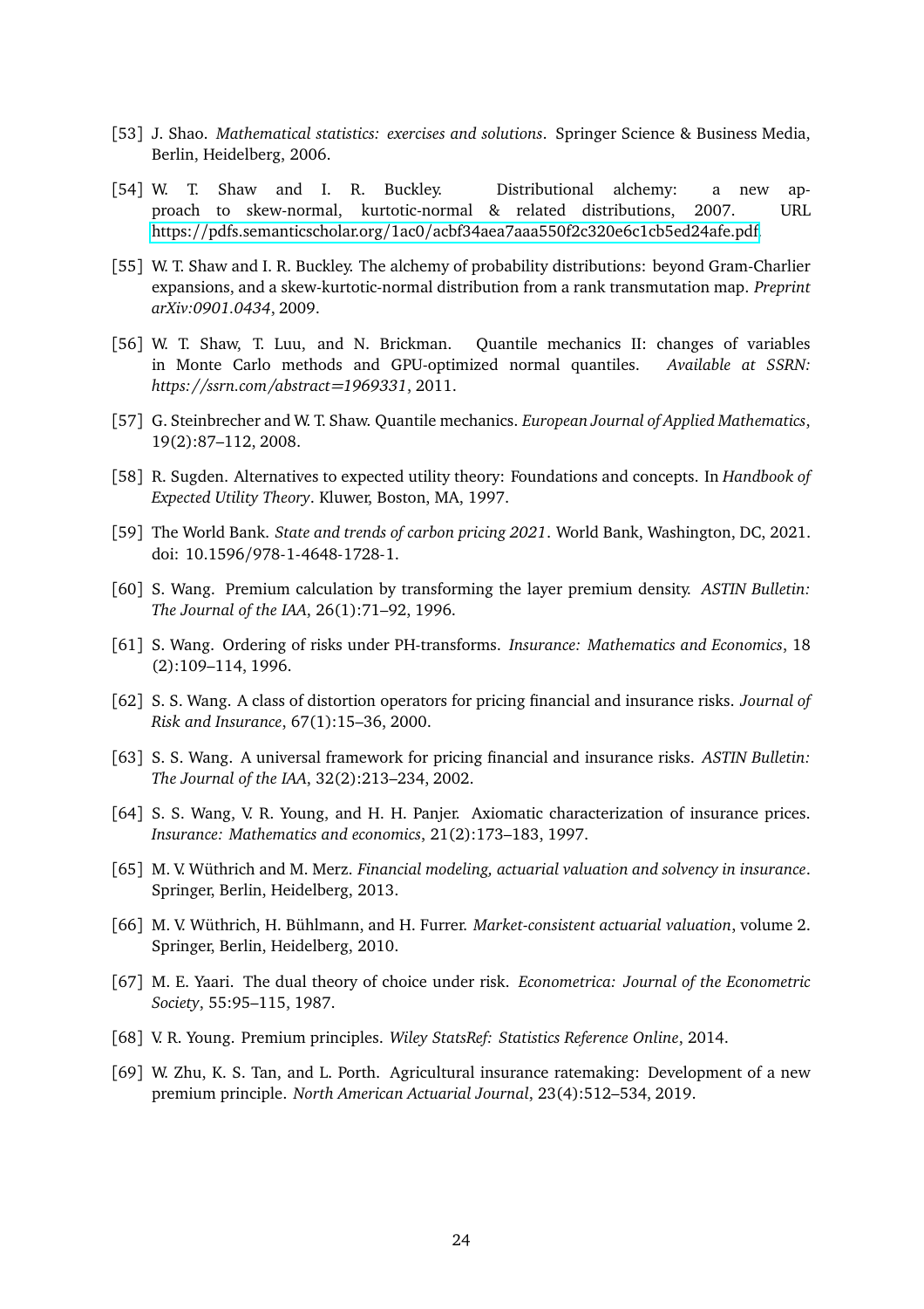[53] J. Shao. *Mathematical statistics: exercises and solutions*. Springer Science & Business Media, Berlin, Heidelberg, 2006.

[54] W. T. Shaw and I. R. Buckley. Distributional alchemy: a new approach to skew-normal, kurtotic-normal & related distributions, 2007. URL https://pdfs.semanticscholar.org/1ac0/acbf34aea7aaa550f2c320e6c1cb5ed24afe.pdf.

[55] W. T. Shaw and I. R. Buckley. The alchemy of probability distributions: beyond Gram-Charlier expansions, and a skew-kurtotic-normal distribution from a rank transmutation map. *Preprint arXiv:0901.0434*, 2009.

[56] W. T. Shaw, T. Luu, and N. Brickman. Quantile mechanics II: changes of variables in Monte Carlo methods and GPU-optimized normal quantiles. *Available at SSRN: https://ssrn.com/abstract=1969331*, 2011.

[57] G. Steinbrecher and W. T. Shaw. Quantile mechanics. *European Journal of Applied Mathematics*, 19(2):87–112, 2008.

[58] R. Sugden. Alternatives to expected utility theory: Foundations and concepts. In *Handbook of Expected Utility Theory*. Kluwer, Boston, MA, 1997.

[59] The World Bank. *State and trends of carbon pricing 2021*. World Bank, Washington, DC, 2021. doi: 10.1596/978-1-4648-1728-1.

[60] S. Wang. Premium calculation by transforming the layer premium density. *ASTIN Bulletin: The Journal of the IAA*, 26(1):71–92, 1996.

[61] S. Wang. Ordering of risks under PH-transforms. *Insurance: Mathematics and Economics*, 18 (2):109–114, 1996.

[62] S. S. Wang. A class of distortion operators for pricing financial and insurance risks. *Journal of Risk and Insurance*, 67(1):15–36, 2000.

[63] S. S. Wang. A universal framework for pricing financial and insurance risks. *ASTIN Bulletin: The Journal of the IAA*, 32(2):213–234, 2002.

[64] S. S. Wang, V. R. Young, and H. H. Panjer. Axiomatic characterization of insurance prices. *Insurance: Mathematics and economics*, 21(2):173–183, 1997.

[65] M. V. Wüthrich and M. Merz. *Financial modeling, actuarial valuation and solvency in insurance*. Springer, Berlin, Heidelberg, 2013.

[66] M. V. Wüthrich, H. Bühlmann, and H. Furrer. *Market-consistent actuarial valuation*, volume 2. Springer, Berlin, Heidelberg, 2010.

[67] M. E. Yaari. The dual theory of choice under risk. *Econometrica: Journal of the Econometric Society*, 55:95–115, 1987.

[68] V. R. Young. Premium principles. *Wiley StatsRef: Statistics Reference Online*, 2014.

[69] W. Zhu, K. S. Tan, and L. Porth. Agricultural insurance ratemaking: Development of a new premium principle. *North American Actuarial Journal*, 23(4):512–534, 2019.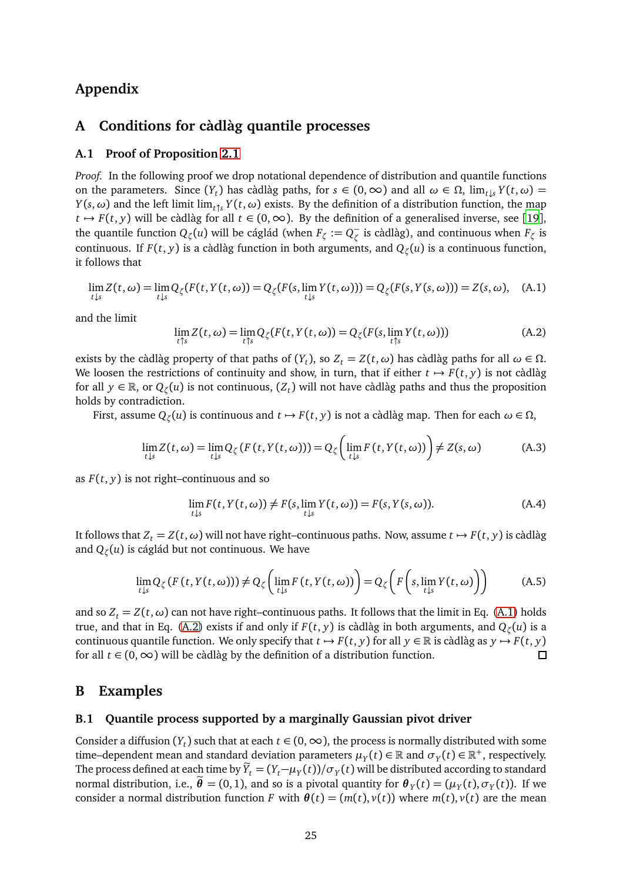# Appendix

## A Conditions for càdlàg quantile processes

### A.1 Proof of Proposition 2.1

*Proof.* In the following proof we drop notational dependence of distribution and quantile functions on the parameters. Since $(Y_t)$ has càdlàg paths, for $s \in (0, \infty)$ and all $\omega \in \Omega$, $\lim_{t\downarrow s} Y(t, \omega) = Y(s, \omega)$ and the left limit $\lim_{t\uparrow s} Y(t, \omega)$ exists. By the definition of a distribution function, the map $t \mapsto F(t, y)$ will be càdlàg for all $t \in (0, \infty)$. By the definition of a generalised inverse, see [19], the quantile function $Q_\zeta(u)$ will be cáglád (when $F_\zeta := Q_\zeta^-$ is càdlàg), and continuous when $F_\zeta$ is continuous. If $F(t, y)$ is a càdlàg function in both arguments, and $Q_\zeta(u)$ is a continuous function, it follows that

$$\lim_{t\downarrow s} Z(t, \omega) = \lim_{t\downarrow s} Q_\zeta(F(t, Y(t, \omega)) = Q_\zeta(F(s, \lim_{t\downarrow s} Y(t, \omega))) = Q_\zeta(F(s, Y(s, \omega))) = Z(s, \omega), \quad \text{(A.1)}$$

and the limit

$$\lim_{t\uparrow s} Z(t, \omega) = \lim_{t\uparrow s} Q_\zeta(F(t, Y(t, \omega)) = Q_\zeta(F(s, \lim_{t\uparrow s} Y(t, \omega))) \quad \text{(A.2)}$$

exists by the càdlàg property of that paths of $(Y_t)$, so $Z_t = Z(t, \omega)$ has càdlàg paths for all $\omega \in \Omega$. We loosen the restrictions of continuity and show, in turn, that if either $t \mapsto F(t, y)$ is not càdlàg for all $y \in \mathbb{R}$, or $Q_\zeta(u)$ is not continuous, $(Z_t)$ will not have càdlàg paths and thus the proposition holds by contradiction.

First, assume $Q_\zeta(u)$ is continuous and $t \mapsto F(t, y)$ is not a càdlàg map. Then for each $\omega \in \Omega$,

$$\lim_{t\downarrow s} Z(t, \omega) = \lim_{t\downarrow s} Q_\zeta\left(F\left(t, Y(t, \omega)\right)\right) = Q_\zeta\left(\lim_{t\downarrow s} F\left(t, Y(t, \omega)\right)\right) \neq Z(s, \omega) \quad \text{(A.3)}$$

as $F(t, y)$ is not right–continuous and so

$$\lim_{t\downarrow s} F(t, Y(t, \omega)) \neq F(s, \lim_{t\downarrow s} Y(t, \omega)) = F(s, Y(s, \omega)). \quad \text{(A.4)}$$

It follows that $Z_t = Z(t, \omega)$ will not have right–continuous paths. Now, assume $t \mapsto F(t, y)$ is càdlàg and $Q_\zeta(u)$ is cáglád but not continuous. We have

$$\lim_{t\downarrow s} Q_\zeta\left(F\left(t, Y(t, \omega)\right)\right) \neq Q_\zeta\left(\lim_{t\downarrow s} F\left(t, Y(t, \omega)\right)\right) = Q_\zeta\left(F\left(s, \lim_{t\downarrow s} Y(t, \omega)\right)\right) \quad \text{(A.5)}$$

and so $Z_t = Z(t, \omega)$ can not have right–continuous paths. It follows that the limit in Eq. (A.1) holds true, and that in Eq. (A.2) exists if and only if $F(t, y)$ is càdlàg in both arguments, and $Q_\zeta(u)$ is a continuous quantile function. We only specify that $t \mapsto F(t, y)$ for all $y \in \mathbb{R}$ is càdlàg as $y \mapsto F(t, y)$ for all $t \in (0, \infty)$ will be càdlàg by the definition of a distribution function. $\square$

## B Examples

### B.1 Quantile process supported by a marginally Gaussian pivot driver

Consider a diffusion $(Y_t)$ such that at each $t \in (0, \infty)$, the process is normally distributed with some time–dependent mean and standard deviation parameters $\mu_Y(t) \in \mathbb{R}$ and $\sigma_Y(t) \in \mathbb{R}^+$, respectively. The process defined at each time by $\widetilde{Y}_t = (Y_t - \mu_Y(t))/\sigma_Y(t)$ will be distributed according to standard normal distribution, i.e., $\widetilde{\boldsymbol{\theta}} = (0, 1)$, and so is a pivotal quantity for $\boldsymbol{\theta}_Y(t) = (\mu_Y(t), \sigma_Y(t))$. If we consider a normal distribution function $F$ with $\boldsymbol{\theta}(t) = (m(t), v(t))$ where $m(t), v(t)$ are the mean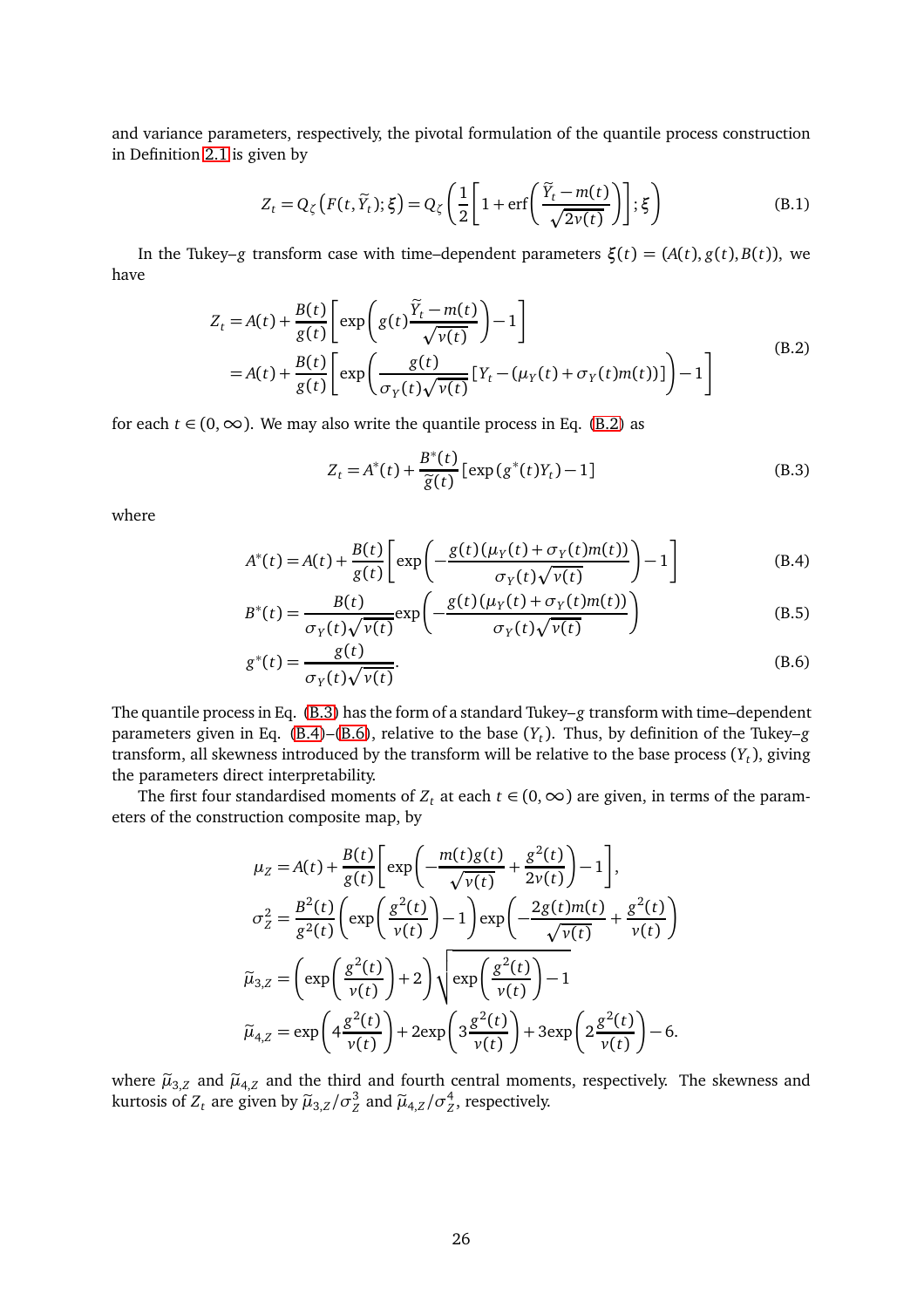and variance parameters, respectively, the pivotal formulation of the quantile process construction in Definition 2.1 is given by

$$Z_t = Q_\zeta\left(F(t,\widetilde{Y}_t);\xi\right) = Q_\zeta\left(\frac{1}{2}\left[1+\operatorname{erf}\left(\frac{\widetilde{Y}_t - m(t)}{\sqrt{2v(t)}}\right)\right];\xi\right) \tag{B.1}$$

In the Tukey–$g$ transform case with time–dependent parameters $\xi(t) = (A(t), g(t), B(t))$, we have

$$\begin{aligned} Z_t &= A(t) + \frac{B(t)}{g(t)}\left[\exp\left(g(t)\frac{\widetilde{Y}_t - m(t)}{\sqrt{v(t)}}\right) - 1\right] \\ &= A(t) + \frac{B(t)}{g(t)}\left[\exp\left(\frac{g(t)}{\sigma_Y(t)\sqrt{v(t)}}\left[Y_t - (\mu_Y(t) + \sigma_Y(t)m(t))\right]\right) - 1\right] \end{aligned} \tag{B.2}$$

for each $t \in (0,\infty)$. We may also write the quantile process in Eq. (B.2) as

$$Z_t = A^*(t) + \frac{B^*(t)}{\widetilde{g}(t)}\left[\exp\left(g^*(t)Y_t\right) - 1\right] \tag{B.3}$$

where

$$A^*(t) = A(t) + \frac{B(t)}{g(t)}\left[\exp\left(-\frac{g(t)(\mu_Y(t) + \sigma_Y(t)m(t))}{\sigma_Y(t)\sqrt{v(t)}}\right) - 1\right] \tag{B.4}$$

$$B^*(t) = \frac{B(t)}{\sigma_Y(t)\sqrt{v(t)}}\exp\left(-\frac{g(t)(\mu_Y(t) + \sigma_Y(t)m(t))}{\sigma_Y(t)\sqrt{v(t)}}\right) \tag{B.5}$$

$$g^*(t) = \frac{g(t)}{\sigma_Y(t)\sqrt{v(t)}}. \tag{B.6}$$

The quantile process in Eq. (B.3) has the form of a standard Tukey–$g$ transform with time–dependent parameters given in Eq. (B.4)–(B.6), relative to the base $(Y_t)$. Thus, by definition of the Tukey–$g$ transform, all skewness introduced by the transform will be relative to the base process $(Y_t)$, giving the parameters direct interpretability.

The first four standardised moments of $Z_t$ at each $t \in (0,\infty)$ are given, in terms of the parameters of the construction composite map, by

$$\begin{aligned} \mu_Z &= A(t) + \frac{B(t)}{g(t)}\left[\exp\left(-\frac{m(t)g(t)}{\sqrt{v(t)}} + \frac{g^2(t)}{2v(t)}\right) - 1\right], \\ \sigma_Z^2 &= \frac{B^2(t)}{g^2(t)}\left(\exp\left(\frac{g^2(t)}{v(t)}\right) - 1\right)\exp\left(-\frac{2g(t)m(t)}{\sqrt{v(t)}} + \frac{g^2(t)}{v(t)}\right) \\ \widetilde{\mu}_{3,Z} &= \left(\exp\left(\frac{g^2(t)}{v(t)}\right) + 2\right)\sqrt{\exp\left(\frac{g^2(t)}{v(t)}\right) - 1} \\ \widetilde{\mu}_{4,Z} &= \exp\left(4\frac{g^2(t)}{v(t)}\right) + 2\exp\left(3\frac{g^2(t)}{v(t)}\right) + 3\exp\left(2\frac{g^2(t)}{v(t)}\right) - 6. \end{aligned}$$

where $\widetilde{\mu}_{3,Z}$ and $\widetilde{\mu}_{4,Z}$ and the third and fourth central moments, respectively. The skewness and kurtosis of $Z_t$ are given by $\widetilde{\mu}_{3,Z}/\sigma_Z^3$ and $\widetilde{\mu}_{4,Z}/\sigma_Z^4$, respectively.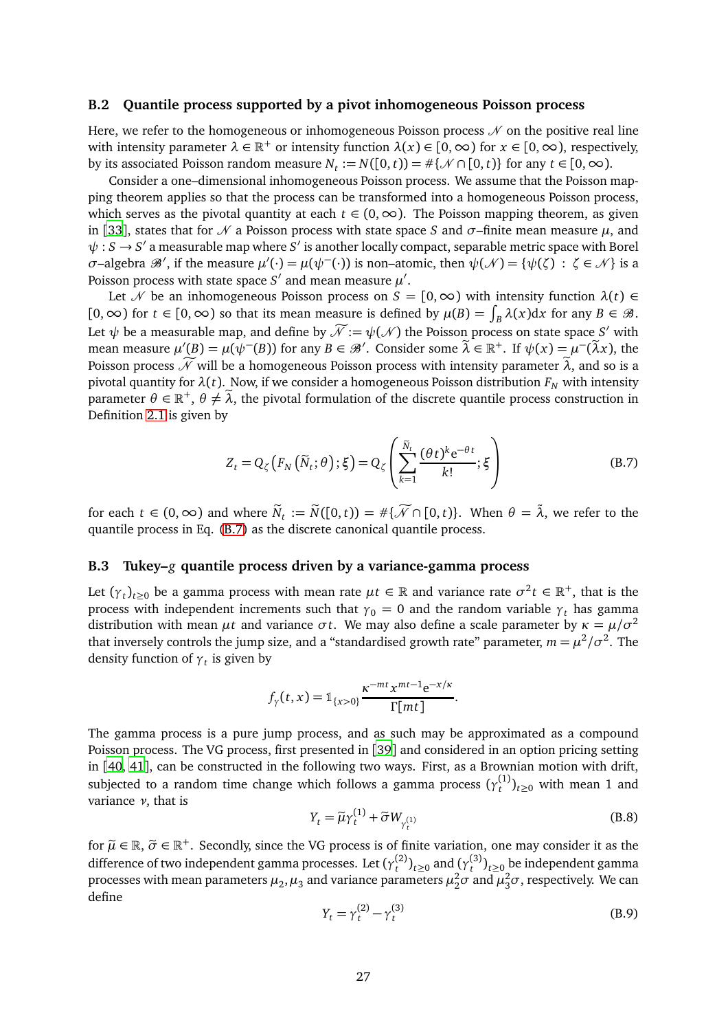### B.2 Quantile process supported by a pivot inhomogeneous Poisson process

Here, we refer to the homogeneous or inhomogeneous Poisson process $\mathscr{N}$ on the positive real line with intensity parameter $\lambda \in \mathbb{R}^+$ or intensity function $\lambda(x) \in [0,\infty)$ for $x \in [0,\infty)$, respectively, by its associated Poisson random measure $N_t := N([0,t)) = \#\{\mathscr{N} \cap [0,t)\}$ for any $t \in [0,\infty)$.

Consider a one–dimensional inhomogeneous Poisson process. We assume that the Poisson mapping theorem applies so that the process can be transformed into a homogeneous Poisson process, which serves as the pivotal quantity at each $t \in (0,\infty)$. The Poisson mapping theorem, as given in [33], states that for $\mathscr{N}$ a Poisson process with state space $S$ and $\sigma$–finite mean measure $\mu$, and $\psi : S \to S'$ a measurable map where $S'$ is another locally compact, separable metric space with Borel $\sigma$–algebra $\mathscr{B}'$, if the measure $\mu'(\cdot) = \mu(\psi^{-}(\cdot))$ is non–atomic, then $\psi(\mathscr{N}) = \{\psi(\zeta) : \zeta \in \mathscr{N}\}$ is a Poisson process with state space $S'$ and mean measure $\mu'$.

Let $\mathscr{N}$ be an inhomogeneous Poisson process on $S = [0,\infty)$ with intensity function $\lambda(t) \in [0,\infty)$ for $t \in [0,\infty)$ so that its mean measure is defined by $\mu(B) = \int_B \lambda(x)\mathrm{d}x$ for any $B \in \mathscr{B}$. Let $\psi$ be a measurable map, and define by $\widetilde{\mathscr{N}} := \psi(\mathscr{N})$ the Poisson process on state space $S'$ with mean measure $\mu'(B) = \mu(\psi^{-}(B))$ for any $B \in \mathscr{B}'$. Consider some $\widetilde{\lambda} \in \mathbb{R}^+$. If $\psi(x) = \mu^{-}(\widetilde{\lambda}x)$, the Poisson process $\widetilde{\mathscr{N}}$ will be a homogeneous Poisson process with intensity parameter $\widetilde{\lambda}$, and so is a pivotal quantity for $\lambda(t)$. Now, if we consider a homogeneous Poisson distribution $F_N$ with intensity parameter $\theta \in \mathbb{R}^+$, $\theta \neq \widetilde{\lambda}$, the pivotal formulation of the discrete quantile process construction in Definition 2.1 is given by

$$Z_t = Q_\zeta\left(F_N\left(\widetilde{N}_t;\theta\right);\xi\right) = Q_\zeta\left(\sum_{k=1}^{\widetilde{N}_t} \frac{(\theta t)^k \mathrm{e}^{-\theta t}}{k!};\xi\right) \tag{B.7}$$

for each $t \in (0,\infty)$ and where $\widetilde{N}_t := \widetilde{N}([0,t)) = \#\{\widetilde{\mathscr{N}} \cap [0,t)\}$. When $\theta = \tilde{\lambda}$, we refer to the quantile process in Eq. (B.7) as the discrete canonical quantile process.

### B.3 Tukey–$g$ quantile process driven by a variance-gamma process

Let $(\gamma_t)_{t\geq 0}$ be a gamma process with mean rate $\mu t \in \mathbb{R}$ and variance rate $\sigma^2 t \in \mathbb{R}^+$, that is the process with independent increments such that $\gamma_0 = 0$ and the random variable $\gamma_t$ has gamma distribution with mean $\mu t$ and variance $\sigma t$. We may also define a scale parameter by $\kappa = \mu/\sigma^2$ that inversely controls the jump size, and a "standardised growth rate" parameter, $m = \mu^2/\sigma^2$. The density function of $\gamma_t$ is given by

$$f_\gamma(t,x) = \mathbb{1}_{\{x>0\}} \frac{\kappa^{-mt} x^{mt-1} \mathrm{e}^{-x/\kappa}}{\Gamma[mt]}.$$

The gamma process is a pure jump process, and as such may be approximated as a compound Poisson process. The VG process, first presented in [39] and considered in an option pricing setting in [40, 41], can be constructed in the following two ways. First, as a Brownian motion with drift, subjected to a random time change which follows a gamma process $(\gamma_t^{(1)})_{t\geq 0}$ with mean 1 and variance $\nu$, that is

$$Y_t = \widetilde{\mu}\gamma_t^{(1)} + \widetilde{\sigma} W_{\gamma_t^{(1)}} \tag{B.8}$$

for $\widetilde{\mu} \in \mathbb{R}$, $\widetilde{\sigma} \in \mathbb{R}^+$. Secondly, since the VG process is of finite variation, one may consider it as the difference of two independent gamma processes. Let $(\gamma_t^{(2)})_{t\geq 0}$ and $(\gamma_t^{(3)})_{t\geq 0}$ be independent gamma processes with mean parameters $\mu_2, \mu_3$ and variance parameters $\mu_2^2\sigma$ and $\mu_3^2\sigma$, respectively. We can define

$$Y_t = \gamma_t^{(2)} - \gamma_t^{(3)} \tag{B.9}$$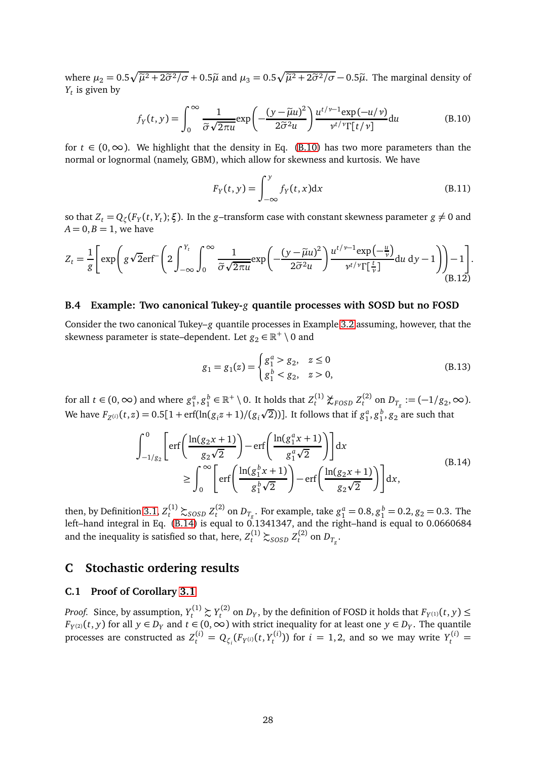where $\mu_2 = 0.5\sqrt{\widetilde{\mu}^2 + 2\widetilde{\sigma}^2/\sigma} + 0.5\widetilde{\mu}$ and $\mu_3 = 0.5\sqrt{\widetilde{\mu}^2 + 2\widetilde{\sigma}^2/\sigma} - 0.5\widetilde{\mu}$. The marginal density of $Y_t$ is given by

$$f_Y(t, y) = \int_0^\infty \frac{1}{\widetilde{\sigma}\sqrt{2\pi u}} \exp\left(-\frac{(y - \widetilde{\mu}u)^2}{2\widetilde{\sigma}^2 u}\right) \frac{u^{t/\nu - 1}\exp(-u/\nu)}{\nu^{t/\nu}\Gamma[t/\nu]} \mathrm{d}u \tag{B.10}$$

for $t \in (0, \infty)$. We highlight that the density in Eq. (B.10) has two more parameters than the normal or lognormal (namely, GBM), which allow for skewness and kurtosis. We have

$$F_Y(t, y) = \int_{-\infty}^{y} f_Y(t, x)\mathrm{d}x \tag{B.11}$$

so that $Z_t = Q_\zeta(F_Y(t, Y_t); \boldsymbol{\xi})$. In the $g$–transform case with constant skewness parameter $g \neq 0$ and $A = 0, B = 1$, we have

$$Z_t = \frac{1}{g}\left[\exp\left(g\sqrt{2}\mathrm{erf}^{-}\left(2\int_{-\infty}^{Y_t}\int_0^\infty \frac{1}{\widetilde{\sigma}\sqrt{2\pi u}}\exp\left(-\frac{(y-\widetilde{\mu}u)^2}{2\widetilde{\sigma}^2 u}\right)\frac{u^{t/\nu-1}\exp\left(-\frac{u}{\nu}\right)}{\nu^{t/\nu}\Gamma[\frac{t}{\nu}]}\mathrm{d}u\,\mathrm{d}y - 1\right)\right) - 1\right]. \tag{B.12}$$

### B.4 Example: Two canonical Tukey-$g$ quantile processes with SOSD but no FOSD

Consider the two canonical Tukey–$g$ quantile processes in Example 3.2 assuming, however, that the skewness parameter is state–dependent. Let $g_2 \in \mathbb{R}^+ \setminus 0$ and

$$g_1 = g_1(z) = \begin{cases} g_1^a > g_2, & z \leq 0 \\ g_1^b < g_2, & z > 0, \end{cases} \tag{B.13}$$

for all $t \in (0, \infty)$ and where $g_1^a, g_1^b \in \mathbb{R}^+ \setminus 0$. It holds that $Z_t^{(1)} \not\gtrsim_{FOSD} Z_t^{(2)}$ on $D_{T_g} := (-1/g_2, \infty)$. We have $F_{Z^{(i)}}(t, z) = 0.5[1 + \mathrm{erf}(\ln(g_i z + 1)/(g_i\sqrt{2}))]$. It follows that if $g_1^a, g_1^b, g_2$ are such that

$$\begin{aligned} \int_{-1/g_2}^{0} &\left[\mathrm{erf}\left(\frac{\ln(g_2 x + 1)}{g_2\sqrt{2}}\right) - \mathrm{erf}\left(\frac{\ln(g_1^a x + 1)}{g_1^a\sqrt{2}}\right)\right]\mathrm{d}x \\ &\geq \int_0^\infty \left[\mathrm{erf}\left(\frac{\ln(g_1^b x + 1)}{g_1^b\sqrt{2}}\right) - \mathrm{erf}\left(\frac{\ln(g_2 x + 1)}{g_2\sqrt{2}}\right)\right]\mathrm{d}x, \end{aligned} \tag{B.14}$$

then, by Definition 3.1, $Z_t^{(1)} \gtrsim_{SOSD} Z_t^{(2)}$ on $D_{T_g}$. For example, take $g_1^a = 0.8, g_1^b = 0.2, g_2 = 0.3$. The left–hand integral in Eq. (B.14) is equal to 0.1341347, and the right–hand is equal to 0.0660684 and the inequality is satisfied so that, here, $Z_t^{(1)} \gtrsim_{SOSD} Z_t^{(2)}$ on $D_{T_g}$.

## C Stochastic ordering results

### C.1 Proof of Corollary 3.1

*Proof.* Since, by assumption, $Y_t^{(1)} \gtrsim Y_t^{(2)}$ on $D_Y$, by the definition of FOSD it holds that $F_{Y^{(1)}}(t, y) \leq F_{Y^{(2)}}(t, y)$ for all $y \in D_Y$ and $t \in (0, \infty)$ with strict inequality for at least one $y \in D_Y$. The quantile processes are constructed as $Z_t^{(i)} = Q_{\zeta_i}(F_{Y^{(i)}}(t, Y_t^{(i)}))$ for $i = 1, 2$, and so we may write $Y_t^{(i)} =$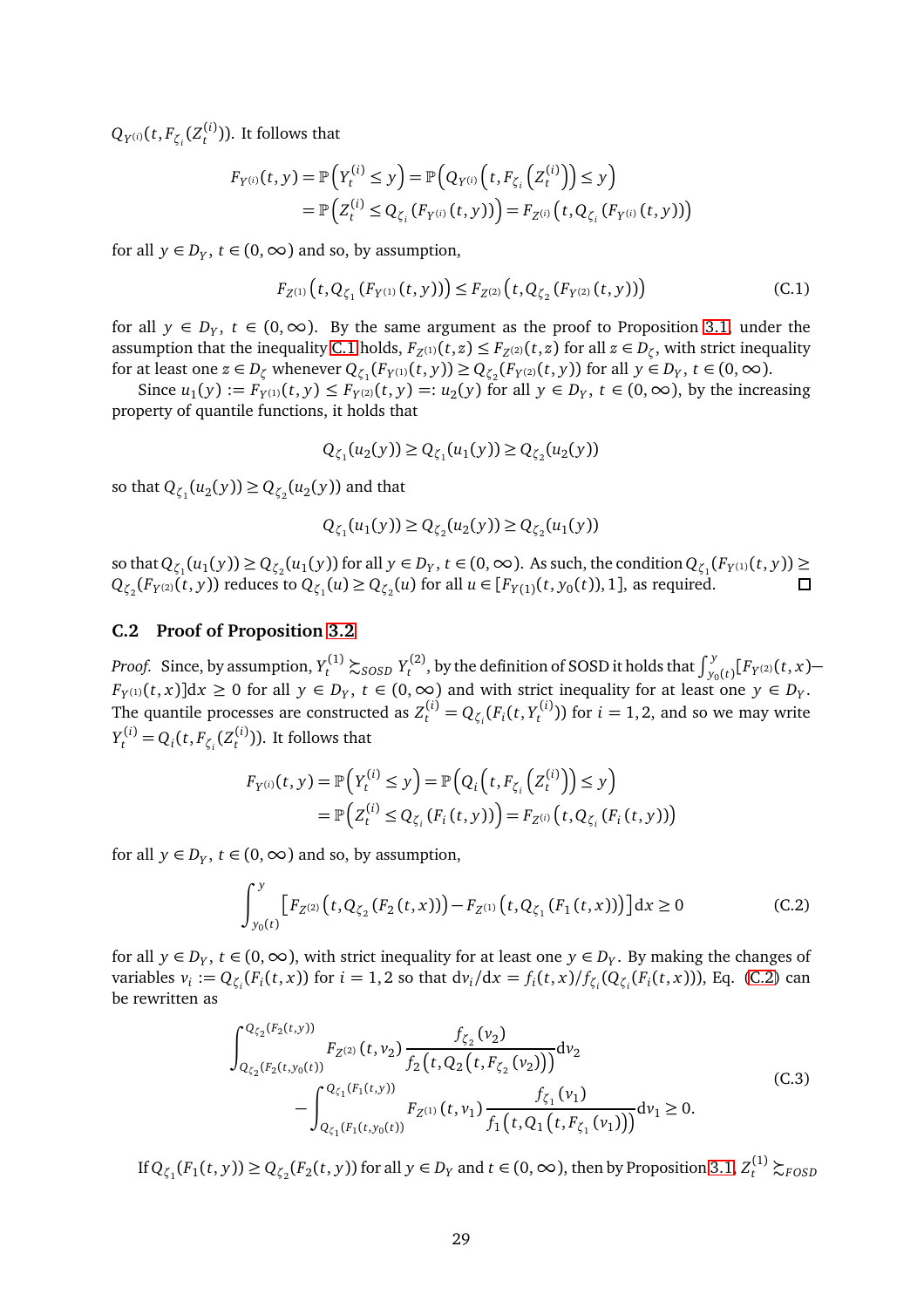$Q_{Y^{(i)}}(t, F_{\zeta_i}(Z_t^{(i)}))$. It follows that

$$F_{Y^{(i)}}(t,y) = \mathbb{P}\left(Y_t^{(i)} \leq y\right) = \mathbb{P}\left(Q_{Y^{(i)}}\left(t, F_{\zeta_i}\left(Z_t^{(i)}\right)\right) \leq y\right)$$
$$= \mathbb{P}\left(Z_t^{(i)} \leq Q_{\zeta_i}\left(F_{Y^{(i)}}(t,y)\right)\right) = F_{Z^{(i)}}\left(t, Q_{\zeta_i}\left(F_{Y^{(i)}}(t,y)\right)\right)$$

for all $y \in D_Y$, $t \in (0,\infty)$ and so, by assumption,

$$F_{Z^{(1)}}\left(t, Q_{\zeta_1}\left(F_{Y^{(1)}}(t,y)\right)\right) \leq F_{Z^{(2)}}\left(t, Q_{\zeta_2}\left(F_{Y^{(2)}}(t,y)\right)\right) \tag{C.1}$$

for all $y \in D_Y$, $t \in (0,\infty)$. By the same argument as the proof to Proposition 3.1, under the assumption that the inequality C.1 holds, $F_{Z^{(1)}}(t,z) \leq F_{Z^{(2)}}(t,z)$ for all $z \in D_\zeta$, with strict inequality for at least one $z \in D_\zeta$ whenever $Q_{\zeta_1}(F_{Y^{(1)}}(t,y)) \geq Q_{\zeta_2}(F_{Y^{(2)}}(t,y))$ for all $y \in D_Y$, $t \in (0,\infty)$.

Since $u_1(y) := F_{Y^{(1)}}(t,y) \leq F_{Y^{(2)}}(t,y) =: u_2(y)$ for all $y \in D_Y$, $t \in (0,\infty)$, by the increasing property of quantile functions, it holds that

$$Q_{\zeta_1}(u_2(y)) \geq Q_{\zeta_1}(u_1(y)) \geq Q_{\zeta_2}(u_2(y))$$

so that $Q_{\zeta_1}(u_2(y)) \geq Q_{\zeta_2}(u_2(y))$ and that

$$Q_{\zeta_1}(u_1(y)) \geq Q_{\zeta_2}(u_2(y)) \geq Q_{\zeta_2}(u_1(y))$$

so that $Q_{\zeta_1}(u_1(y)) \geq Q_{\zeta_2}(u_1(y))$ for all $y \in D_Y$, $t \in (0,\infty)$. As such, the condition $Q_{\zeta_1}(F_{Y^{(1)}}(t,y)) \geq Q_{\zeta_2}(F_{Y^{(2)}}(t,y))$ reduces to $Q_{\zeta_1}(u) \geq Q_{\zeta_2}(u)$ for all $u \in [F_{Y(1)}(t, y_0(t)), 1]$, as required. □

## C.2 Proof of Proposition 3.2

*Proof.* Since, by assumption, $Y_t^{(1)} \succsim_{SOSD} Y_t^{(2)}$, by the definition of SOSD it holds that $\int_{y_0(t)}^{y}[F_{Y^{(2)}}(t,x) - F_{Y^{(1)}}(t,x)]\mathrm{d}x \geq 0$ for all $y \in D_Y$, $t \in (0,\infty)$ and with strict inequality for at least one $y \in D_Y$. The quantile processes are constructed as $Z_t^{(i)} = Q_{\zeta_i}(F_i(t, Y_t^{(i)}))$ for $i = 1,2$, and so we may write $Y_t^{(i)} = Q_i(t, F_{\zeta_i}(Z_t^{(i)}))$. It follows that

$$F_{Y^{(i)}}(t,y) = \mathbb{P}\left(Y_t^{(i)} \leq y\right) = \mathbb{P}\left(Q_i\left(t, F_{\zeta_i}\left(Z_t^{(i)}\right)\right) \leq y\right)$$
$$= \mathbb{P}\left(Z_t^{(i)} \leq Q_{\zeta_i}\left(F_i(t,y)\right)\right) = F_{Z^{(i)}}\left(t, Q_{\zeta_i}\left(F_i(t,y)\right)\right)$$

for all $y \in D_Y$, $t \in (0,\infty)$ and so, by assumption,

$$\int_{y_0(t)}^{y}\left[F_{Z^{(2)}}\left(t, Q_{\zeta_2}\left(F_2(t,x)\right)\right) - F_{Z^{(1)}}\left(t, Q_{\zeta_1}\left(F_1(t,x)\right)\right)\right]\mathrm{d}x \geq 0 \tag{C.2}$$

for all $y \in D_Y$, $t \in (0,\infty)$, with strict inequality for at least one $y \in D_Y$. By making the changes of variables $v_i := Q_{\zeta_i}(F_i(t,x))$ for $i = 1,2$ so that $\mathrm{d}v_i/\mathrm{d}x = f_i(t,x)/f_{\zeta_i}(Q_{\zeta_i}(F_i(t,x)))$, Eq. (C.2) can be rewritten as

$$\begin{aligned}\int_{Q_{\zeta_2}(F_2(t,y_0(t)))}^{Q_{\zeta_2}(F_2(t,y))} F_{Z^{(2)}}(t,v_2)\frac{f_{\zeta_2}(v_2)}{f_2\left(t, Q_2\left(t, F_{\zeta_2}(v_2)\right)\right)}\mathrm{d}v_2 \\ - \int_{Q_{\zeta_1}(F_1(t,y_0(t)))}^{Q_{\zeta_1}(F_1(t,y))} F_{Z^{(1)}}(t,v_1)\frac{f_{\zeta_1}(v_1)}{f_1\left(t, Q_1\left(t, F_{\zeta_1}(v_1)\right)\right)}\mathrm{d}v_1 \geq 0.\end{aligned} \tag{C.3}$$

If $Q_{\zeta_1}(F_1(t,y)) \geq Q_{\zeta_2}(F_2(t,y))$ for all $y \in D_Y$ and $t \in (0,\infty)$, then by Proposition 3.1, $Z_t^{(1)} \succsim_{FOSD}$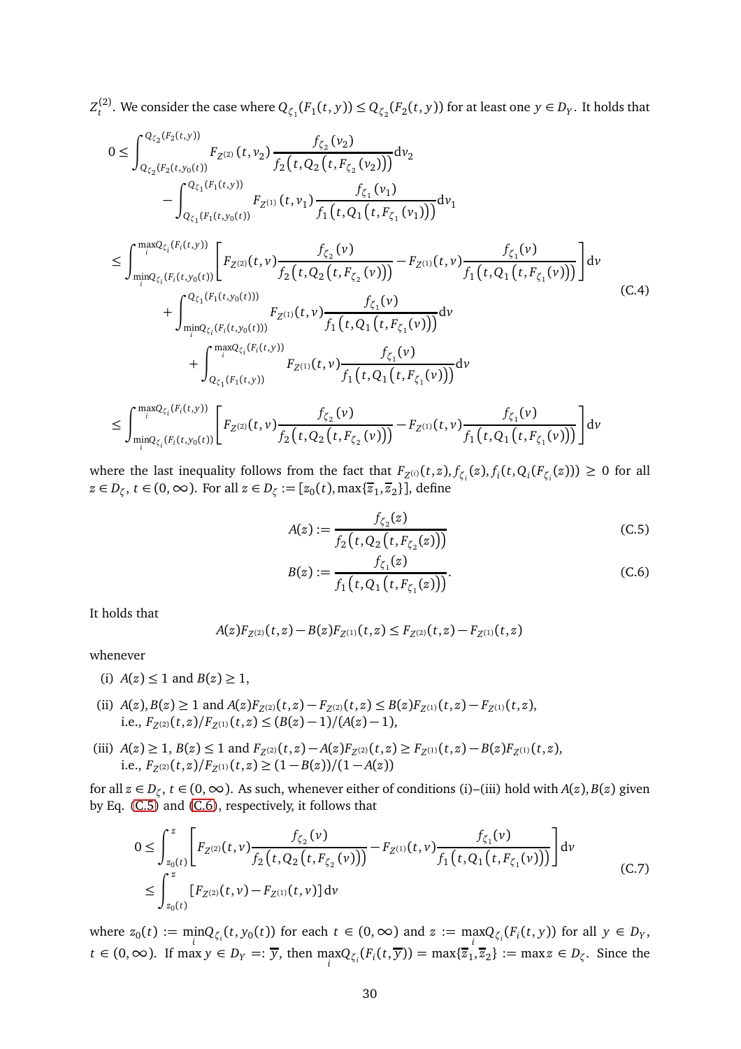$Z_t^{(2)}$. We consider the case where $Q_{\zeta_1}(F_1(t,y)) \le Q_{\zeta_2}(F_2(t,y))$ for at least one $y \in D_Y$. It holds that

$$
\begin{aligned}
0 &\le \int_{Q_{\zeta_2}(F_2(t,y_0(t)))}^{Q_{\zeta_2}(F_2(t,y))} F_{Z^{(2)}}(t,v_2) \frac{f_{\zeta_2}(v_2)}{f_2\big(t, Q_2\big(t, F_{\zeta_2}(v_2)\big)\big)} \mathrm{d}v_2 \\
&\qquad - \int_{Q_{\zeta_1}(F_1(t,y_0(t)))}^{Q_{\zeta_1}(F_1(t,y))} F_{Z^{(1)}}(t,v_1) \frac{f_{\zeta_1}(v_1)}{f_1\big(t, Q_1\big(t, F_{\zeta_1}(v_1)\big)\big)} \mathrm{d}v_1 \\
&\le \int_{\min_i Q_{\zeta_i}(F_i(t,y_0(t)))}^{\max_i Q_{\zeta_i}(F_i(t,y))} \left[ F_{Z^{(2)}}(t,v) \frac{f_{\zeta_2}(v)}{f_2\big(t, Q_2\big(t, F_{\zeta_2}(v)\big)\big)} - F_{Z^{(1)}}(t,v) \frac{f_{\zeta_1}(v)}{f_1\big(t, Q_1\big(t, F_{\zeta_1}(v)\big)\big)} \right] \mathrm{d}v \\
&\qquad + \int_{\min_i Q_{\zeta_i}(F_i(t,y_0(t)))}^{Q_{\zeta_1}(F_1(t,y_0(t)))} F_{Z^{(1)}}(t,v) \frac{f_{\zeta_1}(v)}{f_1\big(t, Q_1\big(t, F_{\zeta_1}(v)\big)\big)} \mathrm{d}v \\
&\qquad\quad + \int_{Q_{\zeta_1}(F_1(t,y))}^{\max_i Q_{\zeta_i}(F_i(t,y))} F_{Z^{(1)}}(t,v) \frac{f_{\zeta_1}(v)}{f_1\big(t, Q_1\big(t, F_{\zeta_1}(v)\big)\big)} \mathrm{d}v \\
&\le \int_{\min_i Q_{\zeta_i}(F_i(t,y_0(t)))}^{\max_i Q_{\zeta_i}(F_i(t,y))} \left[ F_{Z^{(2)}}(t,v) \frac{f_{\zeta_2}(v)}{f_2\big(t, Q_2\big(t, F_{\zeta_2}(v)\big)\big)} - F_{Z^{(1)}}(t,v) \frac{f_{\zeta_1}(v)}{f_1\big(t, Q_1\big(t, F_{\zeta_1}(v)\big)\big)} \right] \mathrm{d}v
\end{aligned}
\tag{C.4}
$$

where the last inequality follows from the fact that $F_{Z^{(i)}}(t,z), f_{\zeta_i}(z), f_i(t, Q_i(F_{\zeta_i}(z))) \ge 0$ for all $z \in D_\zeta$, $t \in (0,\infty)$. For all $z \in D_\zeta := [z_0(t), \max\{\overline{z}_1, \overline{z}_2\}]$, define

$$
A(z) := \frac{f_{\zeta_2}(z)}{f_2\big(t, Q_2\big(t, F_{\zeta_2}(z)\big)\big)} \tag{C.5}
$$

$$
B(z) := \frac{f_{\zeta_1}(z)}{f_1\big(t, Q_1\big(t, F_{\zeta_1}(z)\big)\big)}. \tag{C.6}
$$

It holds that

$$
A(z) F_{Z^{(2)}}(t,z) - B(z) F_{Z^{(1)}}(t,z) \le F_{Z^{(2)}}(t,z) - F_{Z^{(1)}}(t,z)
$$

whenever

(i) $A(z) \le 1$ and $B(z) \ge 1$,

(ii) $A(z), B(z) \ge 1$ and $A(z) F_{Z^{(2)}}(t,z) - F_{Z^{(2)}}(t,z) \le B(z) F_{Z^{(1)}}(t,z) - F_{Z^{(1)}}(t,z)$,
i.e., $F_{Z^{(2)}}(t,z)/F_{Z^{(1)}}(t,z) \le (B(z)-1)/(A(z)-1)$,

(iii) $A(z) \ge 1$, $B(z) \le 1$ and $F_{Z^{(2)}}(t,z) - A(z) F_{Z^{(2)}}(t,z) \ge F_{Z^{(1)}}(t,z) - B(z) F_{Z^{(1)}}(t,z)$,
i.e., $F_{Z^{(2)}}(t,z)/F_{Z^{(1)}}(t,z) \ge (1-B(z))/(1-A(z))$

for all $z \in D_\zeta$, $t \in (0,\infty)$. As such, whenever either of conditions (i)–(iii) hold with $A(z), B(z)$ given by Eq. (C.5) and (C.6), respectively, it follows that

$$
\begin{aligned}
0 &\le \int_{z_0(t)}^{z} \left[ F_{Z^{(2)}}(t,v) \frac{f_{\zeta_2}(v)}{f_2\big(t, Q_2\big(t, F_{\zeta_2}(v)\big)\big)} - F_{Z^{(1)}}(t,v) \frac{f_{\zeta_1}(v)}{f_1\big(t, Q_1\big(t, F_{\zeta_1}(v)\big)\big)} \right] \mathrm{d}v \\
&\le \int_{z_0(t)}^{z} \left[ F_{Z^{(2)}}(t,v) - F_{Z^{(1)}}(t,v) \right] \mathrm{d}v
\end{aligned}
\tag{C.7}
$$

where $z_0(t) := \min_i Q_{\zeta_i}(t, y_0(t))$ for each $t \in (0,\infty)$ and $z := \max_i Q_{\zeta_i}(F_i(t,y))$ for all $y \in D_Y$, $t \in (0,\infty)$. If $\max y \in D_Y =: \overline{y}$, then $\max_i Q_{\zeta_i}(F_i(t,\overline{y})) = \max\{\overline{z}_1, \overline{z}_2\} := \max z \in D_\zeta$. Since the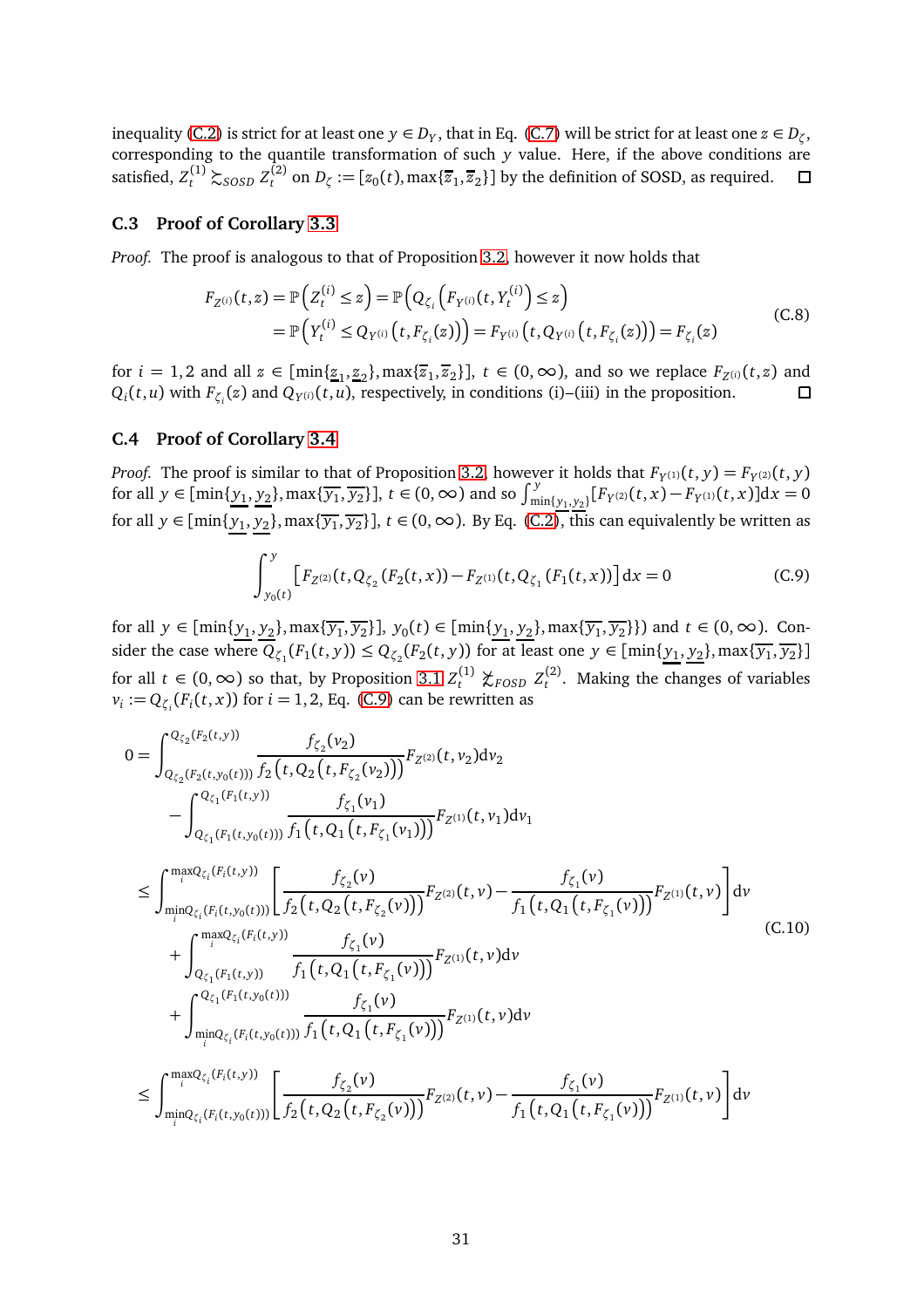inequality (C.2) is strict for at least one $y \in D_Y$, that in Eq. (C.7) will be strict for at least one $z \in D_\zeta$, corresponding to the quantile transformation of such $y$ value. Here, if the above conditions are satisfied, $Z_t^{(1)} \succsim_{SOSD} Z_t^{(2)}$ on $D_\zeta := [z_0(t), \max\{\overline{z}_1, \overline{z}_2\}]$ by the definition of SOSD, as required. $\square$

### C.3 Proof of Corollary 3.3

*Proof.* The proof is analogous to that of Proposition 3.2, however it now holds that

$$
\begin{aligned}
F_{Z^{(i)}}(t,z) &= \mathbb{P}\left(Z_t^{(i)} \leq z\right) = \mathbb{P}\left(Q_{\zeta_i}\left(F_{Y^{(i)}}(t, Y_t^{(i)}\right) \leq z\right) \\
&= \mathbb{P}\left(Y_t^{(i)} \leq Q_{Y^{(i)}}\left(t, F_{\zeta_i}(z)\right)\right) = F_{Y^{(i)}}\left(t, Q_{Y^{(i)}}\left(t, F_{\zeta_i}(z)\right)\right) = F_{\zeta_i}(z)
\end{aligned}
\tag{C.8}
$$

for $i = 1,2$ and all $z \in [\min\{\underline{z}_1, \underline{z}_2\}, \max\{\overline{z}_1, \overline{z}_2\}]$, $t \in (0,\infty)$, and so we replace $F_{Z^{(i)}}(t,z)$ and $Q_i(t,u)$ with $F_{\zeta_i}(z)$ and $Q_{Y^{(i)}}(t,u)$, respectively, in conditions (i)–(iii) in the proposition. $\square$

### C.4 Proof of Corollary 3.4

*Proof.* The proof is similar to that of Proposition 3.2, however it holds that $F_{Y^{(1)}}(t,y) = F_{Y^{(2)}}(t,y)$ for all $y \in [\min\{\underline{y_1}, \underline{y_2}\}, \max\{\overline{y_1}, \overline{y_2}\}]$, $t \in (0,\infty)$ and so $\int_{\min\{y_1,y_2\}}^{y}[F_{Y^{(2)}}(t,x) - F_{Y^{(1)}}(t,x)]\mathrm{d}x = 0$ for all $y \in [\min\{\underline{y_1}, \underline{y_2}\}, \max\{\overline{y_1}, \overline{y_2}\}]$, $t \in (0,\infty)$. By Eq. (C.2), this can equivalently be written as

$$
\int_{y_0(t)}^{y} \left[F_{Z^{(2)}}(t, Q_{\zeta_2}(F_2(t,x)) - F_{Z^{(1)}}(t, Q_{\zeta_1}(F_1(t,x))\right]\mathrm{d}x = 0 \tag{C.9}
$$

for all $y \in [\min\{\underline{y_1}, \underline{y_2}\}, \max\{\overline{y_1}, \overline{y_2}\}]$, $y_0(t) \in [\min\{\underline{y_1}, \underline{y_2}\}, \max\{\overline{y_1}, \overline{y_2}\}\})$ and $t \in (0,\infty)$. Consider the case where $Q_{\zeta_1}(F_1(t,y)) \leq Q_{\zeta_2}(F_2(t,y))$ for at least one $y \in [\min\{\underline{y_1}, \underline{y_2}\}, \max\{\overline{y_1}, \overline{y_2}\}]$ for all $t \in (0,\infty)$ so that, by Proposition 3.1 $Z_t^{(1)} \not\succsim_{FOSD} Z_t^{(2)}$. Making the changes of variables $v_i := Q_{\zeta_i}(F_i(t,x))$ for $i = 1,2$, Eq. (C.9) can be rewritten as

$$
\begin{aligned}
0 &= \int_{Q_{\zeta_2}(F_2(t,y_0(t)))}^{Q_{\zeta_2}(F_2(t,y))} \frac{f_{\zeta_2}(v_2)}{f_2\left(t, Q_2\left(t, F_{\zeta_2}(v_2)\right)\right)} F_{Z^{(2)}}(t,v_2)\mathrm{d}v_2 \\
&\quad - \int_{Q_{\zeta_1}(F_1(t,y_0(t)))}^{Q_{\zeta_1}(F_1(t,y))} \frac{f_{\zeta_1}(v_1)}{f_1\left(t, Q_1\left(t, F_{\zeta_1}(v_1)\right)\right)} F_{Z^{(1)}}(t,v_1)\mathrm{d}v_1 \\
&\leq \int_{\min_i Q_{\zeta_i}(F_i(t,y_0(t)))}^{\max_i Q_{\zeta_i}(F_i(t,y))} \left[\frac{f_{\zeta_2}(v)}{f_2\left(t, Q_2\left(t, F_{\zeta_2}(v)\right)\right)} F_{Z^{(2)}}(t,v) - \frac{f_{\zeta_1}(v)}{f_1\left(t, Q_1\left(t, F_{\zeta_1}(v)\right)\right)} F_{Z^{(1)}}(t,v)\right]\mathrm{d}v \\
&\quad + \int_{Q_{\zeta_1}(F_1(t,y))}^{\max_i Q_{\zeta_i}(F_i(t,y))} \frac{f_{\zeta_1}(v)}{f_1\left(t, Q_1\left(t, F_{\zeta_1}(v)\right)\right)} F_{Z^{(1)}}(t,v)\mathrm{d}v \\
&\quad + \int_{\min_i Q_{\zeta_i}(F_i(t,y_0(t)))}^{Q_{\zeta_1}(F_1(t,y_0(t)))} \frac{f_{\zeta_1}(v)}{f_1\left(t, Q_1\left(t, F_{\zeta_1}(v)\right)\right)} F_{Z^{(1)}}(t,v)\mathrm{d}v \\
&\leq \int_{\min_i Q_{\zeta_i}(F_i(t,y_0(t)))}^{\max_i Q_{\zeta_i}(F_i(t,y))} \left[\frac{f_{\zeta_2}(v)}{f_2\left(t, Q_2\left(t, F_{\zeta_2}(v)\right)\right)} F_{Z^{(2)}}(t,v) - \frac{f_{\zeta_1}(v)}{f_1\left(t, Q_1\left(t, F_{\zeta_1}(v)\right)\right)} F_{Z^{(1)}}(t,v)\right]\mathrm{d}v
\end{aligned}
\tag{C.10}
$$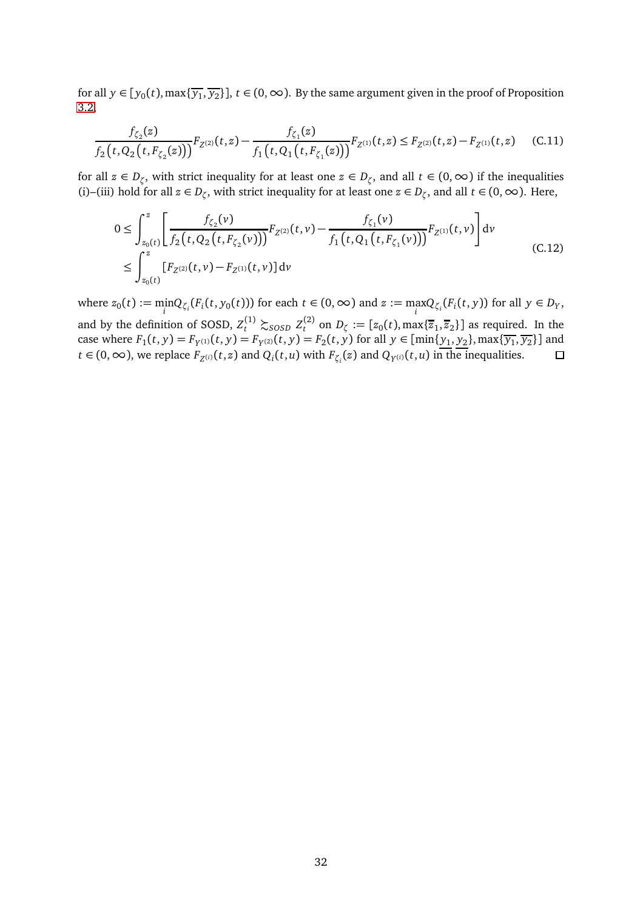for all $y \in [y_0(t), \max\{\overline{y_1}, \overline{y_2}\}]$, $t \in (0, \infty)$. By the same argument given in the proof of Proposition 3.2,

$$\frac{f_{\zeta_2}(z)}{f_2\left(t, Q_2\left(t, F_{\zeta_2}(z)\right)\right)} F_{Z^{(2)}}(t,z) - \frac{f_{\zeta_1}(z)}{f_1\left(t, Q_1\left(t, F_{\zeta_1}(z)\right)\right)} F_{Z^{(1)}}(t,z) \le F_{Z^{(2)}}(t,z) - F_{Z^{(1)}}(t,z) \tag{C.11}$$

for all $z \in D_\zeta$, with strict inequality for at least one $z \in D_\zeta$, and all $t \in (0, \infty)$ if the inequalities (i)–(iii) hold for all $z \in D_\zeta$, with strict inequality for at least one $z \in D_\zeta$, and all $t \in (0, \infty)$. Here,

$$\begin{aligned}
0 &\le \int_{z_0(t)}^{z} \left[ \frac{f_{\zeta_2}(v)}{f_2\left(t, Q_2\left(t, F_{\zeta_2}(v)\right)\right)} F_{Z^{(2)}}(t,v) - \frac{f_{\zeta_1}(v)}{f_1\left(t, Q_1\left(t, F_{\zeta_1}(v)\right)\right)} F_{Z^{(1)}}(t,v) \right] \mathrm{d}v \\
&\le \int_{z_0(t)}^{z} \left[ F_{Z^{(2)}}(t,v) - F_{Z^{(1)}}(t,v) \right] \mathrm{d}v
\end{aligned} \tag{C.12}$$

where $z_0(t) := \min_i Q_{\zeta_i}(F_i(t, y_0(t)))$ for each $t \in (0, \infty)$ and $z := \max_i Q_{\zeta_i}(F_i(t,y))$ for all $y \in D_Y$, and by the definition of SOSD, $Z_t^{(1)} \succsim_{SOSD} Z_t^{(2)}$ on $D_\zeta := [z_0(t), \max\{\overline{z}_1, \overline{z}_2\}]$ as required. In the case where $F_1(t,y) = F_{Y^{(1)}}(t,y) = F_{Y^{(2)}}(t,y) = F_2(t,y)$ for all $y \in [\min\{\underline{y_1}, \underline{y_2}\}, \max\{\overline{y_1}, \overline{y_2}\}]$ and $t \in (0, \infty)$, we replace $F_{Z^{(i)}}(t,z)$ and $Q_i(t,u)$ with $F_{\zeta_i}(z)$ and $Q_{Y^{(i)}}(t,u)$ in the inequalities. ◻